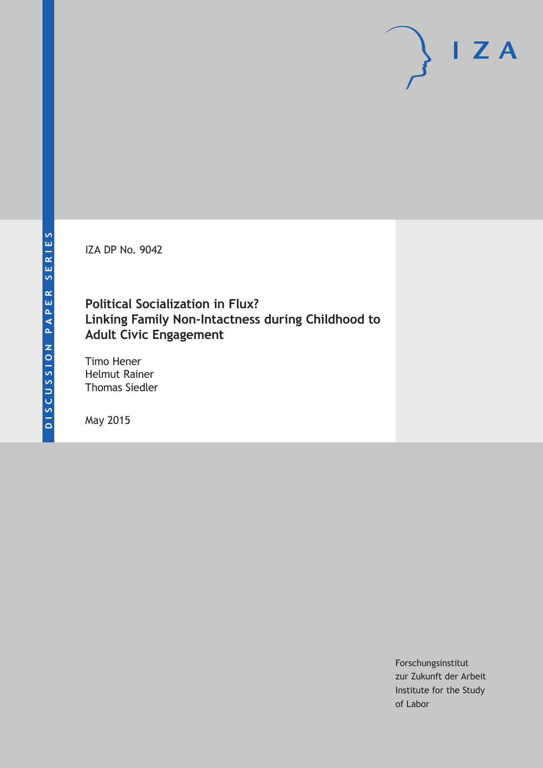DISCUSSION PAPER SERIES

IZA

IZA DP No. 9042

# Political Socialization in Flux? Linking Family Non-Intactness during Childhood to Adult Civic Engagement

Timo Hener
Helmut Rainer
Thomas Siedler

May 2015

Forschungsinstitut
zur Zukunft der Arbeit
Institute for the Study
of Labor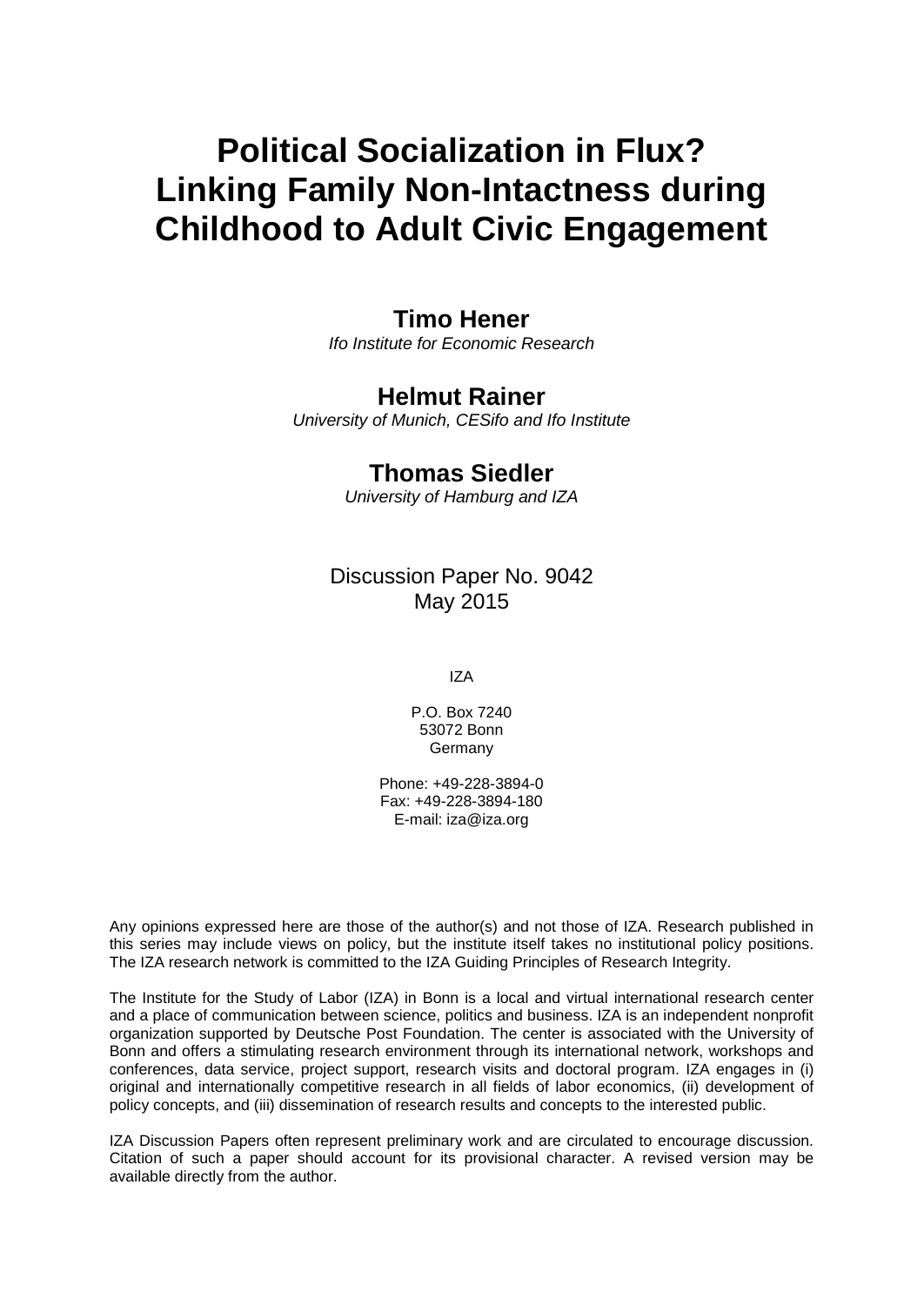# Political Socialization in Flux? Linking Family Non-Intactness during Childhood to Adult Civic Engagement

**Timo Hener**
*Ifo Institute for Economic Research*

**Helmut Rainer**
*University of Munich, CESifo and Ifo Institute*

**Thomas Siedler**
*University of Hamburg and IZA*

Discussion Paper No. 9042
May 2015

IZA

P.O. Box 7240
53072 Bonn
Germany

Phone: +49-228-3894-0
Fax: +49-228-3894-180
E-mail: iza@iza.org

Any opinions expressed here are those of the author(s) and not those of IZA. Research published in this series may include views on policy, but the institute itself takes no institutional policy positions. The IZA research network is committed to the IZA Guiding Principles of Research Integrity.

The Institute for the Study of Labor (IZA) in Bonn is a local and virtual international research center and a place of communication between science, politics and business. IZA is an independent nonprofit organization supported by Deutsche Post Foundation. The center is associated with the University of Bonn and offers a stimulating research environment through its international network, workshops and conferences, data service, project support, research visits and doctoral program. IZA engages in (i) original and internationally competitive research in all fields of labor economics, (ii) development of policy concepts, and (iii) dissemination of research results and concepts to the interested public.

IZA Discussion Papers often represent preliminary work and are circulated to encourage discussion. Citation of such a paper should account for its provisional character. A revised version may be available directly from the author.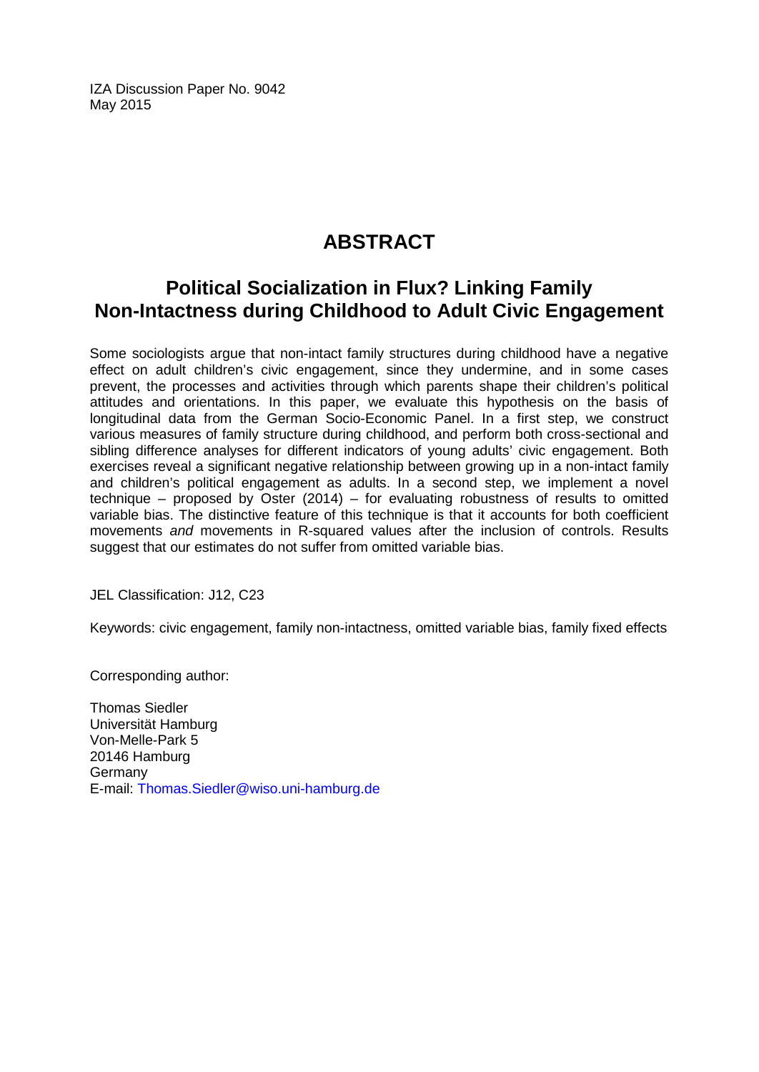IZA Discussion Paper No. 9042
May 2015

# ABSTRACT

## Political Socialization in Flux? Linking Family Non-Intactness during Childhood to Adult Civic Engagement

Some sociologists argue that non-intact family structures during childhood have a negative effect on adult children's civic engagement, since they undermine, and in some cases prevent, the processes and activities through which parents shape their children's political attitudes and orientations. In this paper, we evaluate this hypothesis on the basis of longitudinal data from the German Socio-Economic Panel. In a first step, we construct various measures of family structure during childhood, and perform both cross-sectional and sibling difference analyses for different indicators of young adults' civic engagement. Both exercises reveal a significant negative relationship between growing up in a non-intact family and children's political engagement as adults. In a second step, we implement a novel technique – proposed by Oster (2014) – for evaluating robustness of results to omitted variable bias. The distinctive feature of this technique is that it accounts for both coefficient movements *and* movements in R-squared values after the inclusion of controls. Results suggest that our estimates do not suffer from omitted variable bias.

JEL Classification: J12, C23

Keywords: civic engagement, family non-intactness, omitted variable bias, family fixed effects

Corresponding author:

Thomas Siedler
Universität Hamburg
Von-Melle-Park 5
20146 Hamburg
Germany
E-mail: Thomas.Siedler@wiso.uni-hamburg.de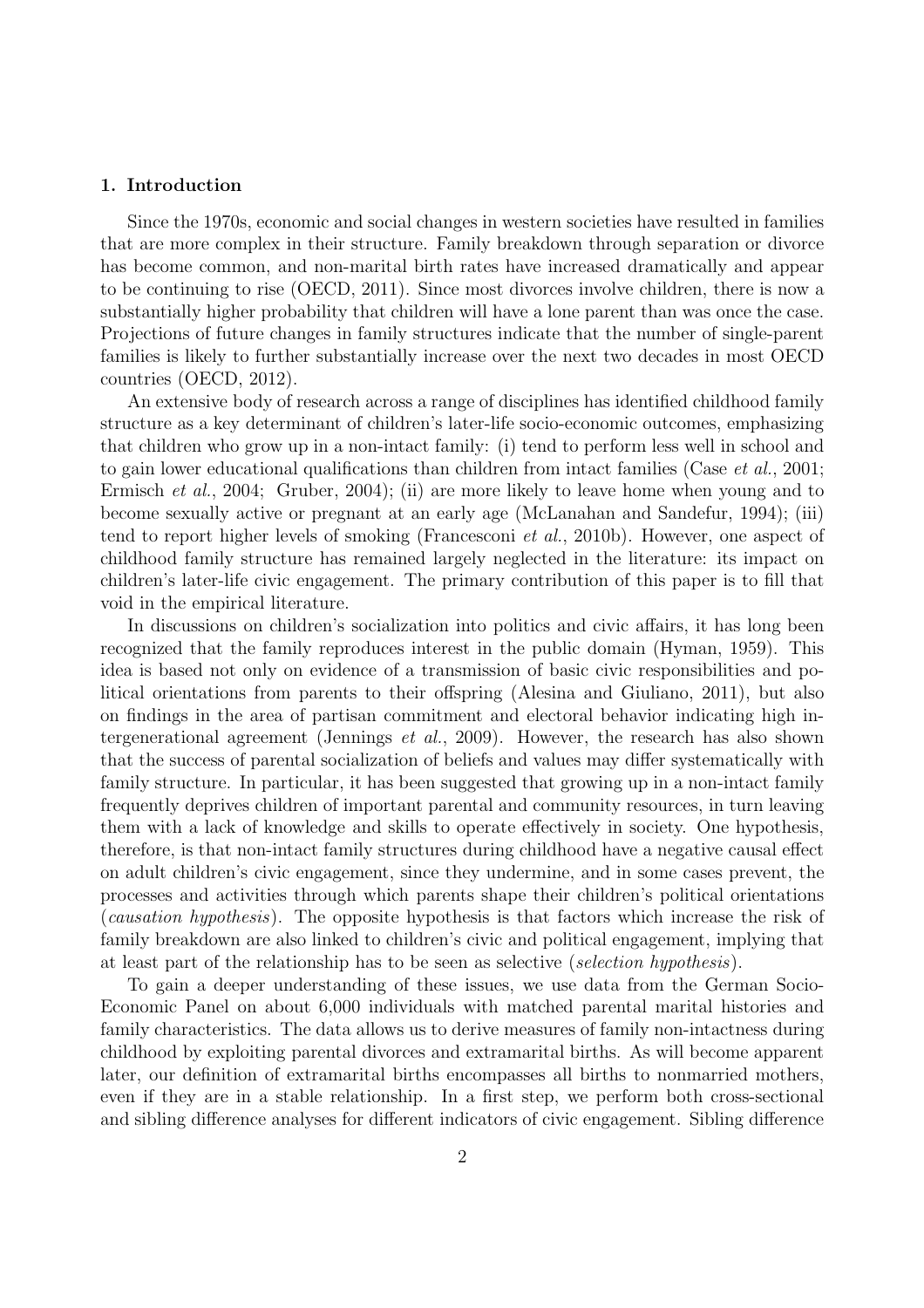## 1. Introduction

Since the 1970s, economic and social changes in western societies have resulted in families that are more complex in their structure. Family breakdown through separation or divorce has become common, and non-marital birth rates have increased dramatically and appear to be continuing to rise (OECD, 2011). Since most divorces involve children, there is now a substantially higher probability that children will have a lone parent than was once the case. Projections of future changes in family structures indicate that the number of single-parent families is likely to further substantially increase over the next two decades in most OECD countries (OECD, 2012).

An extensive body of research across a range of disciplines has identified childhood family structure as a key determinant of children's later-life socio-economic outcomes, emphasizing that children who grow up in a non-intact family: (i) tend to perform less well in school and to gain lower educational qualifications than children from intact families (Case *et al.*, 2001; Ermisch *et al.*, 2004; Gruber, 2004); (ii) are more likely to leave home when young and to become sexually active or pregnant at an early age (McLanahan and Sandefur, 1994); (iii) tend to report higher levels of smoking (Francesconi *et al.*, 2010b). However, one aspect of childhood family structure has remained largely neglected in the literature: its impact on children's later-life civic engagement. The primary contribution of this paper is to fill that void in the empirical literature.

In discussions on children's socialization into politics and civic affairs, it has long been recognized that the family reproduces interest in the public domain (Hyman, 1959). This idea is based not only on evidence of a transmission of basic civic responsibilities and political orientations from parents to their offspring (Alesina and Giuliano, 2011), but also on findings in the area of partisan commitment and electoral behavior indicating high intergenerational agreement (Jennings *et al.*, 2009). However, the research has also shown that the success of parental socialization of beliefs and values may differ systematically with family structure. In particular, it has been suggested that growing up in a non-intact family frequently deprives children of important parental and community resources, in turn leaving them with a lack of knowledge and skills to operate effectively in society. One hypothesis, therefore, is that non-intact family structures during childhood have a negative causal effect on adult children's civic engagement, since they undermine, and in some cases prevent, the processes and activities through which parents shape their children's political orientations (*causation hypothesis*). The opposite hypothesis is that factors which increase the risk of family breakdown are also linked to children's civic and political engagement, implying that at least part of the relationship has to be seen as selective (*selection hypothesis*).

To gain a deeper understanding of these issues, we use data from the German Socio-Economic Panel on about 6,000 individuals with matched parental marital histories and family characteristics. The data allows us to derive measures of family non-intactness during childhood by exploiting parental divorces and extramarital births. As will become apparent later, our definition of extramarital births encompasses all births to nonmarried mothers, even if they are in a stable relationship. In a first step, we perform both cross-sectional and sibling difference analyses for different indicators of civic engagement. Sibling difference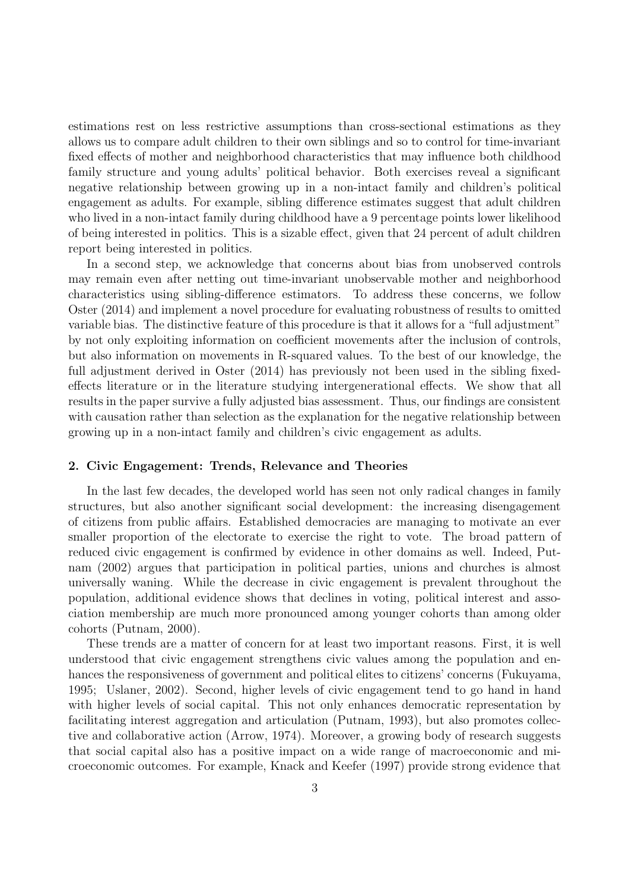estimations rest on less restrictive assumptions than cross-sectional estimations as they allows us to compare adult children to their own siblings and so to control for time-invariant fixed effects of mother and neighborhood characteristics that may influence both childhood family structure and young adults' political behavior. Both exercises reveal a significant negative relationship between growing up in a non-intact family and children's political engagement as adults. For example, sibling difference estimates suggest that adult children who lived in a non-intact family during childhood have a 9 percentage points lower likelihood of being interested in politics. This is a sizable effect, given that 24 percent of adult children report being interested in politics.

In a second step, we acknowledge that concerns about bias from unobserved controls may remain even after netting out time-invariant unobservable mother and neighborhood characteristics using sibling-difference estimators. To address these concerns, we follow Oster (2014) and implement a novel procedure for evaluating robustness of results to omitted variable bias. The distinctive feature of this procedure is that it allows for a "full adjustment" by not only exploiting information on coefficient movements after the inclusion of controls, but also information on movements in R-squared values. To the best of our knowledge, the full adjustment derived in Oster (2014) has previously not been used in the sibling fixed-effects literature or in the literature studying intergenerational effects. We show that all results in the paper survive a fully adjusted bias assessment. Thus, our findings are consistent with causation rather than selection as the explanation for the negative relationship between growing up in a non-intact family and children's civic engagement as adults.

## 2. Civic Engagement: Trends, Relevance and Theories

In the last few decades, the developed world has seen not only radical changes in family structures, but also another significant social development: the increasing disengagement of citizens from public affairs. Established democracies are managing to motivate an ever smaller proportion of the electorate to exercise the right to vote. The broad pattern of reduced civic engagement is confirmed by evidence in other domains as well. Indeed, Putnam (2002) argues that participation in political parties, unions and churches is almost universally waning. While the decrease in civic engagement is prevalent throughout the population, additional evidence shows that declines in voting, political interest and association membership are much more pronounced among younger cohorts than among older cohorts (Putnam, 2000).

These trends are a matter of concern for at least two important reasons. First, it is well understood that civic engagement strengthens civic values among the population and enhances the responsiveness of government and political elites to citizens' concerns (Fukuyama, 1995; Uslaner, 2002). Second, higher levels of civic engagement tend to go hand in hand with higher levels of social capital. This not only enhances democratic representation by facilitating interest aggregation and articulation (Putnam, 1993), but also promotes collective and collaborative action (Arrow, 1974). Moreover, a growing body of research suggests that social capital also has a positive impact on a wide range of macroeconomic and microeconomic outcomes. For example, Knack and Keefer (1997) provide strong evidence that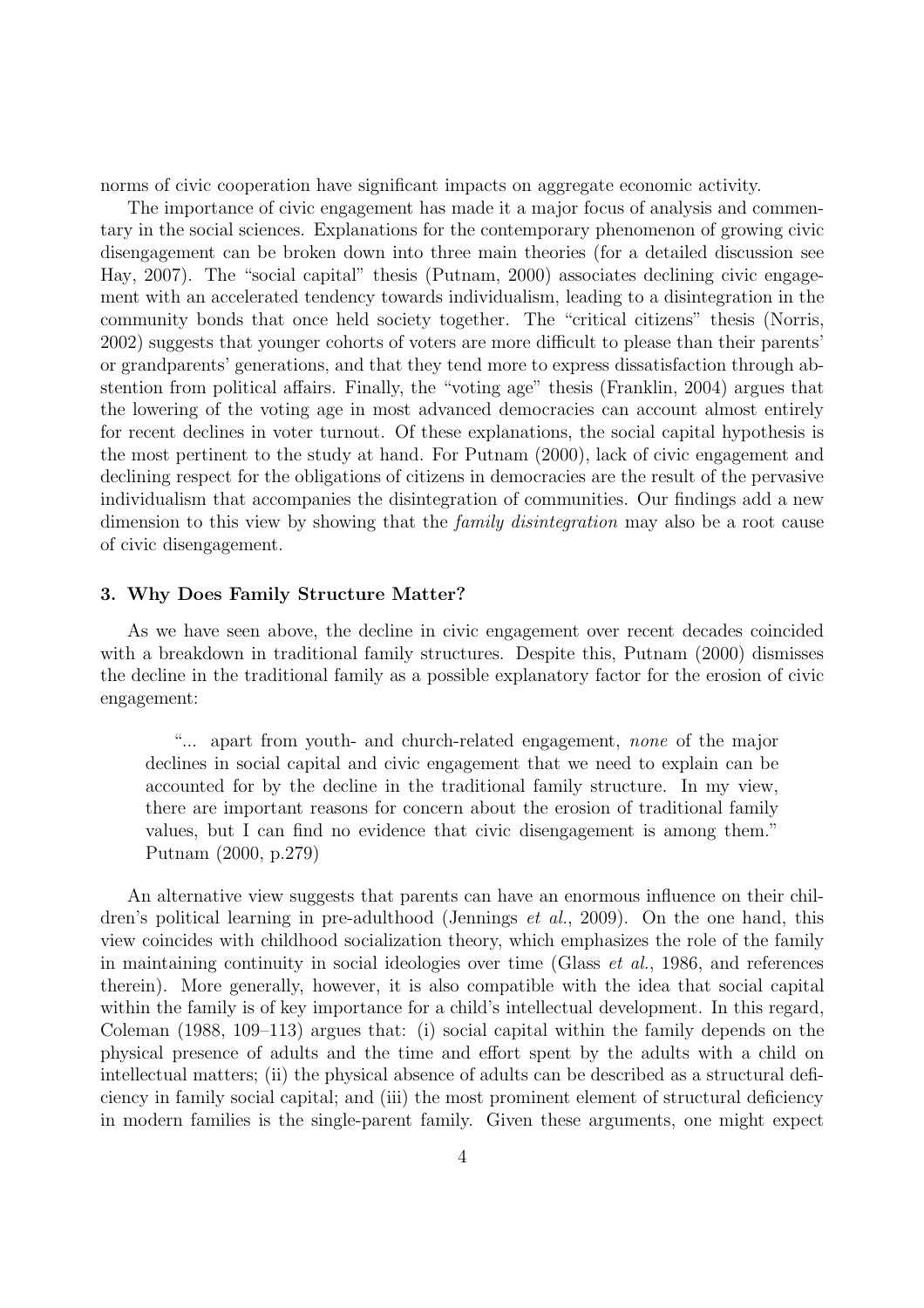norms of civic cooperation have significant impacts on aggregate economic activity.

The importance of civic engagement has made it a major focus of analysis and commentary in the social sciences. Explanations for the contemporary phenomenon of growing civic disengagement can be broken down into three main theories (for a detailed discussion see Hay, 2007). The "social capital" thesis (Putnam, 2000) associates declining civic engagement with an accelerated tendency towards individualism, leading to a disintegration in the community bonds that once held society together. The "critical citizens" thesis (Norris, 2002) suggests that younger cohorts of voters are more difficult to please than their parents' or grandparents' generations, and that they tend more to express dissatisfaction through abstention from political affairs. Finally, the "voting age" thesis (Franklin, 2004) argues that the lowering of the voting age in most advanced democracies can account almost entirely for recent declines in voter turnout. Of these explanations, the social capital hypothesis is the most pertinent to the study at hand. For Putnam (2000), lack of civic engagement and declining respect for the obligations of citizens in democracies are the result of the pervasive individualism that accompanies the disintegration of communities. Our findings add a new dimension to this view by showing that the *family disintegration* may also be a root cause of civic disengagement.

### 3. Why Does Family Structure Matter?

As we have seen above, the decline in civic engagement over recent decades coincided with a breakdown in traditional family structures. Despite this, Putnam (2000) dismisses the decline in the traditional family as a possible explanatory factor for the erosion of civic engagement:

> "... apart from youth- and church-related engagement, *none* of the major declines in social capital and civic engagement that we need to explain can be accounted for by the decline in the traditional family structure. In my view, there are important reasons for concern about the erosion of traditional family values, but I can find no evidence that civic disengagement is among them." Putnam (2000, p.279)

An alternative view suggests that parents can have an enormous influence on their children's political learning in pre-adulthood (Jennings *et al.*, 2009). On the one hand, this view coincides with childhood socialization theory, which emphasizes the role of the family in maintaining continuity in social ideologies over time (Glass *et al.*, 1986, and references therein). More generally, however, it is also compatible with the idea that social capital within the family is of key importance for a child's intellectual development. In this regard, Coleman (1988, 109–113) argues that: (i) social capital within the family depends on the physical presence of adults and the time and effort spent by the adults with a child on intellectual matters; (ii) the physical absence of adults can be described as a structural deficiency in family social capital; and (iii) the most prominent element of structural deficiency in modern families is the single-parent family. Given these arguments, one might expect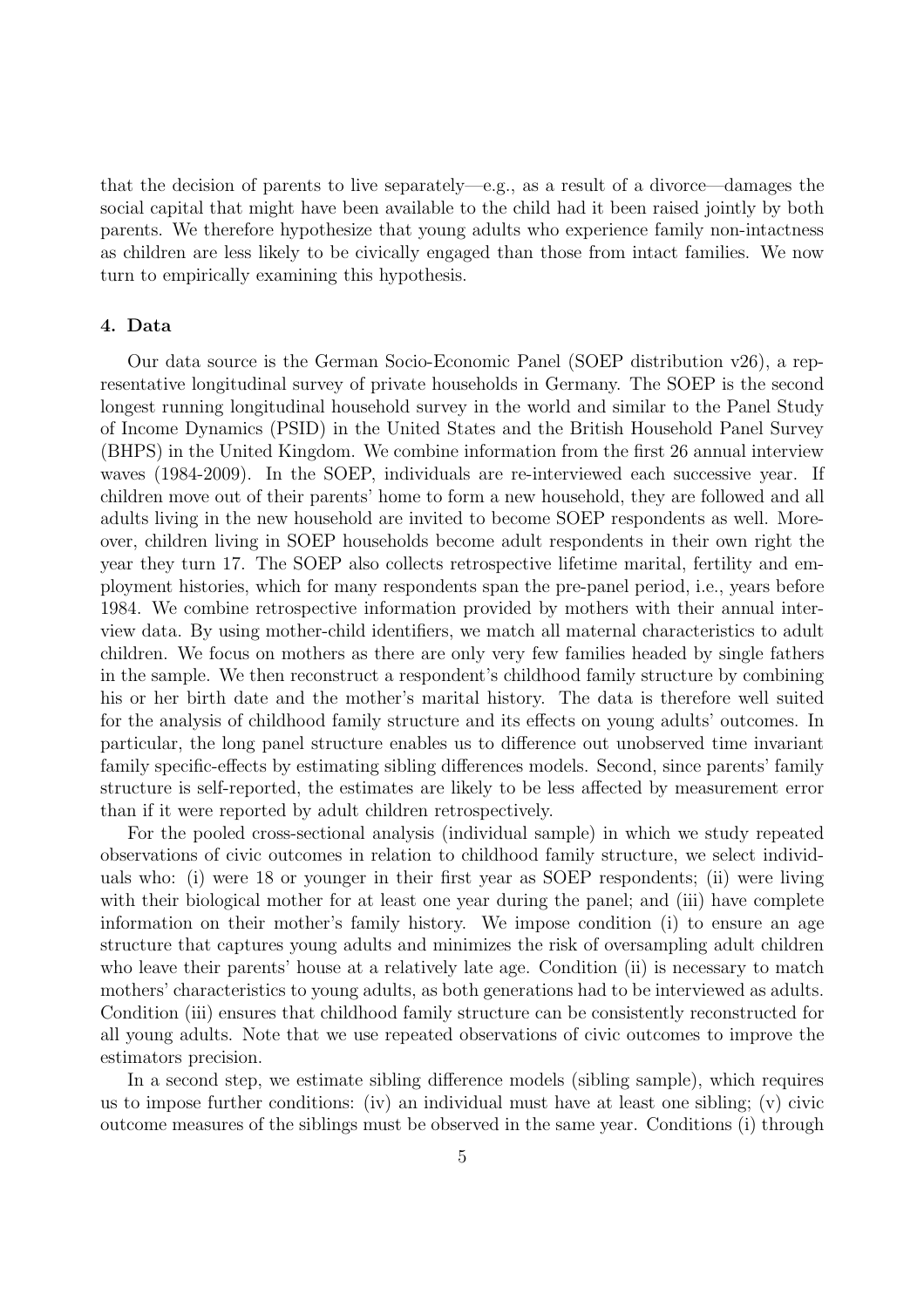that the decision of parents to live separately—e.g., as a result of a divorce—damages the social capital that might have been available to the child had it been raised jointly by both parents. We therefore hypothesize that young adults who experience family non-intactness as children are less likely to be civically engaged than those from intact families. We now turn to empirically examining this hypothesis.

## 4. Data

Our data source is the German Socio-Economic Panel (SOEP distribution v26), a representative longitudinal survey of private households in Germany. The SOEP is the second longest running longitudinal household survey in the world and similar to the Panel Study of Income Dynamics (PSID) in the United States and the British Household Panel Survey (BHPS) in the United Kingdom. We combine information from the first 26 annual interview waves (1984-2009). In the SOEP, individuals are re-interviewed each successive year. If children move out of their parents' home to form a new household, they are followed and all adults living in the new household are invited to become SOEP respondents as well. Moreover, children living in SOEP households become adult respondents in their own right the year they turn 17. The SOEP also collects retrospective lifetime marital, fertility and employment histories, which for many respondents span the pre-panel period, i.e., years before 1984. We combine retrospective information provided by mothers with their annual interview data. By using mother-child identifiers, we match all maternal characteristics to adult children. We focus on mothers as there are only very few families headed by single fathers in the sample. We then reconstruct a respondent's childhood family structure by combining his or her birth date and the mother's marital history. The data is therefore well suited for the analysis of childhood family structure and its effects on young adults' outcomes. In particular, the long panel structure enables us to difference out unobserved time invariant family specific-effects by estimating sibling differences models. Second, since parents' family structure is self-reported, the estimates are likely to be less affected by measurement error than if it were reported by adult children retrospectively.

For the pooled cross-sectional analysis (individual sample) in which we study repeated observations of civic outcomes in relation to childhood family structure, we select individuals who: (i) were 18 or younger in their first year as SOEP respondents; (ii) were living with their biological mother for at least one year during the panel; and (iii) have complete information on their mother's family history. We impose condition (i) to ensure an age structure that captures young adults and minimizes the risk of oversampling adult children who leave their parents' house at a relatively late age. Condition (ii) is necessary to match mothers' characteristics to young adults, as both generations had to be interviewed as adults. Condition (iii) ensures that childhood family structure can be consistently reconstructed for all young adults. Note that we use repeated observations of civic outcomes to improve the estimators precision.

In a second step, we estimate sibling difference models (sibling sample), which requires us to impose further conditions: (iv) an individual must have at least one sibling; (v) civic outcome measures of the siblings must be observed in the same year. Conditions (i) through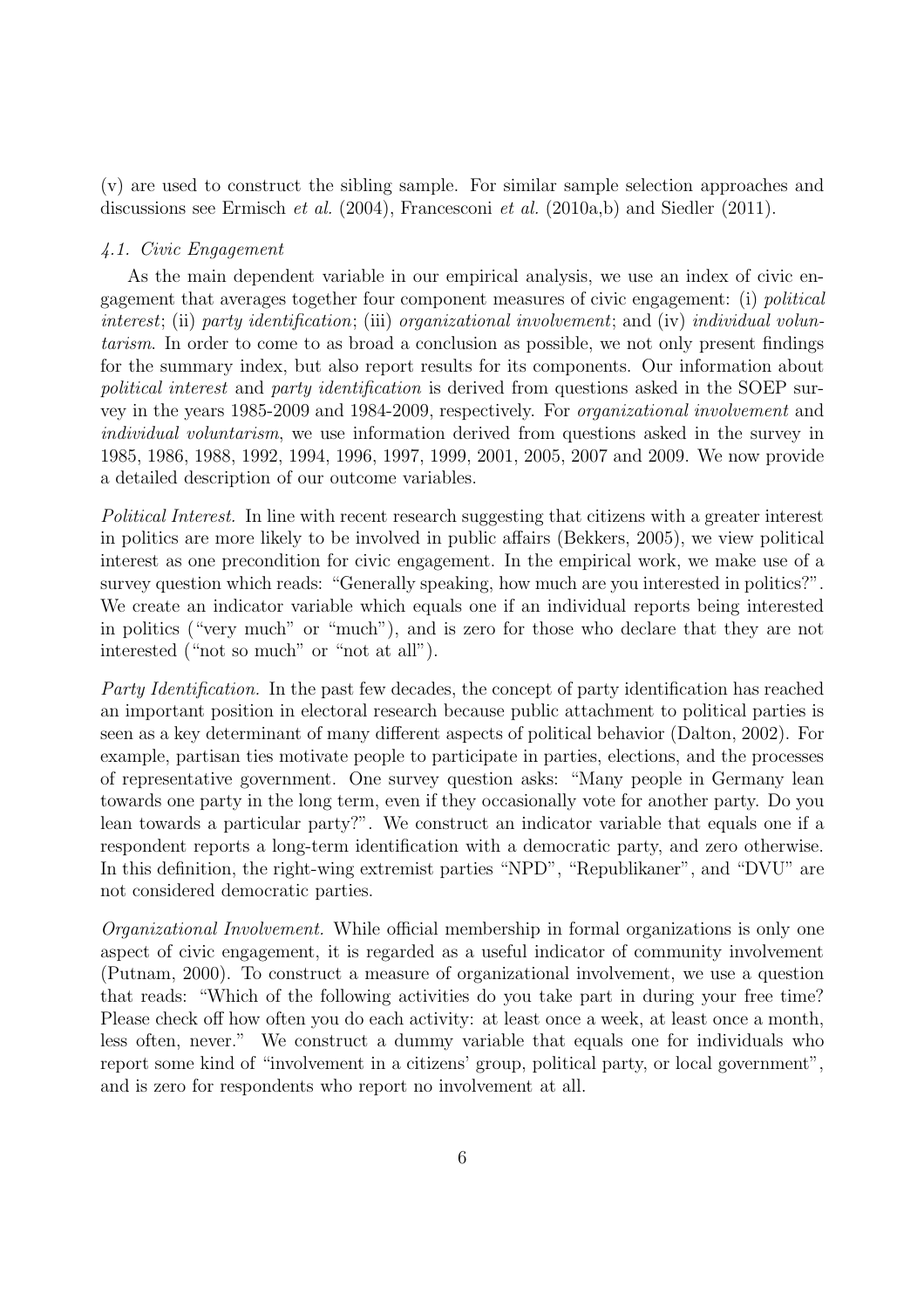(v) are used to construct the sibling sample. For similar sample selection approaches and discussions see Ermisch *et al.* (2004), Francesconi *et al.* (2010a,b) and Siedler (2011).

#### *4.1. Civic Engagement*

As the main dependent variable in our empirical analysis, we use an index of civic engagement that averages together four component measures of civic engagement: (i) *political interest*; (ii) *party identification*; (iii) *organizational involvement*; and (iv) *individual voluntarism*. In order to come to as broad a conclusion as possible, we not only present findings for the summary index, but also report results for its components. Our information about *political interest* and *party identification* is derived from questions asked in the SOEP survey in the years 1985-2009 and 1984-2009, respectively. For *organizational involvement* and *individual voluntarism*, we use information derived from questions asked in the survey in 1985, 1986, 1988, 1992, 1994, 1996, 1997, 1999, 2001, 2005, 2007 and 2009. We now provide a detailed description of our outcome variables.

*Political Interest.* In line with recent research suggesting that citizens with a greater interest in politics are more likely to be involved in public affairs (Bekkers, 2005), we view political interest as one precondition for civic engagement. In the empirical work, we make use of a survey question which reads: "Generally speaking, how much are you interested in politics?". We create an indicator variable which equals one if an individual reports being interested in politics ("very much" or "much"), and is zero for those who declare that they are not interested ("not so much" or "not at all").

*Party Identification.* In the past few decades, the concept of party identification has reached an important position in electoral research because public attachment to political parties is seen as a key determinant of many different aspects of political behavior (Dalton, 2002). For example, partisan ties motivate people to participate in parties, elections, and the processes of representative government. One survey question asks: "Many people in Germany lean towards one party in the long term, even if they occasionally vote for another party. Do you lean towards a particular party?". We construct an indicator variable that equals one if a respondent reports a long-term identification with a democratic party, and zero otherwise. In this definition, the right-wing extremist parties "NPD", "Republikaner", and "DVU" are not considered democratic parties.

*Organizational Involvement.* While official membership in formal organizations is only one aspect of civic engagement, it is regarded as a useful indicator of community involvement (Putnam, 2000). To construct a measure of organizational involvement, we use a question that reads: "Which of the following activities do you take part in during your free time? Please check off how often you do each activity: at least once a week, at least once a month, less often, never." We construct a dummy variable that equals one for individuals who report some kind of "involvement in a citizens' group, political party, or local government", and is zero for respondents who report no involvement at all.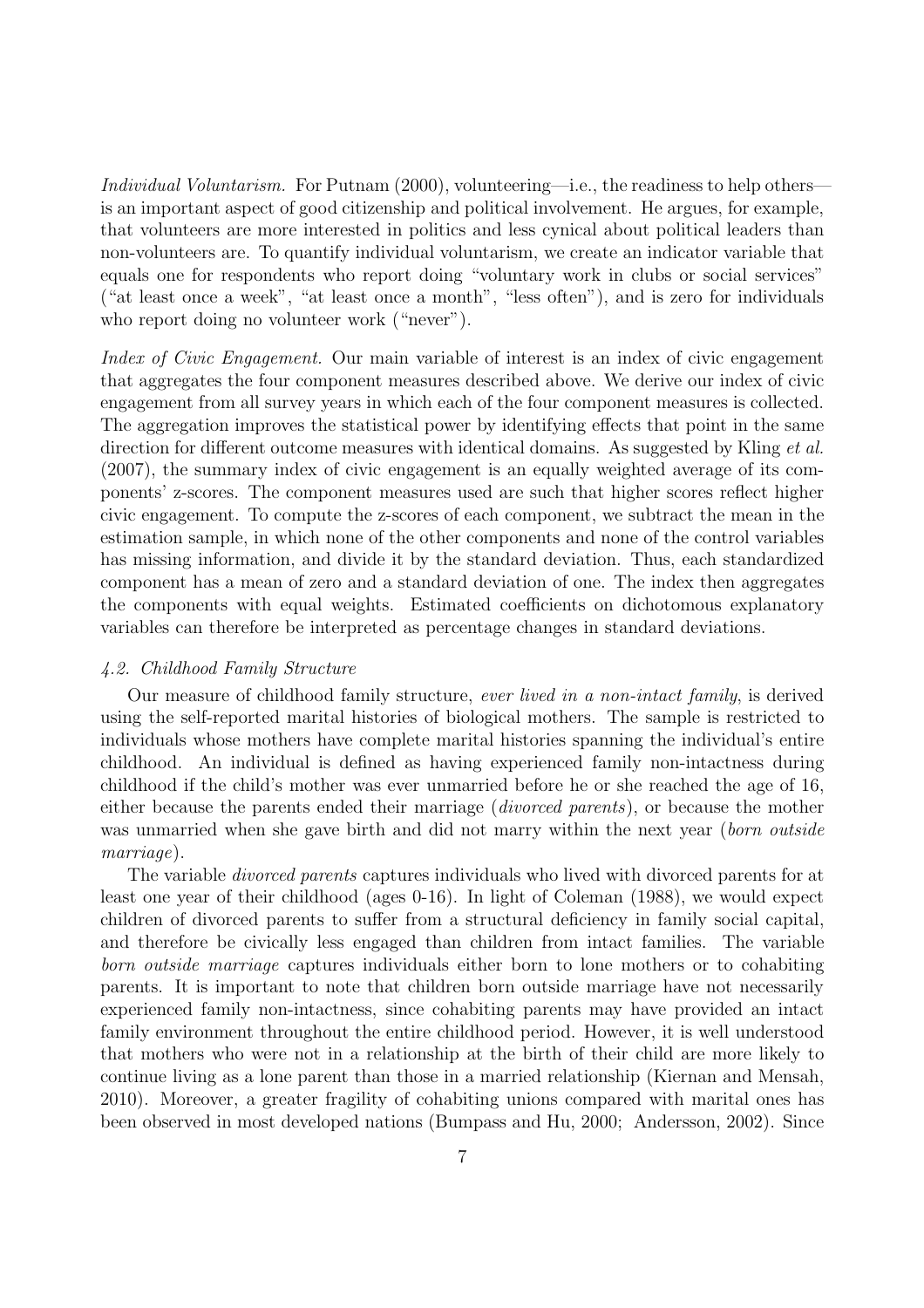*Individual Voluntarism.* For Putnam (2000), volunteering—i.e., the readiness to help others—is an important aspect of good citizenship and political involvement. He argues, for example, that volunteers are more interested in politics and less cynical about political leaders than non-volunteers are. To quantify individual voluntarism, we create an indicator variable that equals one for respondents who report doing "voluntary work in clubs or social services" ("at least once a week", "at least once a month", "less often"), and is zero for individuals who report doing no volunteer work ("never").

*Index of Civic Engagement.* Our main variable of interest is an index of civic engagement that aggregates the four component measures described above. We derive our index of civic engagement from all survey years in which each of the four component measures is collected. The aggregation improves the statistical power by identifying effects that point in the same direction for different outcome measures with identical domains. As suggested by Kling *et al.* (2007), the summary index of civic engagement is an equally weighted average of its components' z-scores. The component measures used are such that higher scores reflect higher civic engagement. To compute the z-scores of each component, we subtract the mean in the estimation sample, in which none of the other components and none of the control variables has missing information, and divide it by the standard deviation. Thus, each standardized component has a mean of zero and a standard deviation of one. The index then aggregates the components with equal weights. Estimated coefficients on dichotomous explanatory variables can therefore be interpreted as percentage changes in standard deviations.

### *4.2. Childhood Family Structure*

Our measure of childhood family structure, *ever lived in a non-intact family*, is derived using the self-reported marital histories of biological mothers. The sample is restricted to individuals whose mothers have complete marital histories spanning the individual's entire childhood. An individual is defined as having experienced family non-intactness during childhood if the child's mother was ever unmarried before he or she reached the age of 16, either because the parents ended their marriage (*divorced parents*), or because the mother was unmarried when she gave birth and did not marry within the next year (*born outside marriage*).

The variable *divorced parents* captures individuals who lived with divorced parents for at least one year of their childhood (ages 0-16). In light of Coleman (1988), we would expect children of divorced parents to suffer from a structural deficiency in family social capital, and therefore be civically less engaged than children from intact families. The variable *born outside marriage* captures individuals either born to lone mothers or to cohabiting parents. It is important to note that children born outside marriage have not necessarily experienced family non-intactness, since cohabiting parents may have provided an intact family environment throughout the entire childhood period. However, it is well understood that mothers who were not in a relationship at the birth of their child are more likely to continue living as a lone parent than those in a married relationship (Kiernan and Mensah, 2010). Moreover, a greater fragility of cohabiting unions compared with marital ones has been observed in most developed nations (Bumpass and Hu, 2000; Andersson, 2002). Since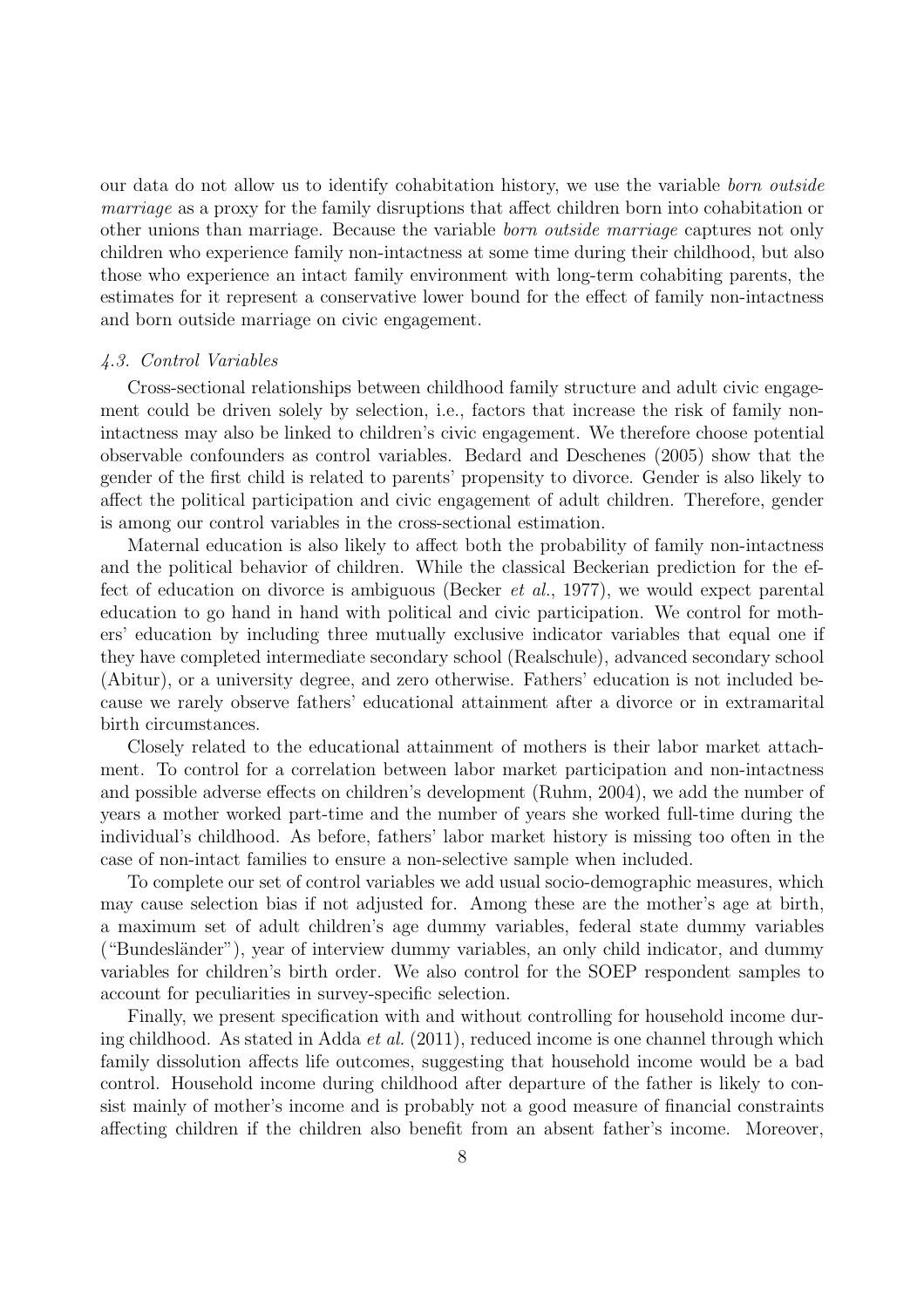our data do not allow us to identify cohabitation history, we use the variable *born outside marriage* as a proxy for the family disruptions that affect children born into cohabitation or other unions than marriage. Because the variable *born outside marriage* captures not only children who experience family non-intactness at some time during their childhood, but also those who experience an intact family environment with long-term cohabiting parents, the estimates for it represent a conservative lower bound for the effect of family non-intactness and born outside marriage on civic engagement.

### *4.3. Control Variables*

Cross-sectional relationships between childhood family structure and adult civic engagement could be driven solely by selection, i.e., factors that increase the risk of family non-intactness may also be linked to children's civic engagement. We therefore choose potential observable confounders as control variables. Bedard and Deschenes (2005) show that the gender of the first child is related to parents' propensity to divorce. Gender is also likely to affect the political participation and civic engagement of adult children. Therefore, gender is among our control variables in the cross-sectional estimation.

Maternal education is also likely to affect both the probability of family non-intactness and the political behavior of children. While the classical Beckerian prediction for the effect of education on divorce is ambiguous (Becker *et al.*, 1977), we would expect parental education to go hand in hand with political and civic participation. We control for mothers' education by including three mutually exclusive indicator variables that equal one if they have completed intermediate secondary school (Realschule), advanced secondary school (Abitur), or a university degree, and zero otherwise. Fathers' education is not included because we rarely observe fathers' educational attainment after a divorce or in extramarital birth circumstances.

Closely related to the educational attainment of mothers is their labor market attachment. To control for a correlation between labor market participation and non-intactness and possible adverse effects on children's development (Ruhm, 2004), we add the number of years a mother worked part-time and the number of years she worked full-time during the individual's childhood. As before, fathers' labor market history is missing too often in the case of non-intact families to ensure a non-selective sample when included.

To complete our set of control variables we add usual socio-demographic measures, which may cause selection bias if not adjusted for. Among these are the mother's age at birth, a maximum set of adult children's age dummy variables, federal state dummy variables ("Bundesländer"), year of interview dummy variables, an only child indicator, and dummy variables for children's birth order. We also control for the SOEP respondent samples to account for peculiarities in survey-specific selection.

Finally, we present specification with and without controlling for household income during childhood. As stated in Adda *et al.* (2011), reduced income is one channel through which family dissolution affects life outcomes, suggesting that household income would be a bad control. Household income during childhood after departure of the father is likely to consist mainly of mother's income and is probably not a good measure of financial constraints affecting children if the children also benefit from an absent father's income. Moreover,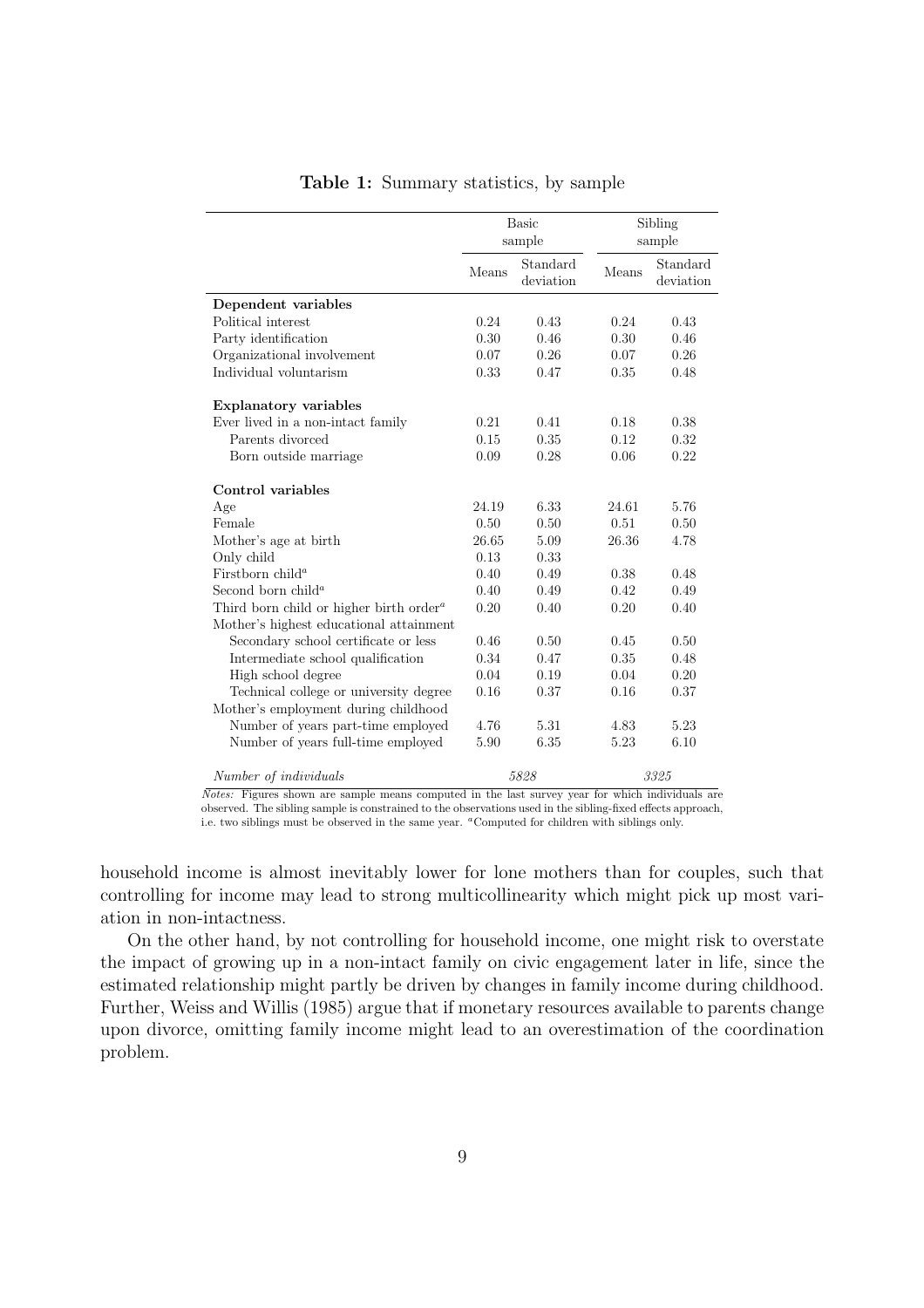**Table 1:** Summary statistics, by sample

| | Basic sample | | Sibling sample | |
|---|---|---|---|---|
| | Means | Standard deviation | Means | Standard deviation |
| **Dependent variables** | | | | |
| Political interest | 0.24 | 0.43 | 0.24 | 0.43 |
| Party identification | 0.30 | 0.46 | 0.30 | 0.46 |
| Organizational involvement | 0.07 | 0.26 | 0.07 | 0.26 |
| Individual voluntarism | 0.33 | 0.47 | 0.35 | 0.48 |
| **Explanatory variables** | | | | |
| Ever lived in a non-intact family | 0.21 | 0.41 | 0.18 | 0.38 |
| Parents divorced | 0.15 | 0.35 | 0.12 | 0.32 |
| Born outside marriage | 0.09 | 0.28 | 0.06 | 0.22 |
| **Control variables** | | | | |
| Age | 24.19 | 6.33 | 24.61 | 5.76 |
| Female | 0.50 | 0.50 | 0.51 | 0.50 |
| Mother's age at birth | 26.65 | 5.09 | 26.36 | 4.78 |
| Only child | 0.13 | 0.33 | | |
| Firstborn child[a] | 0.40 | 0.49 | 0.38 | 0.48 |
| Second born child[a] | 0.40 | 0.49 | 0.42 | 0.49 |
| Third born child or higher birth order[a] | 0.20 | 0.40 | 0.20 | 0.40 |
| Mother's highest educational attainment | | | | |
| Secondary school certificate or less | 0.46 | 0.50 | 0.45 | 0.50 |
| Intermediate school qualification | 0.34 | 0.47 | 0.35 | 0.48 |
| High school degree | 0.04 | 0.19 | 0.04 | 0.20 |
| Technical college or university degree | 0.16 | 0.37 | 0.16 | 0.37 |
| Mother's employment during childhood | | | | |
| Number of years part-time employed | 4.76 | 5.31 | 4.83 | 5.23 |
| Number of years full-time employed | 5.90 | 6.35 | 5.23 | 6.10 |
| *Number of individuals* | *5828* | | *3325* | |

*Notes:* Figures shown are sample means computed in the last survey year for which individuals are observed. The sibling sample is constrained to the observations used in the sibling-fixed effects approach, i.e. two siblings must be observed in the same year. [a]Computed for children with siblings only.

household income is almost inevitably lower for lone mothers than for couples, such that controlling for income may lead to strong multicollinearity which might pick up most variation in non-intactness.

On the other hand, by not controlling for household income, one might risk to overstate the impact of growing up in a non-intact family on civic engagement later in life, since the estimated relationship might partly be driven by changes in family income during childhood. Further, Weiss and Willis (1985) argue that if monetary resources available to parents change upon divorce, omitting family income might lead to an overestimation of the coordination problem.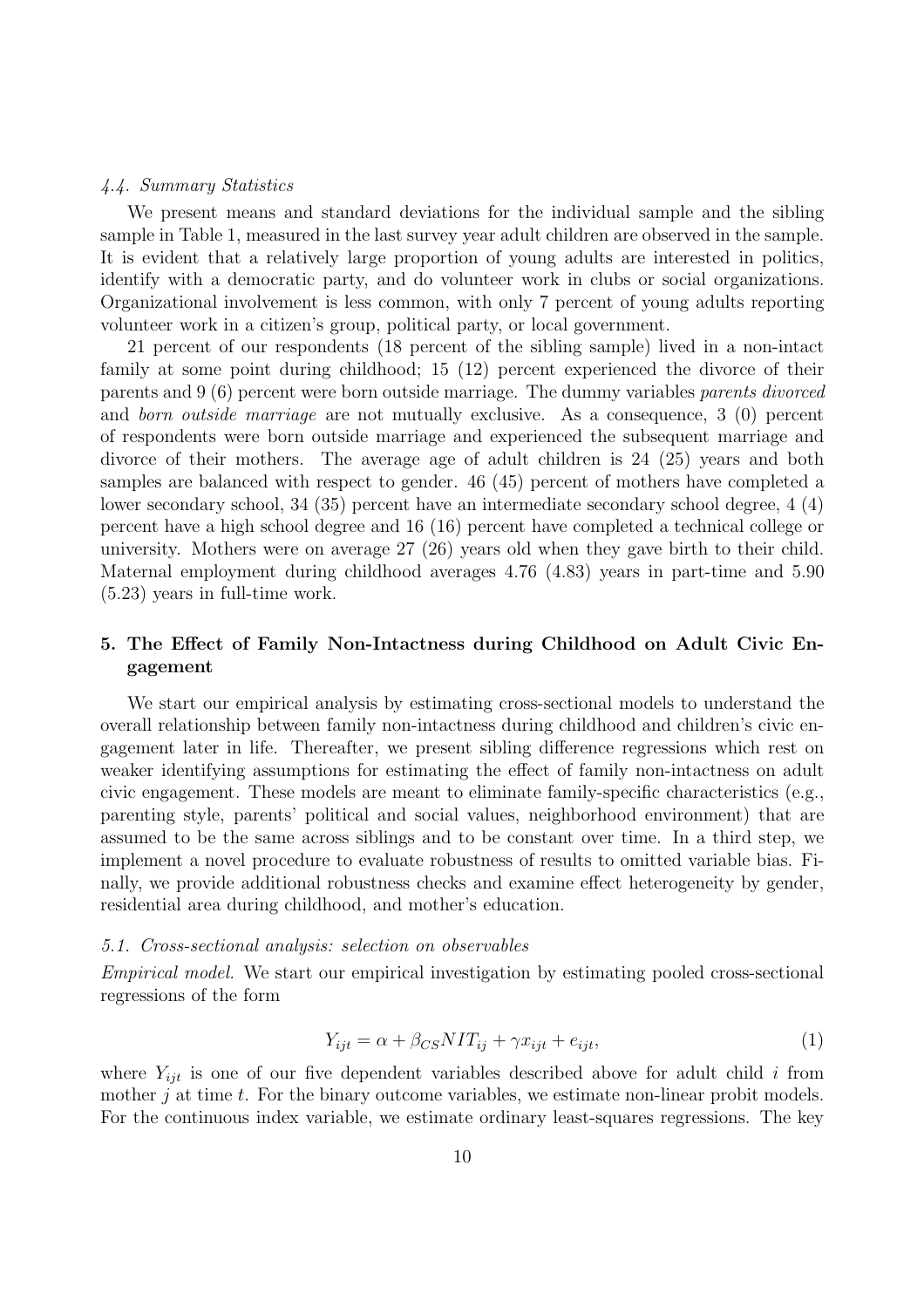### *4.4. Summary Statistics*

We present means and standard deviations for the individual sample and the sibling sample in Table 1, measured in the last survey year adult children are observed in the sample. It is evident that a relatively large proportion of young adults are interested in politics, identify with a democratic party, and do volunteer work in clubs or social organizations. Organizational involvement is less common, with only 7 percent of young adults reporting volunteer work in a citizen's group, political party, or local government.

21 percent of our respondents (18 percent of the sibling sample) lived in a non-intact family at some point during childhood; 15 (12) percent experienced the divorce of their parents and 9 (6) percent were born outside marriage. The dummy variables *parents divorced* and *born outside marriage* are not mutually exclusive. As a consequence, 3 (0) percent of respondents were born outside marriage and experienced the subsequent marriage and divorce of their mothers. The average age of adult children is 24 (25) years and both samples are balanced with respect to gender. 46 (45) percent of mothers have completed a lower secondary school, 34 (35) percent have an intermediate secondary school degree, 4 (4) percent have a high school degree and 16 (16) percent have completed a technical college or university. Mothers were on average 27 (26) years old when they gave birth to their child. Maternal employment during childhood averages 4.76 (4.83) years in part-time and 5.90 (5.23) years in full-time work.

## 5. The Effect of Family Non-Intactness during Childhood on Adult Civic Engagement

We start our empirical analysis by estimating cross-sectional models to understand the overall relationship between family non-intactness during childhood and children's civic engagement later in life. Thereafter, we present sibling difference regressions which rest on weaker identifying assumptions for estimating the effect of family non-intactness on adult civic engagement. These models are meant to eliminate family-specific characteristics (e.g., parenting style, parents' political and social values, neighborhood environment) that are assumed to be the same across siblings and to be constant over time. In a third step, we implement a novel procedure to evaluate robustness of results to omitted variable bias. Finally, we provide additional robustness checks and examine effect heterogeneity by gender, residential area during childhood, and mother's education.

### *5.1. Cross-sectional analysis: selection on observables*

*Empirical model.* We start our empirical investigation by estimating pooled cross-sectional regressions of the form

$$Y_{ijt} = \alpha + \beta_{CS} NIT_{ij} + \gamma x_{ijt} + e_{ijt}, \tag{1}$$

where $Y_{ijt}$ is one of our five dependent variables described above for adult child $i$ from mother $j$ at time $t$. For the binary outcome variables, we estimate non-linear probit models. For the continuous index variable, we estimate ordinary least-squares regressions. The key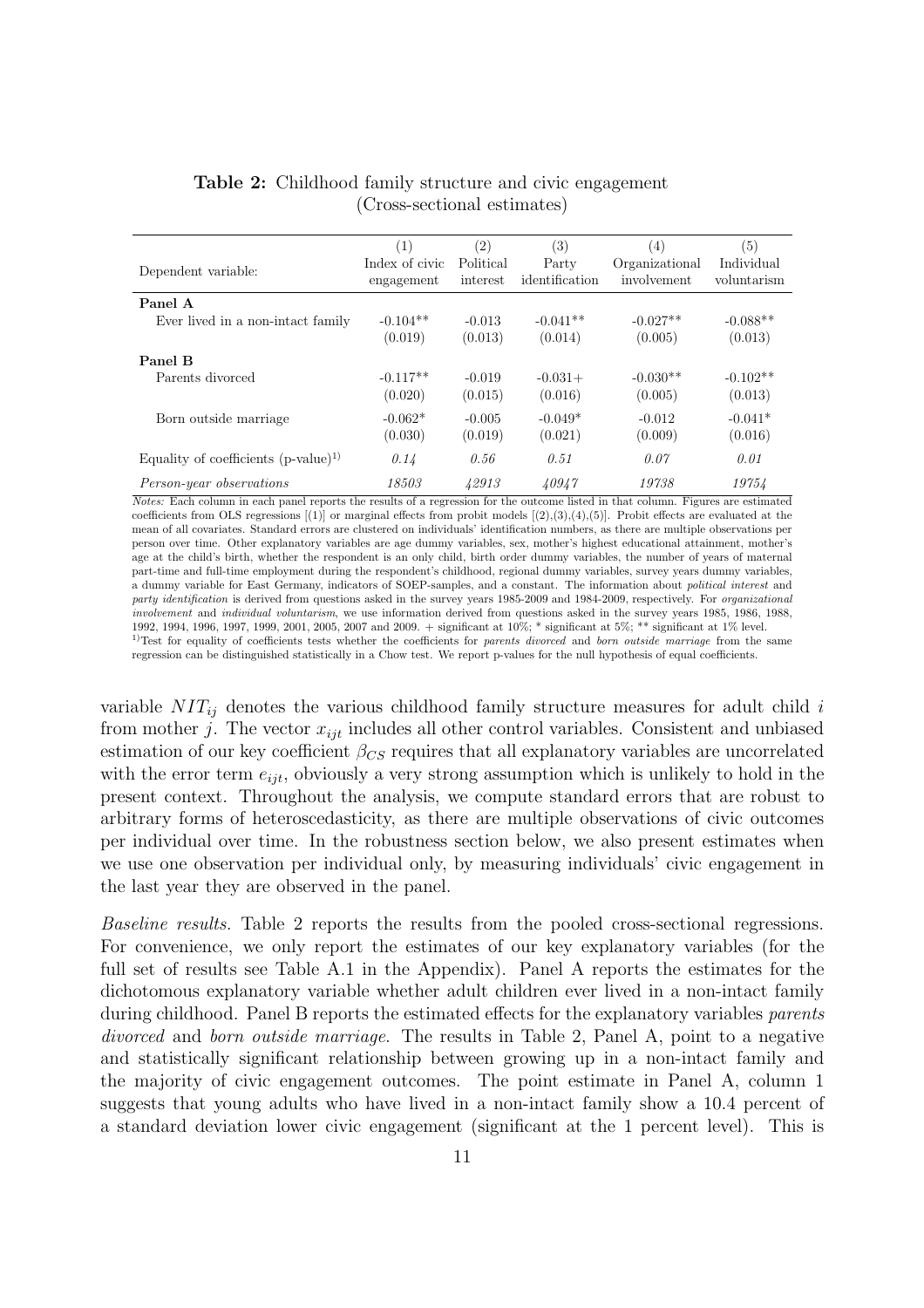**Table 2:** Childhood family structure and civic engagement (Cross-sectional estimates)

| Dependent variable: | (1) Index of civic engagement | (2) Political interest | (3) Party identification | (4) Organizational involvement | (5) Individual voluntarism |
|---|---|---|---|---|---|
| **Panel A** | | | | | |
| Ever lived in a non-intact family | -0.104** | -0.013 | -0.041** | -0.027** | -0.088** |
| | (0.019) | (0.013) | (0.014) | (0.005) | (0.013) |
| **Panel B** | | | | | |
| Parents divorced | -0.117** | -0.019 | -0.031+ | -0.030** | -0.102** |
| | (0.020) | (0.015) | (0.016) | (0.005) | (0.013) |
| Born outside marriage | -0.062* | -0.005 | -0.049* | -0.012 | -0.041* |
| | (0.030) | (0.019) | (0.021) | (0.009) | (0.016) |
| Equality of coefficients (p-value)[1)] | *0.14* | *0.56* | *0.51* | *0.07* | *0.01* |
| *Person-year observations* | *18503* | *42913* | *40947* | *19738* | *19754* |

*Notes:* Each column in each panel reports the results of a regression for the outcome listed in that column. Figures are estimated coefficients from OLS regressions [(1)] or marginal effects from probit models [(2),(3),(4),(5)]. Probit effects are evaluated at the mean of all covariates. Standard errors are clustered on individuals' identification numbers, as there are multiple observations per person over time. Other explanatory variables are age dummy variables, sex, mother's highest educational attainment, mother's age at the child's birth, whether the respondent is an only child, birth order dummy variables, the number of years of maternal part-time and full-time employment during the respondent's childhood, regional dummy variables, survey years dummy variables, a dummy variable for East Germany, indicators of SOEP-samples, and a constant. The information about *political interest* and *party identification* is derived from questions asked in the survey years 1985-2009 and 1984-2009, respectively. For *organizational involvement* and *individual voluntarism*, we use information derived from questions asked in the survey years 1985, 1986, 1988, 1992, 1994, 1996, 1997, 1999, 2001, 2005, 2007 and 2009. + significant at 10%; * significant at 5%; ** significant at 1% level.
[1)]Test for equality of coefficients tests whether the coefficients for *parents divorced* and *born outside marriage* from the same regression can be distinguished statistically in a Chow test. We report p-values for the null hypothesis of equal coefficients.

variable $NIT_{ij}$ denotes the various childhood family structure measures for adult child $i$ from mother $j$. The vector $x_{ijt}$ includes all other control variables. Consistent and unbiased estimation of our key coefficient $\beta_{CS}$ requires that all explanatory variables are uncorrelated with the error term $e_{ijt}$, obviously a very strong assumption which is unlikely to hold in the present context. Throughout the analysis, we compute standard errors that are robust to arbitrary forms of heteroscedasticity, as there are multiple observations of civic outcomes per individual over time. In the robustness section below, we also present estimates when we use one observation per individual only, by measuring individuals' civic engagement in the last year they are observed in the panel.

*Baseline results.* Table 2 reports the results from the pooled cross-sectional regressions. For convenience, we only report the estimates of our key explanatory variables (for the full set of results see Table A.1 in the Appendix). Panel A reports the estimates for the dichotomous explanatory variable whether adult children ever lived in a non-intact family during childhood. Panel B reports the estimated effects for the explanatory variables *parents divorced* and *born outside marriage*. The results in Table 2, Panel A, point to a negative and statistically significant relationship between growing up in a non-intact family and the majority of civic engagement outcomes. The point estimate in Panel A, column 1 suggests that young adults who have lived in a non-intact family show a 10.4 percent of a standard deviation lower civic engagement (significant at the 1 percent level). This is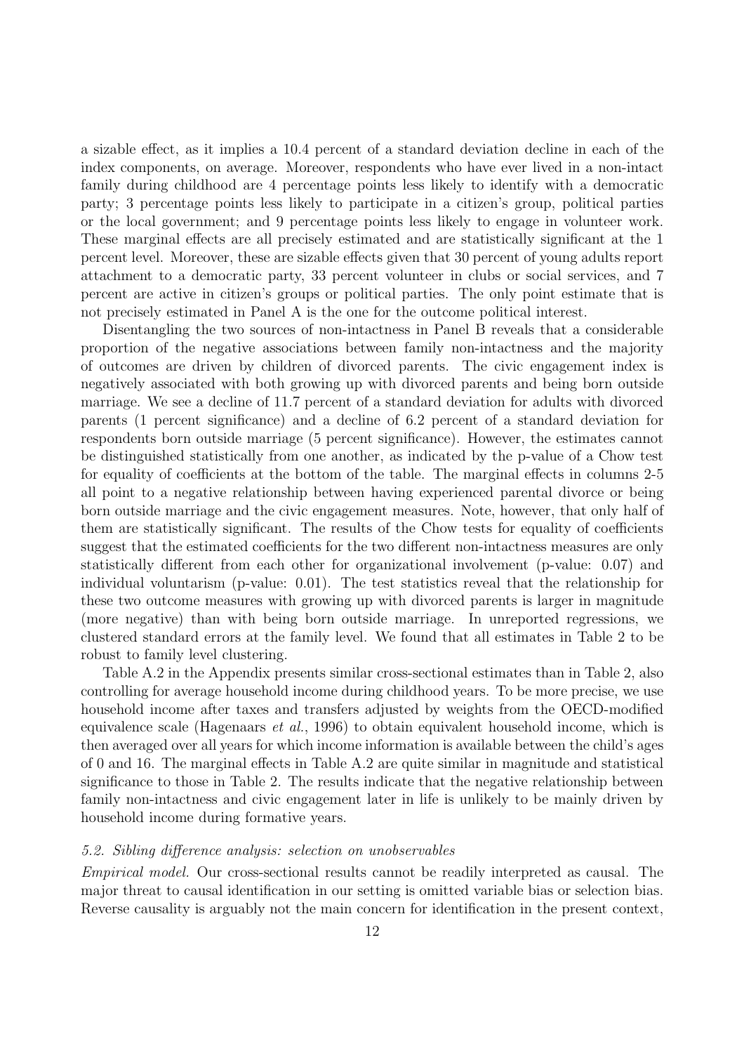a sizable effect, as it implies a 10.4 percent of a standard deviation decline in each of the index components, on average. Moreover, respondents who have ever lived in a non-intact family during childhood are 4 percentage points less likely to identify with a democratic party; 3 percentage points less likely to participate in a citizen's group, political parties or the local government; and 9 percentage points less likely to engage in volunteer work. These marginal effects are all precisely estimated and are statistically significant at the 1 percent level. Moreover, these are sizable effects given that 30 percent of young adults report attachment to a democratic party, 33 percent volunteer in clubs or social services, and 7 percent are active in citizen's groups or political parties. The only point estimate that is not precisely estimated in Panel A is the one for the outcome political interest.

Disentangling the two sources of non-intactness in Panel B reveals that a considerable proportion of the negative associations between family non-intactness and the majority of outcomes are driven by children of divorced parents. The civic engagement index is negatively associated with both growing up with divorced parents and being born outside marriage. We see a decline of 11.7 percent of a standard deviation for adults with divorced parents (1 percent significance) and a decline of 6.2 percent of a standard deviation for respondents born outside marriage (5 percent significance). However, the estimates cannot be distinguished statistically from one another, as indicated by the p-value of a Chow test for equality of coefficients at the bottom of the table. The marginal effects in columns 2-5 all point to a negative relationship between having experienced parental divorce or being born outside marriage and the civic engagement measures. Note, however, that only half of them are statistically significant. The results of the Chow tests for equality of coefficients suggest that the estimated coefficients for the two different non-intactness measures are only statistically different from each other for organizational involvement (p-value: 0.07) and individual voluntarism (p-value: 0.01). The test statistics reveal that the relationship for these two outcome measures with growing up with divorced parents is larger in magnitude (more negative) than with being born outside marriage. In unreported regressions, we clustered standard errors at the family level. We found that all estimates in Table 2 to be robust to family level clustering.

Table A.2 in the Appendix presents similar cross-sectional estimates than in Table 2, also controlling for average household income during childhood years. To be more precise, we use household income after taxes and transfers adjusted by weights from the OECD-modified equivalence scale (Hagenaars *et al.*, 1996) to obtain equivalent household income, which is then averaged over all years for which income information is available between the child's ages of 0 and 16. The marginal effects in Table A.2 are quite similar in magnitude and statistical significance to those in Table 2. The results indicate that the negative relationship between family non-intactness and civic engagement later in life is unlikely to be mainly driven by household income during formative years.

### *5.2. Sibling difference analysis: selection on unobservables*

*Empirical model.* Our cross-sectional results cannot be readily interpreted as causal. The major threat to causal identification in our setting is omitted variable bias or selection bias. Reverse causality is arguably not the main concern for identification in the present context,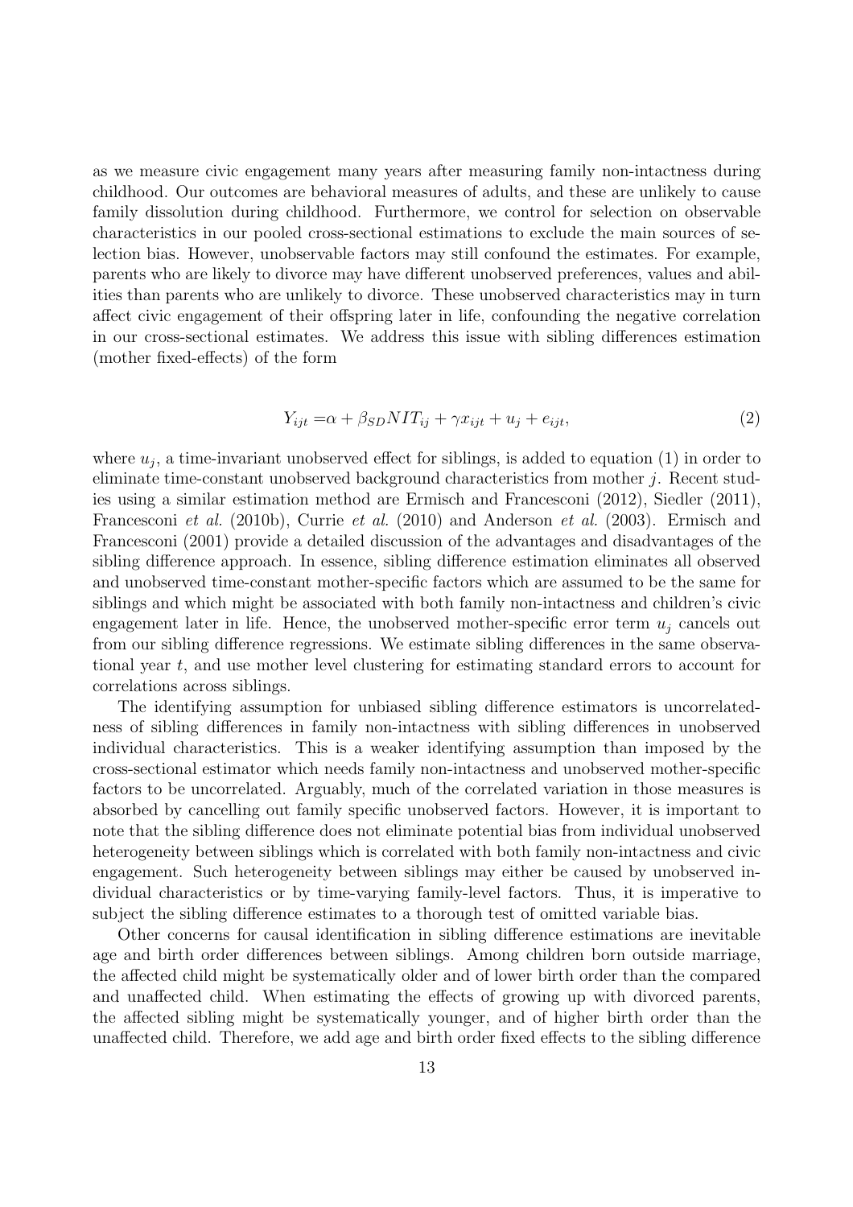as we measure civic engagement many years after measuring family non-intactness during childhood. Our outcomes are behavioral measures of adults, and these are unlikely to cause family dissolution during childhood. Furthermore, we control for selection on observable characteristics in our pooled cross-sectional estimations to exclude the main sources of selection bias. However, unobservable factors may still confound the estimates. For example, parents who are likely to divorce may have different unobserved preferences, values and abilities than parents who are unlikely to divorce. These unobserved characteristics may in turn affect civic engagement of their offspring later in life, confounding the negative correlation in our cross-sectional estimates. We address this issue with sibling differences estimation (mother fixed-effects) of the form

$$Y_{ijt} = \alpha + \beta_{SD} NIT_{ij} + \gamma x_{ijt} + u_j + e_{ijt}, \tag{2}$$

where $u_j$, a time-invariant unobserved effect for siblings, is added to equation (1) in order to eliminate time-constant unobserved background characteristics from mother $j$. Recent studies using a similar estimation method are Ermisch and Francesconi (2012), Siedler (2011), Francesconi *et al.* (2010b), Currie *et al.* (2010) and Anderson *et al.* (2003). Ermisch and Francesconi (2001) provide a detailed discussion of the advantages and disadvantages of the sibling difference approach. In essence, sibling difference estimation eliminates all observed and unobserved time-constant mother-specific factors which are assumed to be the same for siblings and which might be associated with both family non-intactness and children's civic engagement later in life. Hence, the unobserved mother-specific error term $u_j$ cancels out from our sibling difference regressions. We estimate sibling differences in the same observational year $t$, and use mother level clustering for estimating standard errors to account for correlations across siblings.

The identifying assumption for unbiased sibling difference estimators is uncorrelatedness of sibling differences in family non-intactness with sibling differences in unobserved individual characteristics. This is a weaker identifying assumption than imposed by the cross-sectional estimator which needs family non-intactness and unobserved mother-specific factors to be uncorrelated. Arguably, much of the correlated variation in those measures is absorbed by cancelling out family specific unobserved factors. However, it is important to note that the sibling difference does not eliminate potential bias from individual unobserved heterogeneity between siblings which is correlated with both family non-intactness and civic engagement. Such heterogeneity between siblings may either be caused by unobserved individual characteristics or by time-varying family-level factors. Thus, it is imperative to subject the sibling difference estimates to a thorough test of omitted variable bias.

Other concerns for causal identification in sibling difference estimations are inevitable age and birth order differences between siblings. Among children born outside marriage, the affected child might be systematically older and of lower birth order than the compared and unaffected child. When estimating the effects of growing up with divorced parents, the affected sibling might be systematically younger, and of higher birth order than the unaffected child. Therefore, we add age and birth order fixed effects to the sibling difference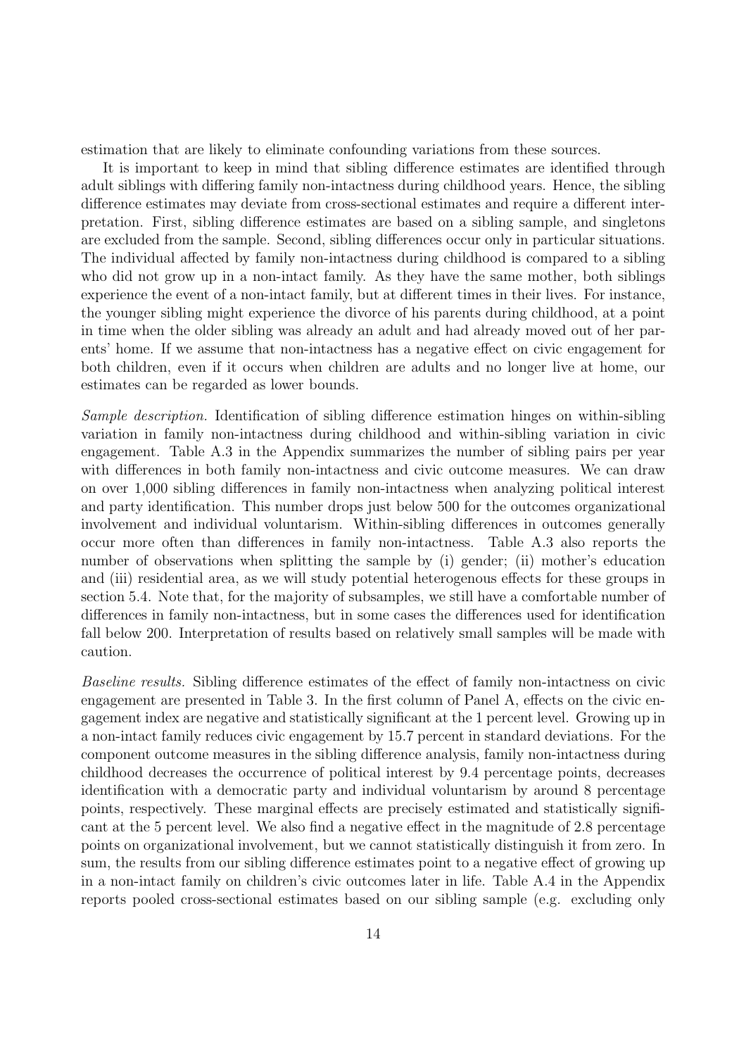estimation that are likely to eliminate confounding variations from these sources.

It is important to keep in mind that sibling difference estimates are identified through adult siblings with differing family non-intactness during childhood years. Hence, the sibling difference estimates may deviate from cross-sectional estimates and require a different interpretation. First, sibling difference estimates are based on a sibling sample, and singletons are excluded from the sample. Second, sibling differences occur only in particular situations. The individual affected by family non-intactness during childhood is compared to a sibling who did not grow up in a non-intact family. As they have the same mother, both siblings experience the event of a non-intact family, but at different times in their lives. For instance, the younger sibling might experience the divorce of his parents during childhood, at a point in time when the older sibling was already an adult and had already moved out of her parents' home. If we assume that non-intactness has a negative effect on civic engagement for both children, even if it occurs when children are adults and no longer live at home, our estimates can be regarded as lower bounds.

*Sample description.* Identification of sibling difference estimation hinges on within-sibling variation in family non-intactness during childhood and within-sibling variation in civic engagement. Table A.3 in the Appendix summarizes the number of sibling pairs per year with differences in both family non-intactness and civic outcome measures. We can draw on over 1,000 sibling differences in family non-intactness when analyzing political interest and party identification. This number drops just below 500 for the outcomes organizational involvement and individual voluntarism. Within-sibling differences in outcomes generally occur more often than differences in family non-intactness. Table A.3 also reports the number of observations when splitting the sample by (i) gender; (ii) mother's education and (iii) residential area, as we will study potential heterogenous effects for these groups in section 5.4. Note that, for the majority of subsamples, we still have a comfortable number of differences in family non-intactness, but in some cases the differences used for identification fall below 200. Interpretation of results based on relatively small samples will be made with caution.

*Baseline results.* Sibling difference estimates of the effect of family non-intactness on civic engagement are presented in Table 3. In the first column of Panel A, effects on the civic engagement index are negative and statistically significant at the 1 percent level. Growing up in a non-intact family reduces civic engagement by 15.7 percent in standard deviations. For the component outcome measures in the sibling difference analysis, family non-intactness during childhood decreases the occurrence of political interest by 9.4 percentage points, decreases identification with a democratic party and individual voluntarism by around 8 percentage points, respectively. These marginal effects are precisely estimated and statistically significant at the 5 percent level. We also find a negative effect in the magnitude of 2.8 percentage points on organizational involvement, but we cannot statistically distinguish it from zero. In sum, the results from our sibling difference estimates point to a negative effect of growing up in a non-intact family on children's civic outcomes later in life. Table A.4 in the Appendix reports pooled cross-sectional estimates based on our sibling sample (e.g. excluding only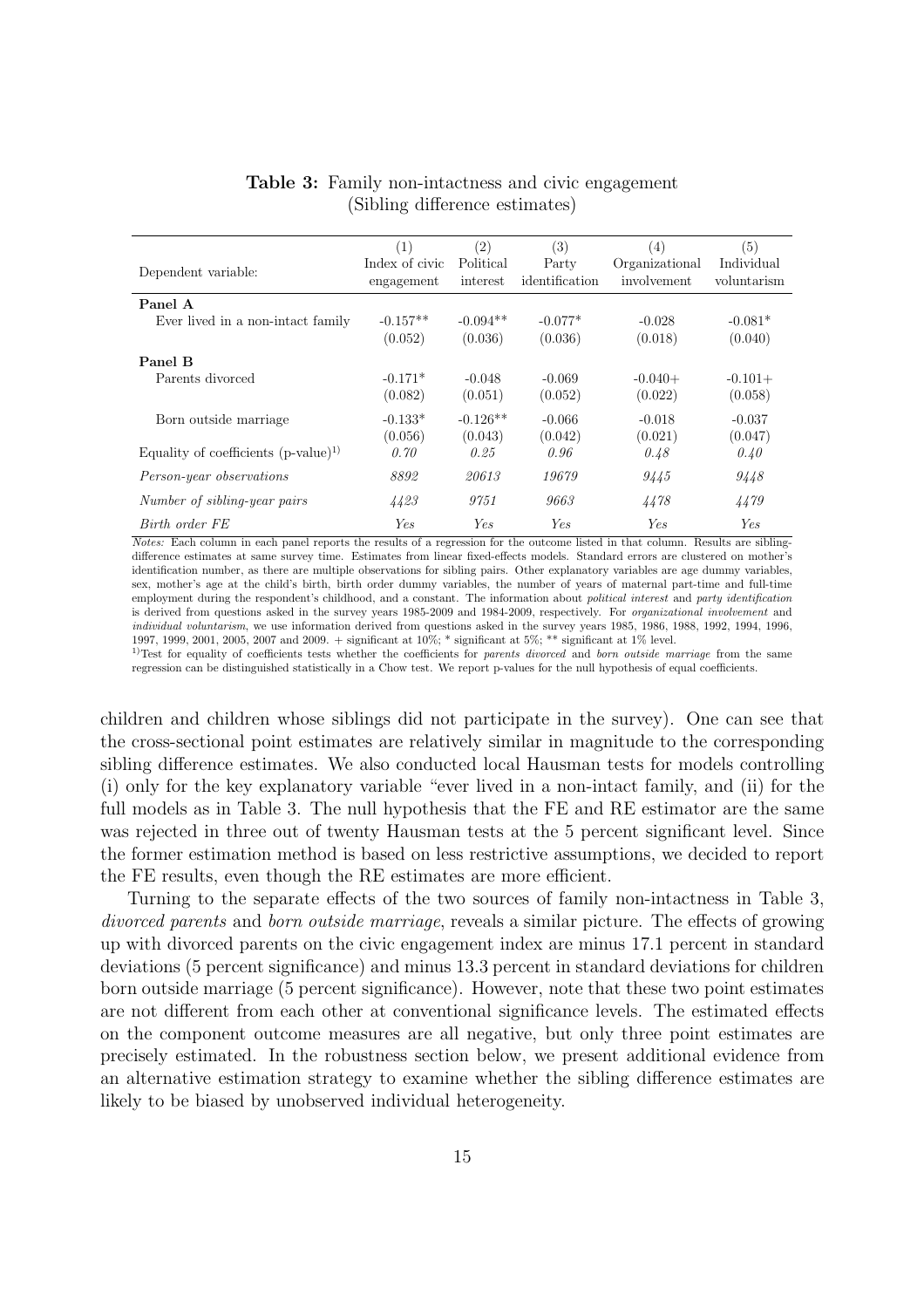**Table 3:** Family non-intactness and civic engagement (Sibling difference estimates)

| Dependent variable: | (1) Index of civic engagement | (2) Political interest | (3) Party identification | (4) Organizational involvement | (5) Individual voluntarism |
|---|---|---|---|---|---|
| **Panel A** | | | | | |
| Ever lived in a non-intact family | -0.157** | -0.094** | -0.077* | -0.028 | -0.081* |
| | (0.052) | (0.036) | (0.036) | (0.018) | (0.040) |
| **Panel B** | | | | | |
| Parents divorced | -0.171* | -0.048 | -0.069 | -0.040+ | -0.101+ |
| | (0.082) | (0.051) | (0.052) | (0.022) | (0.058) |
| Born outside marriage | -0.133* | -0.126** | -0.066 | -0.018 | -0.037 |
| | (0.056) | (0.043) | (0.042) | (0.021) | (0.047) |
| Equality of coefficients (p-value)[1)] | *0.70* | *0.25* | *0.96* | *0.48* | *0.40* |
| *Person-year observations* | *8892* | *20613* | *19679* | *9445* | *9448* |
| *Number of sibling-year pairs* | *4423* | *9751* | *9663* | *4478* | *4479* |
| *Birth order FE* | *Yes* | *Yes* | *Yes* | *Yes* | *Yes* |

*Notes:* Each column in each panel reports the results of a regression for the outcome listed in that column. Results are sibling-difference estimates at same survey time. Estimates from linear fixed-effects models. Standard errors are clustered on mother's identification number, as there are multiple observations for sibling pairs. Other explanatory variables are age dummy variables, sex, mother's age at the child's birth, birth order dummy variables, the number of years of maternal part-time and full-time employment during the respondent's childhood, and a constant. The information about *political interest* and *party identification* is derived from questions asked in the survey years 1985-2009 and 1984-2009, respectively. For *organizational involvement* and *individual voluntarism*, we use information derived from questions asked in the survey years 1985, 1986, 1988, 1992, 1994, 1996, 1997, 1999, 2001, 2005, 2007 and 2009. + significant at 10%; * significant at 5%; ** significant at 1% level.

[1)]Test for equality of coefficients tests whether the coefficients for *parents divorced* and *born outside marriage* from the same regression can be distinguished statistically in a Chow test. We report p-values for the null hypothesis of equal coefficients.

children and children whose siblings did not participate in the survey). One can see that the cross-sectional point estimates are relatively similar in magnitude to the corresponding sibling difference estimates. We also conducted local Hausman tests for models controlling (i) only for the key explanatory variable "ever lived in a non-intact family, and (ii) for the full models as in Table 3. The null hypothesis that the FE and RE estimator are the same was rejected in three out of twenty Hausman tests at the 5 percent significant level. Since the former estimation method is based on less restrictive assumptions, we decided to report the FE results, even though the RE estimates are more efficient.

Turning to the separate effects of the two sources of family non-intactness in Table 3, *divorced parents* and *born outside marriage*, reveals a similar picture. The effects of growing up with divorced parents on the civic engagement index are minus 17.1 percent in standard deviations (5 percent significance) and minus 13.3 percent in standard deviations for children born outside marriage (5 percent significance). However, note that these two point estimates are not different from each other at conventional significance levels. The estimated effects on the component outcome measures are all negative, but only three point estimates are precisely estimated. In the robustness section below, we present additional evidence from an alternative estimation strategy to examine whether the sibling difference estimates are likely to be biased by unobserved individual heterogeneity.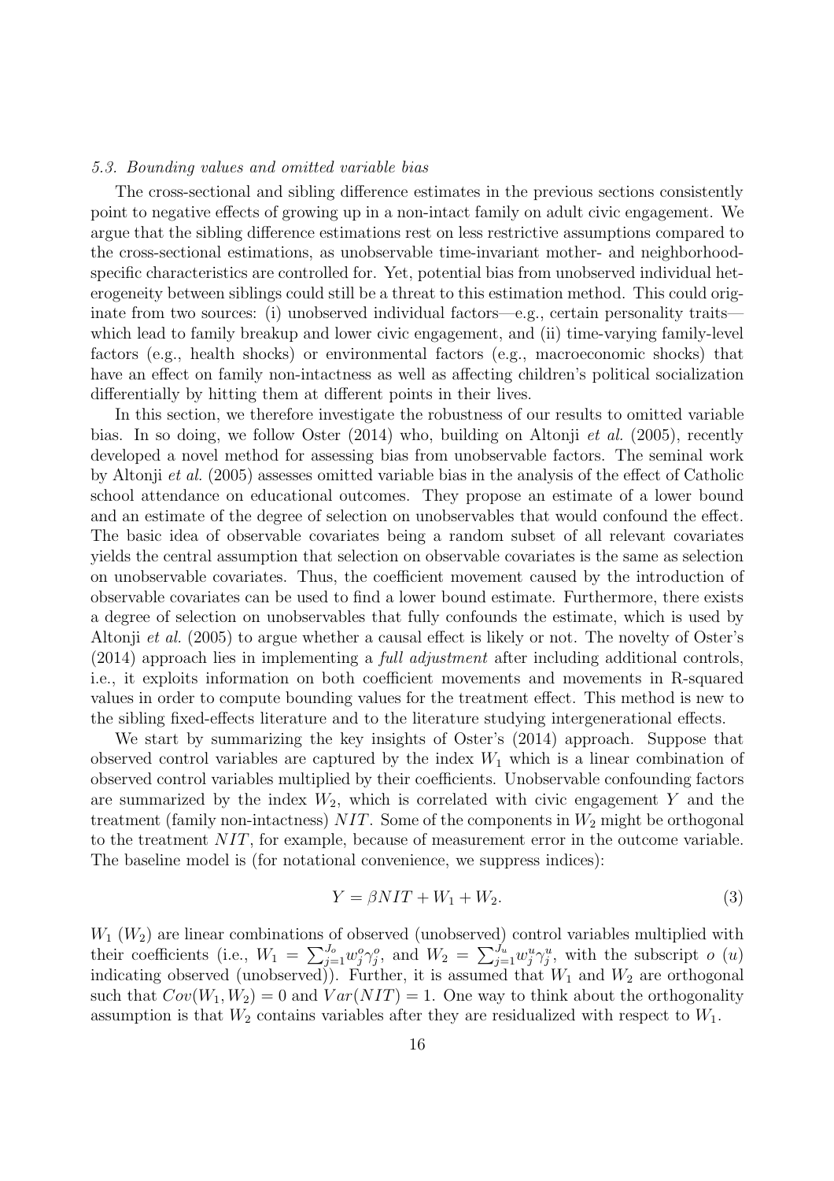### *5.3. Bounding values and omitted variable bias*

The cross-sectional and sibling difference estimates in the previous sections consistently point to negative effects of growing up in a non-intact family on adult civic engagement. We argue that the sibling difference estimations rest on less restrictive assumptions compared to the cross-sectional estimations, as unobservable time-invariant mother- and neighborhood-specific characteristics are controlled for. Yet, potential bias from unobserved individual heterogeneity between siblings could still be a threat to this estimation method. This could originate from two sources: (i) unobserved individual factors—e.g., certain personality traits—which lead to family breakup and lower civic engagement, and (ii) time-varying family-level factors (e.g., health shocks) or environmental factors (e.g., macroeconomic shocks) that have an effect on family non-intactness as well as affecting children's political socialization differentially by hitting them at different points in their lives.

In this section, we therefore investigate the robustness of our results to omitted variable bias. In so doing, we follow Oster (2014) who, building on Altonji *et al.* (2005), recently developed a novel method for assessing bias from unobservable factors. The seminal work by Altonji *et al.* (2005) assesses omitted variable bias in the analysis of the effect of Catholic school attendance on educational outcomes. They propose an estimate of a lower bound and an estimate of the degree of selection on unobservables that would confound the effect. The basic idea of observable covariates being a random subset of all relevant covariates yields the central assumption that selection on observable covariates is the same as selection on unobservable covariates. Thus, the coefficient movement caused by the introduction of observable covariates can be used to find a lower bound estimate. Furthermore, there exists a degree of selection on unobservables that fully confounds the estimate, which is used by Altonji *et al.* (2005) to argue whether a causal effect is likely or not. The novelty of Oster's (2014) approach lies in implementing a *full adjustment* after including additional controls, i.e., it exploits information on both coefficient movements and movements in R-squared values in order to compute bounding values for the treatment effect. This method is new to the sibling fixed-effects literature and to the literature studying intergenerational effects.

We start by summarizing the key insights of Oster's (2014) approach. Suppose that observed control variables are captured by the index $W_1$ which is a linear combination of observed control variables multiplied by their coefficients. Unobservable confounding factors are summarized by the index $W_2$, which is correlated with civic engagement $Y$ and the treatment (family non-intactness) $NIT$. Some of the components in $W_2$ might be orthogonal to the treatment $NIT$, for example, because of measurement error in the outcome variable. The baseline model is (for notational convenience, we suppress indices):

$$Y = \beta NIT + W_1 + W_2. \tag{3}$$

$W_1$ ($W_2$) are linear combinations of observed (unobserved) control variables multiplied with their coefficients (i.e., $W_1 = \sum_{j=1}^{J_o} w_j^o \gamma_j^o$, and $W_2 = \sum_{j=1}^{J_u} w_j^u \gamma_j^u$, with the subscript $o$ ($u$) indicating observed (unobserved)). Further, it is assumed that $W_1$ and $W_2$ are orthogonal such that $Cov(W_1, W_2) = 0$ and $Var(NIT) = 1$. One way to think about the orthogonality assumption is that $W_2$ contains variables after they are residualized with respect to $W_1$.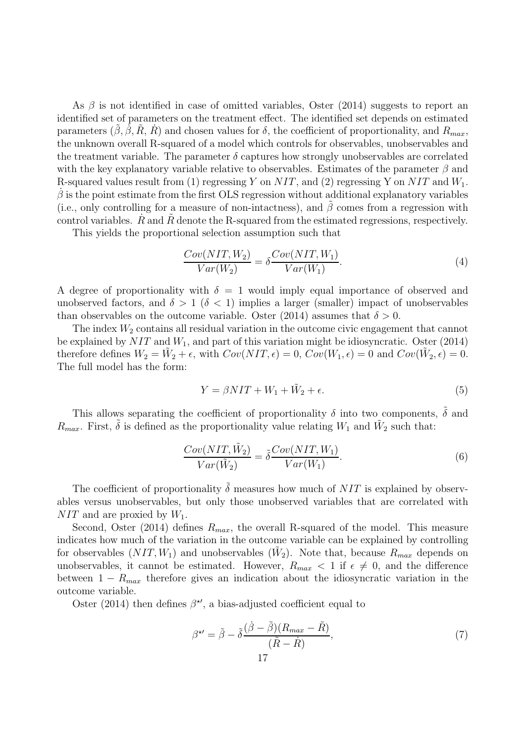As $\beta$ is not identified in case of omitted variables, Oster (2014) suggests to report an identified set of parameters on the treatment effect. The identified set depends on estimated parameters ($\tilde{\beta}, \dot{\beta}, \tilde{R}, \dot{R}$) and chosen values for $\delta$, the coefficient of proportionality, and $R_{max}$, the unknown overall R-squared of a model which controls for observables, unobservables and the treatment variable. The parameter $\delta$ captures how strongly unobservables are correlated with the key explanatory variable relative to observables. Estimates of the parameter $\beta$ and R-squared values result from (1) regressing $Y$ on $NIT$, and (2) regressing Y on $NIT$ and $W_1$. $\dot{\beta}$ is the point estimate from the first OLS regression without additional explanatory variables (i.e., only controlling for a measure of non-intactness), and $\tilde{\beta}$ comes from a regression with control variables. $\dot{R}$ and $\tilde{R}$ denote the R-squared from the estimated regressions, respectively.

This yields the proportional selection assumption such that

$$\frac{Cov(NIT, W_2)}{Var(W_2)} = \delta \frac{Cov(NIT, W_1)}{Var(W_1)}. \tag{4}$$

A degree of proportionality with $\delta = 1$ would imply equal importance of observed and unobserved factors, and $\delta > 1$ ($\delta < 1$) implies a larger (smaller) impact of unobservables than observables on the outcome variable. Oster (2014) assumes that $\delta > 0$.

The index $W_2$ contains all residual variation in the outcome civic engagement that cannot be explained by $NIT$ and $W_1$, and part of this variation might be idiosyncratic. Oster (2014) therefore defines $W_2 = \tilde{W}_2 + \epsilon$, with $Cov(NIT, \epsilon) = 0$, $Cov(W_1, \epsilon) = 0$ and $Cov(\tilde{W}_2, \epsilon) = 0$. The full model has the form:

$$Y = \beta NIT + W_1 + \tilde{W}_2 + \epsilon. \tag{5}$$

This allows separating the coefficient of proportionality $\delta$ into two components, $\tilde{\delta}$ and $R_{max}$. First, $\tilde{\delta}$ is defined as the proportionality value relating $W_1$ and $\tilde{W}_2$ such that:

$$\frac{Cov(NIT, \tilde{W}_2)}{Var(\tilde{W}_2)} = \tilde{\delta} \frac{Cov(NIT, W_1)}{Var(W_1)}. \tag{6}$$

The coefficient of proportionality $\tilde{\delta}$ measures how much of $NIT$ is explained by observables versus unobservables, but only those unobserved variables that are correlated with $NIT$ and are proxied by $W_1$.

Second, Oster (2014) defines $R_{max}$, the overall R-squared of the model. This measure indicates how much of the variation in the outcome variable can be explained by controlling for observables ($NIT, W_1$) and unobservables ($\tilde{W}_2$). Note that, because $R_{max}$ depends on unobservables, it cannot be estimated. However, $R_{max} < 1$ if $\epsilon \neq 0$, and the difference between $1 - R_{max}$ therefore gives an indication about the idiosyncratic variation in the outcome variable.

Oster (2014) then defines $\beta^{\star\prime}$, a bias-adjusted coefficient equal to

$$\beta^{\star\prime} = \tilde{\beta} - \tilde{\delta} \frac{(\dot{\beta} - \tilde{\beta})(R_{max} - \tilde{R})}{(\tilde{R} - \dot{R})}, \tag{7}$$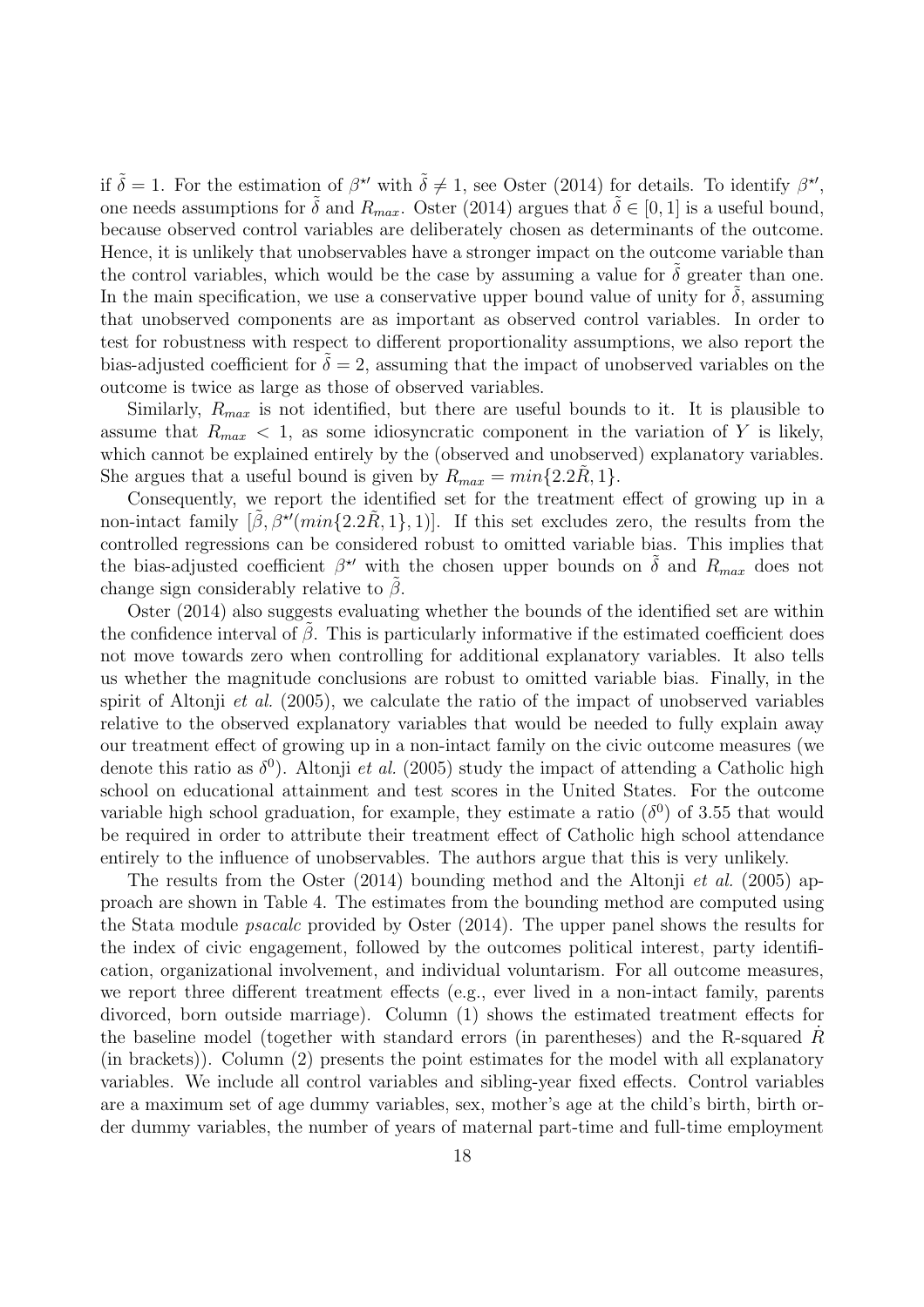if $\tilde{\delta} = 1$. For the estimation of $\beta^{\star\prime}$ with $\tilde{\delta} \neq 1$, see Oster (2014) for details. To identify $\beta^{\star\prime}$, one needs assumptions for $\tilde{\delta}$ and $R_{max}$. Oster (2014) argues that $\tilde{\delta} \in [0, 1]$ is a useful bound, because observed control variables are deliberately chosen as determinants of the outcome. Hence, it is unlikely that unobservables have a stronger impact on the outcome variable than the control variables, which would be the case by assuming a value for $\tilde{\delta}$ greater than one. In the main specification, we use a conservative upper bound value of unity for $\tilde{\delta}$, assuming that unobserved components are as important as observed control variables. In order to test for robustness with respect to different proportionality assumptions, we also report the bias-adjusted coefficient for $\tilde{\delta} = 2$, assuming that the impact of unobserved variables on the outcome is twice as large as those of observed variables.

Similarly, $R_{max}$ is not identified, but there are useful bounds to it. It is plausible to assume that $R_{max} < 1$, as some idiosyncratic component in the variation of $Y$ is likely, which cannot be explained entirely by the (observed and unobserved) explanatory variables. She argues that a useful bound is given by $R_{max} = min\{2.2\tilde{R}, 1\}$.

Consequently, we report the identified set for the treatment effect of growing up in a non-intact family $[\tilde{\beta}, \beta^{\star\prime}(min\{2.2\tilde{R}, 1\}, 1)]$. If this set excludes zero, the results from the controlled regressions can be considered robust to omitted variable bias. This implies that the bias-adjusted coefficient $\beta^{\star\prime}$ with the chosen upper bounds on $\tilde{\delta}$ and $R_{max}$ does not change sign considerably relative to $\tilde{\beta}$.

Oster (2014) also suggests evaluating whether the bounds of the identified set are within the confidence interval of $\tilde{\beta}$. This is particularly informative if the estimated coefficient does not move towards zero when controlling for additional explanatory variables. It also tells us whether the magnitude conclusions are robust to omitted variable bias. Finally, in the spirit of Altonji *et al.* (2005), we calculate the ratio of the impact of unobserved variables relative to the observed explanatory variables that would be needed to fully explain away our treatment effect of growing up in a non-intact family on the civic outcome measures (we denote this ratio as $\delta^0$). Altonji *et al.* (2005) study the impact of attending a Catholic high school on educational attainment and test scores in the United States. For the outcome variable high school graduation, for example, they estimate a ratio ($\delta^0$) of 3.55 that would be required in order to attribute their treatment effect of Catholic high school attendance entirely to the influence of unobservables. The authors argue that this is very unlikely.

The results from the Oster (2014) bounding method and the Altonji *et al.* (2005) approach are shown in Table 4. The estimates from the bounding method are computed using the Stata module *psacalc* provided by Oster (2014). The upper panel shows the results for the index of civic engagement, followed by the outcomes political interest, party identification, organizational involvement, and individual voluntarism. For all outcome measures, we report three different treatment effects (e.g., ever lived in a non-intact family, parents divorced, born outside marriage). Column (1) shows the estimated treatment effects for the baseline model (together with standard errors (in parentheses) and the R-squared $\dot{R}$ (in brackets)). Column (2) presents the point estimates for the model with all explanatory variables. We include all control variables and sibling-year fixed effects. Control variables are a maximum set of age dummy variables, sex, mother's age at the child's birth, birth order dummy variables, the number of years of maternal part-time and full-time employment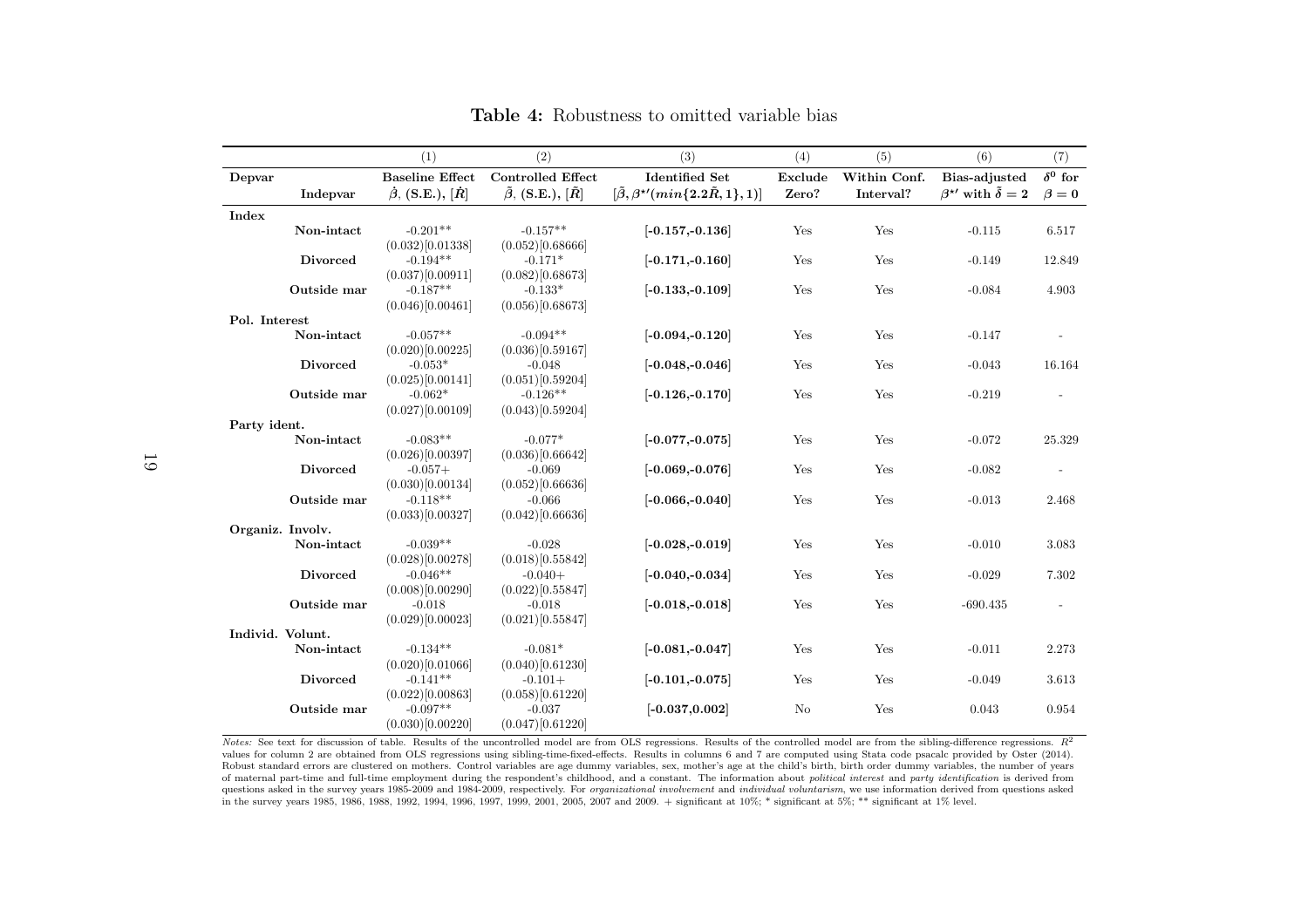**Table 4:** Robustness to omitted variable bias

| | | (1) | (2) | (3) | (4) | (5) | (6) | (7) |
|---|---|---|---|---|---|---|---|---|
| **Depvar** | | **Baseline Effect** | **Controlled Effect** | **Identified Set** | **Exclude** | **Within Conf.** | **Bias-adjusted** | **$\delta^0$ for** |
| | **Indepvar** | $\dot{\beta}$, **(S.E.)**, $[\dot{R}]$ | $\tilde{\beta}$, **(S.E.)**, $[\tilde{R}]$ | $[\tilde{\beta}, \beta^{\star\prime}(min\{2.2\tilde{R}, 1\}, 1)]$ | **Zero?** | **Interval?** | $\beta^{\star\prime}$ **with** $\tilde{\delta} = 2$ | $\beta = 0$ |
| **Index** | | | | | | | | |
| | **Non-intact** | -0.201** | -0.157** | **[-0.157,-0.136]** | Yes | Yes | -0.115 | 6.517 |
| | | (0.032)[0.01338] | (0.052)[0.68666] | | | | | |
| | **Divorced** | -0.194** | -0.171* | **[-0.171,-0.160]** | Yes | Yes | -0.149 | 12.849 |
| | | (0.037)[0.00911] | (0.082)[0.68673] | | | | | |
| | **Outside mar** | -0.187** | -0.133* | **[-0.133,-0.109]** | Yes | Yes | -0.084 | 4.903 |
| | | (0.046)[0.00461] | (0.056)[0.68673] | | | | | |
| **Pol. Interest** | | | | | | | | |
| | **Non-intact** | -0.057** | -0.094** | **[-0.094,-0.120]** | Yes | Yes | -0.147 | - |
| | | (0.020)[0.00225] | (0.036)[0.59167] | | | | | |
| | **Divorced** | -0.053* | -0.048 | **[-0.048,-0.046]** | Yes | Yes | -0.043 | 16.164 |
| | | (0.025)[0.00141] | (0.051)[0.59204] | | | | | |
| | **Outside mar** | -0.062* | -0.126** | **[-0.126,-0.170]** | Yes | Yes | -0.219 | - |
| | | (0.027)[0.00109] | (0.043)[0.59204] | | | | | |
| **Party ident.** | | | | | | | | |
| | **Non-intact** | -0.083** | -0.077* | **[-0.077,-0.075]** | Yes | Yes | -0.072 | 25.329 |
| | | (0.026)[0.00397] | (0.036)[0.66642] | | | | | |
| | **Divorced** | -0.057+ | -0.069 | **[-0.069,-0.076]** | Yes | Yes | -0.082 | - |
| | | (0.030)[0.00134] | (0.052)[0.66636] | | | | | |
| | **Outside mar** | -0.118** | -0.066 | **[-0.066,-0.040]** | Yes | Yes | -0.013 | 2.468 |
| | | (0.033)[0.00327] | (0.042)[0.66636] | | | | | |
| **Organiz. Involv.** | | | | | | | | |
| | **Non-intact** | -0.039** | -0.028 | **[-0.028,-0.019]** | Yes | Yes | -0.010 | 3.083 |
| | | (0.028)[0.00278] | (0.018)[0.55842] | | | | | |
| | **Divorced** | -0.046** | -0.040+ | **[-0.040,-0.034]** | Yes | Yes | -0.029 | 7.302 |
| | | (0.008)[0.00290] | (0.022)[0.55847] | | | | | |
| | **Outside mar** | -0.018 | -0.018 | **[-0.018,-0.018]** | Yes | Yes | -690.435 | - |
| | | (0.029)[0.00023] | (0.021)[0.55847] | | | | | |
| **Individ. Volunt.** | | | | | | | | |
| | **Non-intact** | -0.134** | -0.081* | **[-0.081,-0.047]** | Yes | Yes | -0.011 | 2.273 |
| | | (0.020)[0.01066] | (0.040)[0.61230] | | | | | |
| | **Divorced** | -0.141** | -0.101+ | **[-0.101,-0.075]** | Yes | Yes | -0.049 | 3.613 |
| | | (0.022)[0.00863] | (0.058)[0.61220] | | | | | |
| | **Outside mar** | -0.097** | -0.037 | [**-0.037,0.002**] | No | Yes | 0.043 | 0.954 |
| | | (0.030)[0.00220] | (0.047)[0.61220] | | | | | |

*Notes:* See text for discussion of table. Results of the uncontrolled model are from OLS regressions. Results of the controlled model are from the sibling-difference regressions. $R^2$ values for column 2 are obtained from OLS regressions using sibling-time-fixed-effects. Results in columns 6 and 7 are computed using Stata code psacalc provided by Oster (2014). Robust standard errors are clustered on mothers. Control variables are age dummy variables, sex, mother's age at the child's birth, birth order dummy variables, the number of years of maternal part-time and full-time employment during the respondent's childhood, and a constant. The information about *political interest* and *party identification* is derived from questions asked in the survey years 1985-2009 and 1984-2009, respectively. For *organizational involvement* and *individual voluntarism*, we use information derived from questions asked in the survey years 1985, 1986, 1988, 1992, 1994, 1996, 1997, 1999, 2001, 2005, 2007 and 2009. + significant at 10%; * significant at 5%; ** significant at 1% level.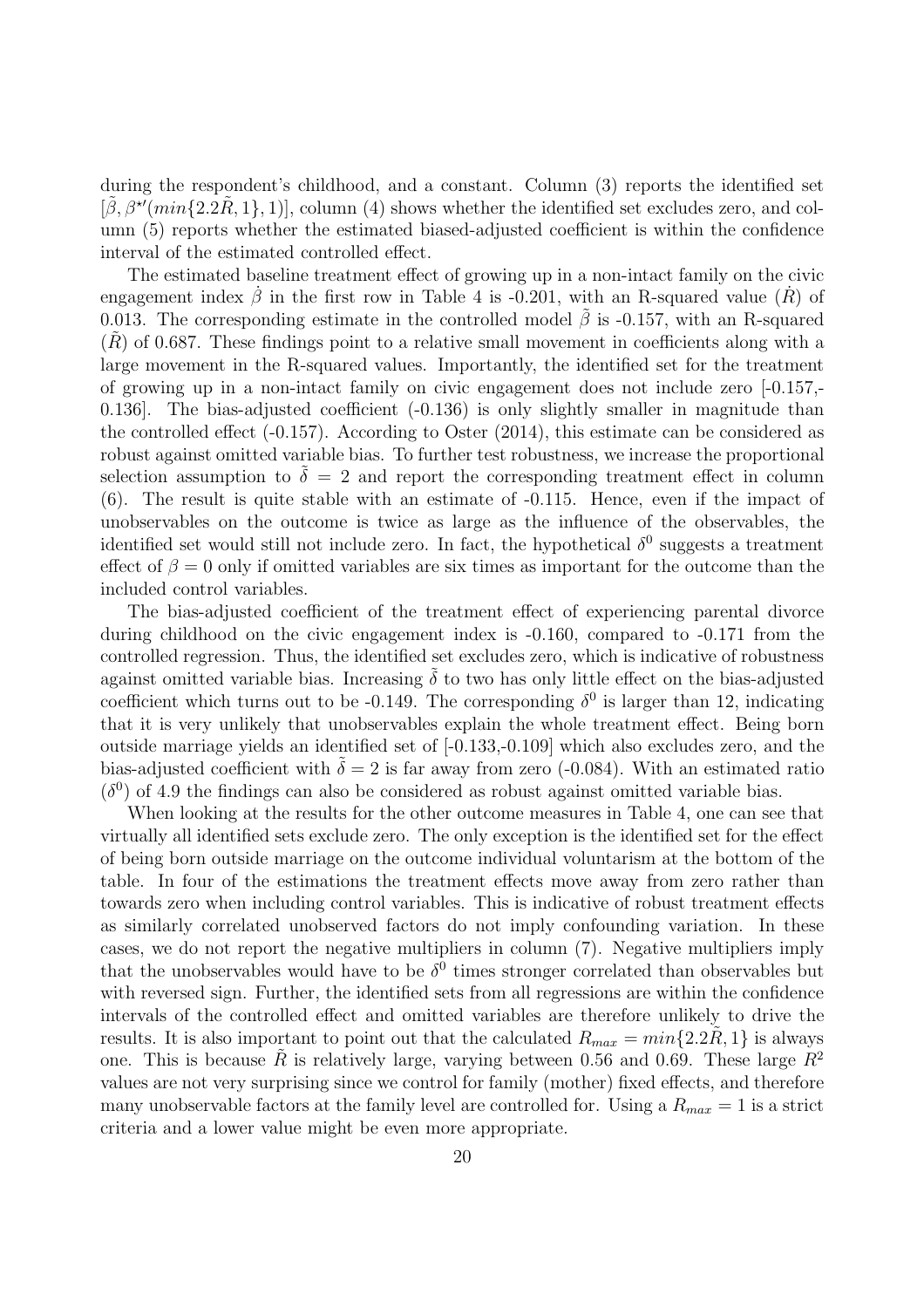during the respondent's childhood, and a constant. Column (3) reports the identified set $[\tilde{\beta}, \beta^{\star\prime}(min\{2.2\tilde{R}, 1\}, 1)]$, column (4) shows whether the identified set excludes zero, and column (5) reports whether the estimated biased-adjusted coefficient is within the confidence interval of the estimated controlled effect.

The estimated baseline treatment effect of growing up in a non-intact family on the civic engagement index $\dot{\beta}$ in the first row in Table 4 is -0.201, with an R-squared value ($\dot{R}$) of 0.013. The corresponding estimate in the controlled model $\tilde{\beta}$ is -0.157, with an R-squared ($\tilde{R}$) of 0.687. These findings point to a relative small movement in coefficients along with a large movement in the R-squared values. Importantly, the identified set for the treatment of growing up in a non-intact family on civic engagement does not include zero [-0.157,-0.136]. The bias-adjusted coefficient (-0.136) is only slightly smaller in magnitude than the controlled effect (-0.157). According to Oster (2014), this estimate can be considered as robust against omitted variable bias. To further test robustness, we increase the proportional selection assumption to $\tilde{\delta} = 2$ and report the corresponding treatment effect in column (6). The result is quite stable with an estimate of -0.115. Hence, even if the impact of unobservables on the outcome is twice as large as the influence of the observables, the identified set would still not include zero. In fact, the hypothetical $\delta^0$ suggests a treatment effect of $\beta = 0$ only if omitted variables are six times as important for the outcome than the included control variables.

The bias-adjusted coefficient of the treatment effect of experiencing parental divorce during childhood on the civic engagement index is -0.160, compared to -0.171 from the controlled regression. Thus, the identified set excludes zero, which is indicative of robustness against omitted variable bias. Increasing $\tilde{\delta}$ to two has only little effect on the bias-adjusted coefficient which turns out to be -0.149. The corresponding $\delta^0$ is larger than 12, indicating that it is very unlikely that unobservables explain the whole treatment effect. Being born outside marriage yields an identified set of [-0.133,-0.109] which also excludes zero, and the bias-adjusted coefficient with $\tilde{\delta} = 2$ is far away from zero (-0.084). With an estimated ratio ($\delta^0$) of 4.9 the findings can also be considered as robust against omitted variable bias.

When looking at the results for the other outcome measures in Table 4, one can see that virtually all identified sets exclude zero. The only exception is the identified set for the effect of being born outside marriage on the outcome individual voluntarism at the bottom of the table. In four of the estimations the treatment effects move away from zero rather than towards zero when including control variables. This is indicative of robust treatment effects as similarly correlated unobserved factors do not imply confounding variation. In these cases, we do not report the negative multipliers in column (7). Negative multipliers imply that the unobservables would have to be $\delta^0$ times stronger correlated than observables but with reversed sign. Further, the identified sets from all regressions are within the confidence intervals of the controlled effect and omitted variables are therefore unlikely to drive the results. It is also important to point out that the calculated $R_{max} = min\{2.2\tilde{R}, 1\}$ is always one. This is because $\tilde{R}$ is relatively large, varying between 0.56 and 0.69. These large $R^2$ values are not very surprising since we control for family (mother) fixed effects, and therefore many unobservable factors at the family level are controlled for. Using a $R_{max} = 1$ is a strict criteria and a lower value might be even more appropriate.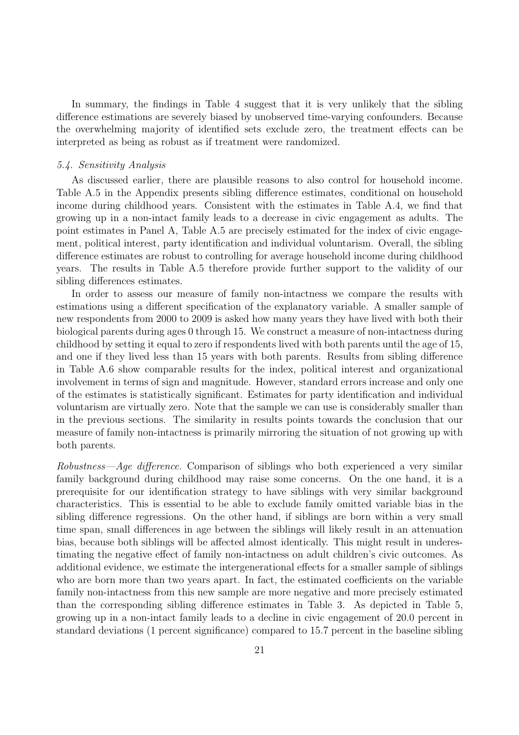In summary, the findings in Table 4 suggest that it is very unlikely that the sibling difference estimations are severely biased by unobserved time-varying confounders. Because the overwhelming majority of identified sets exclude zero, the treatment effects can be interpreted as being as robust as if treatment were randomized.

### *5.4. Sensitivity Analysis*

As discussed earlier, there are plausible reasons to also control for household income. Table A.5 in the Appendix presents sibling difference estimates, conditional on household income during childhood years. Consistent with the estimates in Table A.4, we find that growing up in a non-intact family leads to a decrease in civic engagement as adults. The point estimates in Panel A, Table A.5 are precisely estimated for the index of civic engagement, political interest, party identification and individual voluntarism. Overall, the sibling difference estimates are robust to controlling for average household income during childhood years. The results in Table A.5 therefore provide further support to the validity of our sibling differences estimates.

In order to assess our measure of family non-intactness we compare the results with estimations using a different specification of the explanatory variable. A smaller sample of new respondents from 2000 to 2009 is asked how many years they have lived with both their biological parents during ages 0 through 15. We construct a measure of non-intactness during childhood by setting it equal to zero if respondents lived with both parents until the age of 15, and one if they lived less than 15 years with both parents. Results from sibling difference in Table A.6 show comparable results for the index, political interest and organizational involvement in terms of sign and magnitude. However, standard errors increase and only one of the estimates is statistically significant. Estimates for party identification and individual voluntarism are virtually zero. Note that the sample we can use is considerably smaller than in the previous sections. The similarity in results points towards the conclusion that our measure of family non-intactness is primarily mirroring the situation of not growing up with both parents.

*Robustness—Age difference.* Comparison of siblings who both experienced a very similar family background during childhood may raise some concerns. On the one hand, it is a prerequisite for our identification strategy to have siblings with very similar background characteristics. This is essential to be able to exclude family omitted variable bias in the sibling difference regressions. On the other hand, if siblings are born within a very small time span, small differences in age between the siblings will likely result in an attenuation bias, because both siblings will be affected almost identically. This might result in underestimating the negative effect of family non-intactness on adult children's civic outcomes. As additional evidence, we estimate the intergenerational effects for a smaller sample of siblings who are born more than two years apart. In fact, the estimated coefficients on the variable family non-intactness from this new sample are more negative and more precisely estimated than the corresponding sibling difference estimates in Table 3. As depicted in Table 5, growing up in a non-intact family leads to a decline in civic engagement of 20.0 percent in standard deviations (1 percent significance) compared to 15.7 percent in the baseline sibling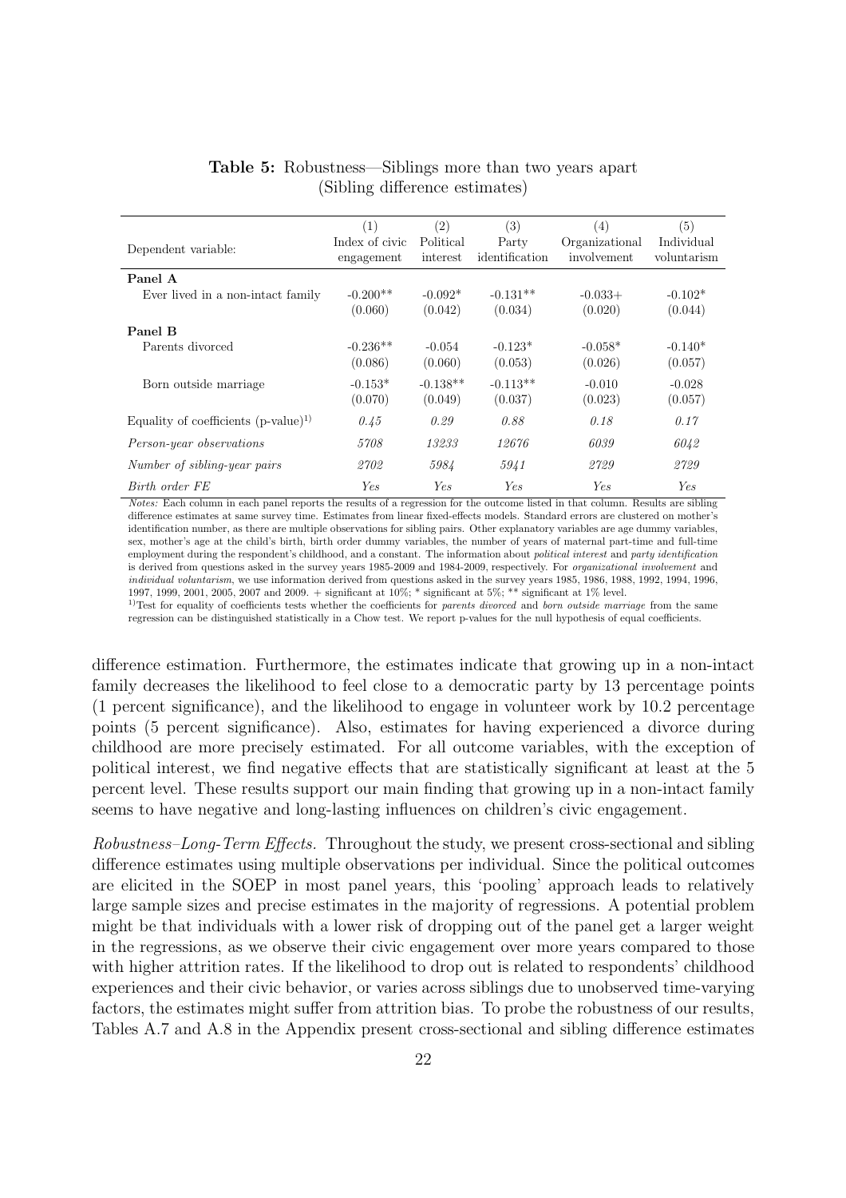**Table 5:** Robustness—Siblings more than two years apart (Sibling difference estimates)

| Dependent variable: | (1) Index of civic engagement | (2) Political interest | (3) Party identification | (4) Organizational involvement | (5) Individual voluntarism |
|---|---|---|---|---|---|
| **Panel A** | | | | | |
| Ever lived in a non-intact family | -0.200** | -0.092* | -0.131** | -0.033+ | -0.102* |
| | (0.060) | (0.042) | (0.034) | (0.020) | (0.044) |
| **Panel B** | | | | | |
| Parents divorced | -0.236** | -0.054 | -0.123* | -0.058* | -0.140* |
| | (0.086) | (0.060) | (0.053) | (0.026) | (0.057) |
| Born outside marriage | -0.153* | -0.138** | -0.113** | -0.010 | -0.028 |
| | (0.070) | (0.049) | (0.037) | (0.023) | (0.057) |
| Equality of coefficients (p-value)[1)] | *0.45* | *0.29* | *0.88* | *0.18* | *0.17* |
| *Person-year observations* | *5708* | *13233* | *12676* | *6039* | *6042* |
| *Number of sibling-year pairs* | *2702* | *5984* | *5941* | *2729* | *2729* |
| *Birth order FE* | *Yes* | *Yes* | *Yes* | *Yes* | *Yes* |

*Notes:* Each column in each panel reports the results of a regression for the outcome listed in that column. Results are sibling difference estimates at same survey time. Estimates from linear fixed-effects models. Standard errors are clustered on mother's identification number, as there are multiple observations for sibling pairs. Other explanatory variables are age dummy variables, sex, mother's age at the child's birth, birth order dummy variables, the number of years of maternal part-time and full-time employment during the respondent's childhood, and a constant. The information about *political interest* and *party identification* is derived from questions asked in the survey years 1985-2009 and 1984-2009, respectively. For *organizational involvement* and *individual voluntarism*, we use information derived from questions asked in the survey years 1985, 1986, 1988, 1992, 1994, 1996, 1997, 1999, 2001, 2005, 2007 and 2009. + significant at 10%; * significant at 5%; ** significant at 1% level.
[1)]Test for equality of coefficients tests whether the coefficients for *parents divorced* and *born outside marriage* from the same regression can be distinguished statistically in a Chow test. We report p-values for the null hypothesis of equal coefficients.

difference estimation. Furthermore, the estimates indicate that growing up in a non-intact family decreases the likelihood to feel close to a democratic party by 13 percentage points (1 percent significance), and the likelihood to engage in volunteer work by 10.2 percentage points (5 percent significance). Also, estimates for having experienced a divorce during childhood are more precisely estimated. For all outcome variables, with the exception of political interest, we find negative effects that are statistically significant at least at the 5 percent level. These results support our main finding that growing up in a non-intact family seems to have negative and long-lasting influences on children's civic engagement.

*Robustness–Long-Term Effects.* Throughout the study, we present cross-sectional and sibling difference estimates using multiple observations per individual. Since the political outcomes are elicited in the SOEP in most panel years, this 'pooling' approach leads to relatively large sample sizes and precise estimates in the majority of regressions. A potential problem might be that individuals with a lower risk of dropping out of the panel get a larger weight in the regressions, as we observe their civic engagement over more years compared to those with higher attrition rates. If the likelihood to drop out is related to respondents' childhood experiences and their civic behavior, or varies across siblings due to unobserved time-varying factors, the estimates might suffer from attrition bias. To probe the robustness of our results, Tables A.7 and A.8 in the Appendix present cross-sectional and sibling difference estimates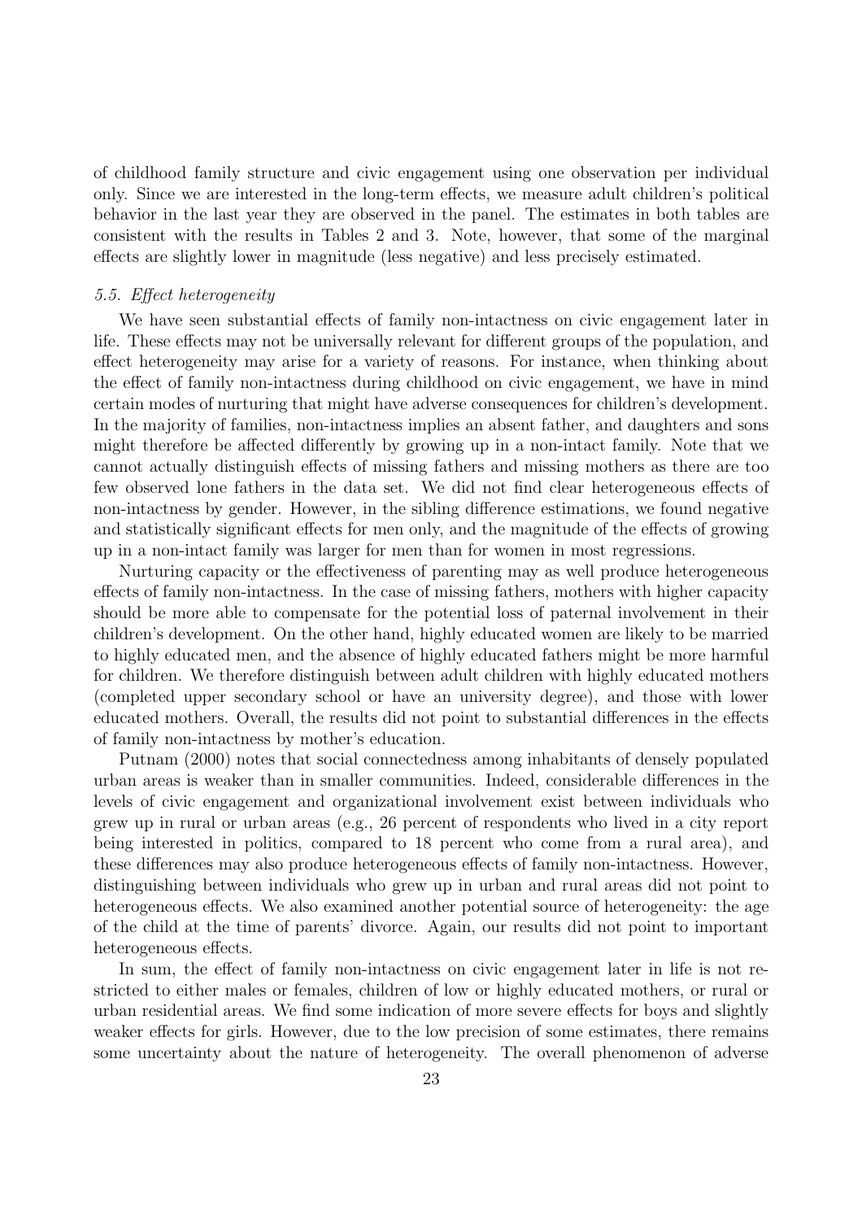of childhood family structure and civic engagement using one observation per individual only. Since we are interested in the long-term effects, we measure adult children's political behavior in the last year they are observed in the panel. The estimates in both tables are consistent with the results in Tables 2 and 3. Note, however, that some of the marginal effects are slightly lower in magnitude (less negative) and less precisely estimated.

### *5.5. Effect heterogeneity*

We have seen substantial effects of family non-intactness on civic engagement later in life. These effects may not be universally relevant for different groups of the population, and effect heterogeneity may arise for a variety of reasons. For instance, when thinking about the effect of family non-intactness during childhood on civic engagement, we have in mind certain modes of nurturing that might have adverse consequences for children's development. In the majority of families, non-intactness implies an absent father, and daughters and sons might therefore be affected differently by growing up in a non-intact family. Note that we cannot actually distinguish effects of missing fathers and missing mothers as there are too few observed lone fathers in the data set. We did not find clear heterogeneous effects of non-intactness by gender. However, in the sibling difference estimations, we found negative and statistically significant effects for men only, and the magnitude of the effects of growing up in a non-intact family was larger for men than for women in most regressions.

Nurturing capacity or the effectiveness of parenting may as well produce heterogeneous effects of family non-intactness. In the case of missing fathers, mothers with higher capacity should be more able to compensate for the potential loss of paternal involvement in their children's development. On the other hand, highly educated women are likely to be married to highly educated men, and the absence of highly educated fathers might be more harmful for children. We therefore distinguish between adult children with highly educated mothers (completed upper secondary school or have an university degree), and those with lower educated mothers. Overall, the results did not point to substantial differences in the effects of family non-intactness by mother's education.

Putnam (2000) notes that social connectedness among inhabitants of densely populated urban areas is weaker than in smaller communities. Indeed, considerable differences in the levels of civic engagement and organizational involvement exist between individuals who grew up in rural or urban areas (e.g., 26 percent of respondents who lived in a city report being interested in politics, compared to 18 percent who come from a rural area), and these differences may also produce heterogeneous effects of family non-intactness. However, distinguishing between individuals who grew up in urban and rural areas did not point to heterogeneous effects. We also examined another potential source of heterogeneity: the age of the child at the time of parents' divorce. Again, our results did not point to important heterogeneous effects.

In sum, the effect of family non-intactness on civic engagement later in life is not restricted to either males or females, children of low or highly educated mothers, or rural or urban residential areas. We find some indication of more severe effects for boys and slightly weaker effects for girls. However, due to the low precision of some estimates, there remains some uncertainty about the nature of heterogeneity. The overall phenomenon of adverse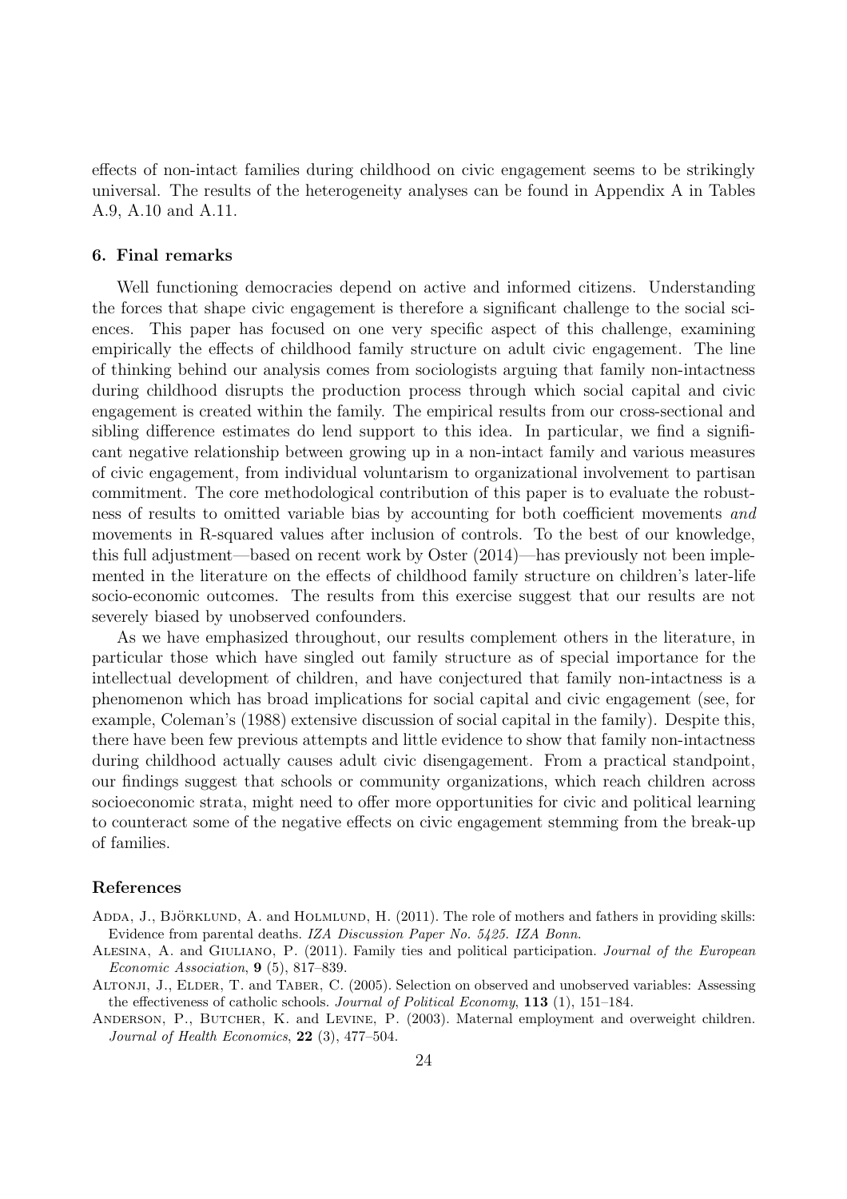effects of non-intact families during childhood on civic engagement seems to be strikingly universal. The results of the heterogeneity analyses can be found in Appendix A in Tables A.9, A.10 and A.11.

### 6. Final remarks

Well functioning democracies depend on active and informed citizens. Understanding the forces that shape civic engagement is therefore a significant challenge to the social sciences. This paper has focused on one very specific aspect of this challenge, examining empirically the effects of childhood family structure on adult civic engagement. The line of thinking behind our analysis comes from sociologists arguing that family non-intactness during childhood disrupts the production process through which social capital and civic engagement is created within the family. The empirical results from our cross-sectional and sibling difference estimates do lend support to this idea. In particular, we find a significant negative relationship between growing up in a non-intact family and various measures of civic engagement, from individual voluntarism to organizational involvement to partisan commitment. The core methodological contribution of this paper is to evaluate the robustness of results to omitted variable bias by accounting for both coefficient movements *and* movements in R-squared values after inclusion of controls. To the best of our knowledge, this full adjustment—based on recent work by Oster (2014)—has previously not been implemented in the literature on the effects of childhood family structure on children's later-life socio-economic outcomes. The results from this exercise suggest that our results are not severely biased by unobserved confounders.

As we have emphasized throughout, our results complement others in the literature, in particular those which have singled out family structure as of special importance for the intellectual development of children, and have conjectured that family non-intactness is a phenomenon which has broad implications for social capital and civic engagement (see, for example, Coleman's (1988) extensive discussion of social capital in the family). Despite this, there have been few previous attempts and little evidence to show that family non-intactness during childhood actually causes adult civic disengagement. From a practical standpoint, our findings suggest that schools or community organizations, which reach children across socioeconomic strata, might need to offer more opportunities for civic and political learning to counteract some of the negative effects on civic engagement stemming from the break-up of families.

### References

Adda, J., Björklund, A. and Holmlund, H. (2011). The role of mothers and fathers in providing skills: Evidence from parental deaths. *IZA Discussion Paper No. 5425. IZA Bonn*.

Alesina, A. and Giuliano, P. (2011). Family ties and political participation. *Journal of the European Economic Association*, **9** (5), 817–839.

Altonji, J., Elder, T. and Taber, C. (2005). Selection on observed and unobserved variables: Assessing the effectiveness of catholic schools. *Journal of Political Economy*, **113** (1), 151–184.

Anderson, P., Butcher, K. and Levine, P. (2003). Maternal employment and overweight children. *Journal of Health Economics*, **22** (3), 477–504.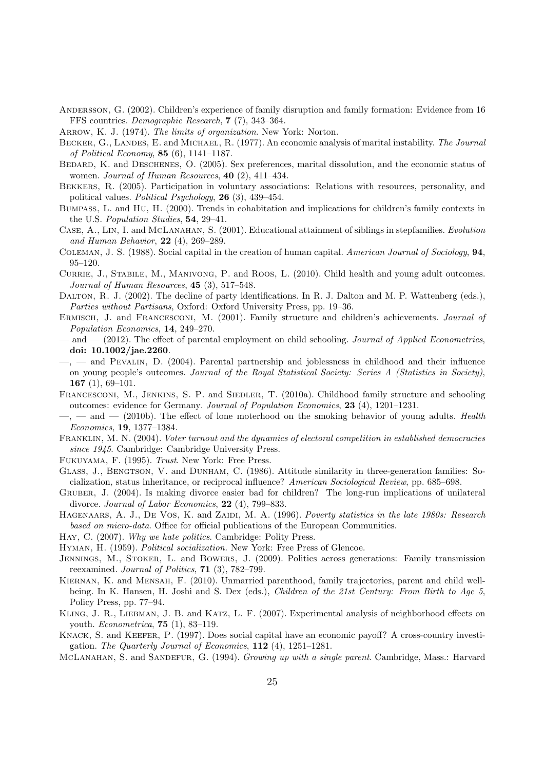Andersson, G. (2002). Children's experience of family disruption and family formation: Evidence from 16 FFS countries. *Demographic Research*, **7** (7), 343–364.

Arrow, K. J. (1974). *The limits of organization*. New York: Norton.

Becker, G., Landes, E. and Michael, R. (1977). An economic analysis of marital instability. *The Journal of Political Economy*, **85** (6), 1141–1187.

Bedard, K. and Deschenes, O. (2005). Sex preferences, marital dissolution, and the economic status of women. *Journal of Human Resources*, **40** (2), 411–434.

Bekkers, R. (2005). Participation in voluntary associations: Relations with resources, personality, and political values. *Political Psychology*, **26** (3), 439–454.

Bumpass, L. and Hu, H. (2000). Trends in cohabitation and implications for children's family contexts in the U.S. *Population Studies*, **54**, 29–41.

Case, A., Lin, I. and McLanahan, S. (2001). Educational attainment of siblings in stepfamilies. *Evolution and Human Behavior*, **22** (4), 269–289.

Coleman, J. S. (1988). Social capital in the creation of human capital. *American Journal of Sociology*, **94**, 95–120.

Currie, J., Stabile, M., Manivong, P. and Roos, L. (2010). Child health and young adult outcomes. *Journal of Human Resources*, **45** (3), 517–548.

Dalton, R. J. (2002). The decline of party identifications. In R. J. Dalton and M. P. Wattenberg (eds.), *Parties without Partisans*, Oxford: Oxford University Press, pp. 19–36.

Ermisch, J. and Francesconi, M. (2001). Family structure and children's achievements. *Journal of Population Economics*, **14**, 249–270.

— and — (2012). The effect of parental employment on child schooling. *Journal of Applied Econometrics*, **doi: 10.1002/jae.2260**.

—, — and Pevalin, D. (2004). Parental partnership and joblessness in childhood and their influence on young people's outcomes. *Journal of the Royal Statistical Society: Series A (Statistics in Society)*, **167** (1), 69–101.

Francesconi, M., Jenkins, S. P. and Siedler, T. (2010a). Childhood family structure and schooling outcomes: evidence for Germany. *Journal of Population Economics*, **23** (4), 1201–1231.

—, — and — (2010b). The effect of lone motherhood on the smoking behavior of young adults. *Health Economics*, **19**, 1377–1384.

Franklin, M. N. (2004). *Voter turnout and the dynamics of electoral competition in established democracies since 1945*. Cambridge: Cambridge University Press.

Fukuyama, F. (1995). *Trust*. New York: Free Press.

Glass, J., Bengtson, V. and Dunham, C. (1986). Attitude similarity in three-generation families: Socialization, status inheritance, or reciprocal influence? *American Sociological Review*, pp. 685–698.

Gruber, J. (2004). Is making divorce easier bad for children? The long-run implications of unilateral divorce. *Journal of Labor Economics*, **22** (4), 799–833.

Hagenaars, A. J., De Vos, K. and Zaidi, M. A. (1996). *Poverty statistics in the late 1980s: Research based on micro-data*. Office for official publications of the European Communities.

Hay, C. (2007). *Why we hate politics*. Cambridge: Polity Press.

Hyman, H. (1959). *Political socialization*. New York: Free Press of Glencoe.

Jennings, M., Stoker, L. and Bowers, J. (2009). Politics across generations: Family transmission reexamined. *Journal of Politics*, **71** (3), 782–799.

Kiernan, K. and Mensah, F. (2010). Unmarried parenthood, family trajectories, parent and child well-being. In K. Hansen, H. Joshi and S. Dex (eds.), *Children of the 21st Century: From Birth to Age 5*, Policy Press, pp. 77–94.

Kling, J. R., Liebman, J. B. and Katz, L. F. (2007). Experimental analysis of neighborhood effects on youth. *Econometrica*, **75** (1), 83–119.

Knack, S. and Keefer, P. (1997). Does social capital have an economic payoff? A cross-country investigation. *The Quarterly Journal of Economics*, **112** (4), 1251–1281.

McLanahan, S. and Sandefur, G. (1994). *Growing up with a single parent*. Cambridge, Mass.: Harvard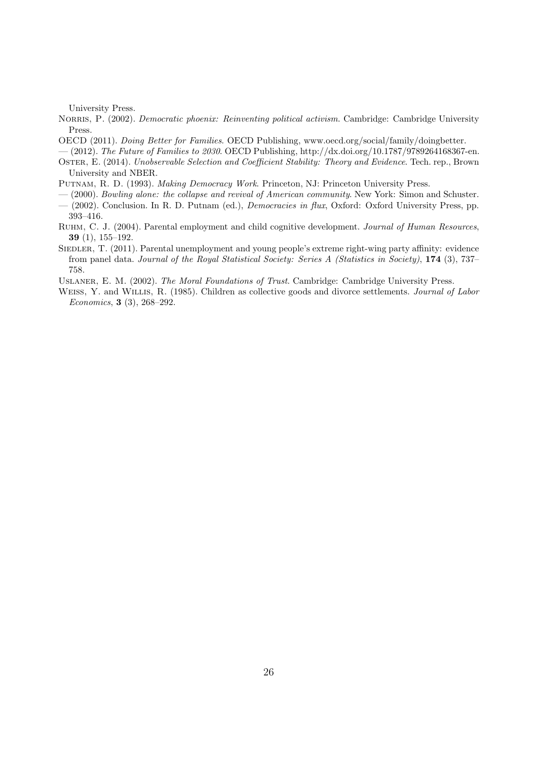University Press.

Norris, P. (2002). *Democratic phoenix: Reinventing political activism*. Cambridge: Cambridge University Press.

OECD (2011). *Doing Better for Families*. OECD Publishing, www.oecd.org/social/family/doingbetter.

— (2012). *The Future of Families to 2030*. OECD Publishing, http://dx.doi.org/10.1787/9789264168367-en.

Oster, E. (2014). *Unobservable Selection and Coefficient Stability: Theory and Evidence*. Tech. rep., Brown University and NBER.

Putnam, R. D. (1993). *Making Democracy Work*. Princeton, NJ: Princeton University Press.

— (2000). *Bowling alone: the collapse and revival of American community*. New York: Simon and Schuster.

— (2002). Conclusion. In R. D. Putnam (ed.), *Democracies in flux*, Oxford: Oxford University Press, pp. 393–416.

Ruhm, C. J. (2004). Parental employment and child cognitive development. *Journal of Human Resources*, **39** (1), 155–192.

Siedler, T. (2011). Parental unemployment and young people's extreme right-wing party affinity: evidence from panel data. *Journal of the Royal Statistical Society: Series A (Statistics in Society)*, **174** (3), 737–758.

Uslaner, E. M. (2002). *The Moral Foundations of Trust*. Cambridge: Cambridge University Press.

Weiss, Y. and Willis, R. (1985). Children as collective goods and divorce settlements. *Journal of Labor Economics*, **3** (3), 268–292.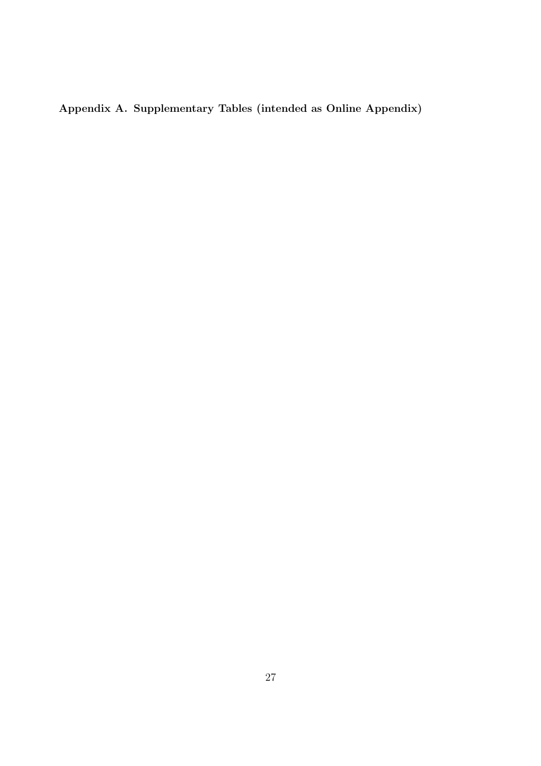## Appendix A. Supplementary Tables (intended as Online Appendix)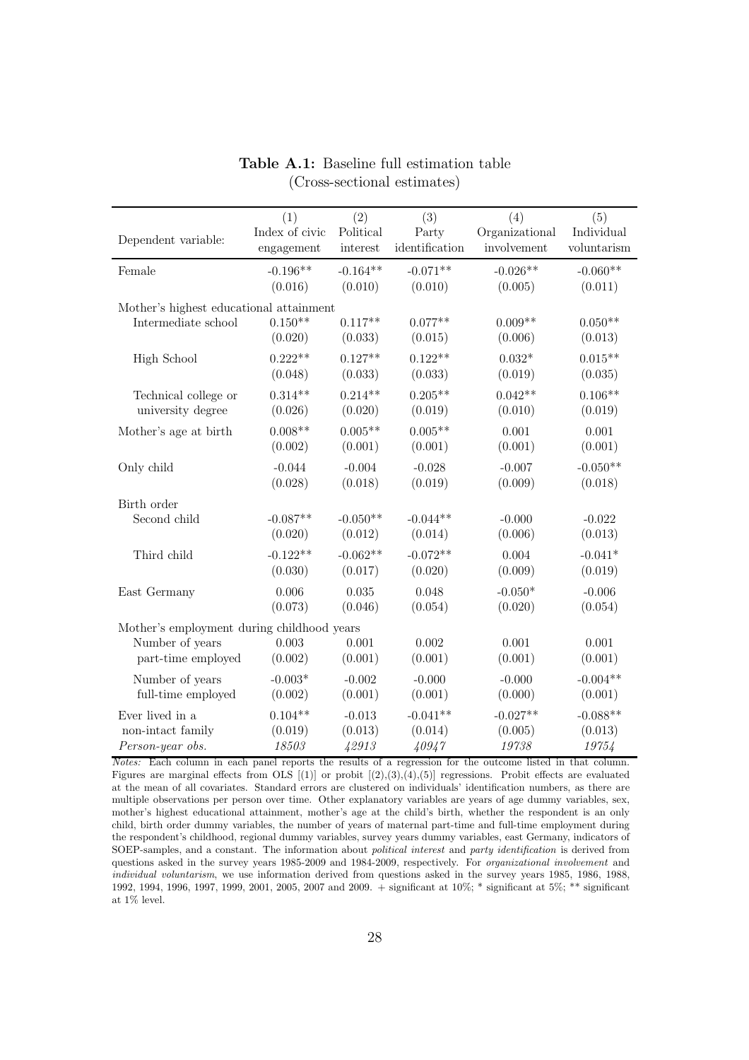**Table A.1:** Baseline full estimation table
(Cross-sectional estimates)

| Dependent variable: | (1) Index of civic engagement | (2) Political interest | (3) Party identification | (4) Organizational involvement | (5) Individual voluntarism |
|---|---|---|---|---|---|
| Female | -0.196** | -0.164** | -0.071** | -0.026** | -0.060** |
| | (0.016) | (0.010) | (0.010) | (0.005) | (0.011) |
| Mother's highest educational attainment | | | | | |
| Intermediate school | 0.150** | 0.117** | 0.077** | 0.009** | 0.050** |
| | (0.020) | (0.033) | (0.015) | (0.006) | (0.013) |
| High School | 0.222** | 0.127** | 0.122** | 0.032* | 0.015** |
| | (0.048) | (0.033) | (0.033) | (0.019) | (0.035) |
| Technical college or university degree | 0.314** | 0.214** | 0.205** | 0.042** | 0.106** |
| | (0.026) | (0.020) | (0.019) | (0.010) | (0.019) |
| Mother's age at birth | 0.008** | 0.005** | 0.005** | 0.001 | 0.001 |
| | (0.002) | (0.001) | (0.001) | (0.001) | (0.001) |
| Only child | -0.044 | -0.004 | -0.028 | -0.007 | -0.050** |
| | (0.028) | (0.018) | (0.019) | (0.009) | (0.018) |
| Birth order | | | | | |
| Second child | -0.087** | -0.050** | -0.044** | -0.000 | -0.022 |
| | (0.020) | (0.012) | (0.014) | (0.006) | (0.013) |
| Third child | -0.122** | -0.062** | -0.072** | 0.004 | -0.041* |
| | (0.030) | (0.017) | (0.020) | (0.009) | (0.019) |
| East Germany | 0.006 | 0.035 | 0.048 | -0.050* | -0.006 |
| | (0.073) | (0.046) | (0.054) | (0.020) | (0.054) |
| Mother's employment during childhood years | | | | | |
| Number of years part-time employed | 0.003 | 0.001 | 0.002 | 0.001 | 0.001 |
| | (0.002) | (0.001) | (0.001) | (0.001) | (0.001) |
| Number of years full-time employed | -0.003* | -0.002 | -0.000 | -0.000 | -0.004** |
| | (0.002) | (0.001) | (0.001) | (0.000) | (0.001) |
| Ever lived in a non-intact family | 0.104** | -0.013 | -0.041** | -0.027** | -0.088** |
| | (0.019) | (0.013) | (0.014) | (0.005) | (0.013) |
| *Person-year obs.* | *18503* | *42913* | *40947* | *19738* | *19754* |

*Notes:* Each column in each panel reports the results of a regression for the outcome listed in that column. Figures are marginal effects from OLS [(1)] or probit [(2),(3),(4),(5)] regressions. Probit effects are evaluated at the mean of all covariates. Standard errors are clustered on individuals' identification numbers, as there are multiple observations per person over time. Other explanatory variables are years of age dummy variables, sex, mother's highest educational attainment, mother's age at the child's birth, whether the respondent is an only child, birth order dummy variables, the number of years of maternal part-time and full-time employment during the respondent's childhood, regional dummy variables, survey years dummy variables, east Germany, indicators of SOEP-samples, and a constant. The information about *political interest* and *party identification* is derived from questions asked in the survey years 1985-2009 and 1984-2009, respectively. For *organizational involvement* and *individual voluntarism*, we use information derived from questions asked in the survey years 1985, 1986, 1988, 1992, 1994, 1996, 1997, 1999, 2001, 2005, 2007 and 2009. + significant at 10%; * significant at 5%; ** significant at 1% level.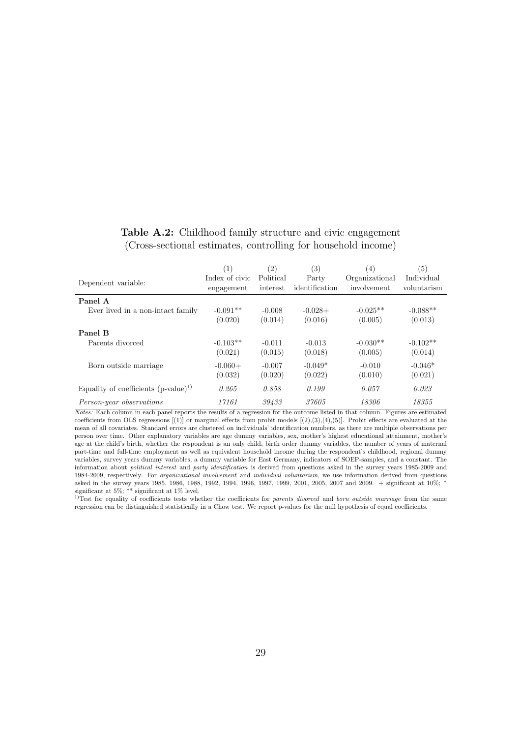**Table A.2:** Childhood family structure and civic engagement
(Cross-sectional estimates, controlling for household income)

| Dependent variable: | (1)<br>Index of civic engagement | (2)<br>Political interest | (3)<br>Party identification | (4)<br>Organizational involvement | (5)<br>Individual voluntarism |
|---|---|---|---|---|---|
| **Panel A** | | | | | |
| Ever lived in a non-intact family | -0.091** | -0.008 | -0.028+ | -0.025** | -0.088** |
| | (0.020) | (0.014) | (0.016) | (0.005) | (0.013) |
| **Panel B** | | | | | |
| Parents divorced | -0.103** | -0.011 | -0.013 | -0.030** | -0.102** |
| | (0.021) | (0.015) | (0.018) | (0.005) | (0.014) |
| Born outside marriage | -0.060+ | -0.007 | -0.049* | -0.010 | -0.046* |
| | (0.032) | (0.020) | (0.022) | (0.010) | (0.021) |
| Equality of coefficients (p-value)[1)] | *0.265* | *0.858* | *0.199* | *0.057* | *0.023* |
| *Person-year observations* | *17161* | *39433* | *37605* | *18306* | *18355* |

*Notes:* Each column in each panel reports the results of a regression for the outcome listed in that column. Figures are estimated coefficients from OLS regressions [(1)] or marginal effects from probit models [(2),(3),(4),(5)]. Probit effects are evaluated at the mean of all covariates. Standard errors are clustered on individuals' identification numbers, as there are multiple observations per person over time. Other explanatory variables are age dummy variables, sex, mother's highest educational attainment, mother's age at the child's birth, whether the respondent is an only child, birth order dummy variables, the number of years of maternal part-time and full-time employment as well as equivalent household income during the respondent's childhood, regional dummy variables, survey years dummy variables, a dummy variable for East Germany, indicators of SOEP-samples, and a constant. The information about *political interest* and *party identification* is derived from questions asked in the survey years 1985-2009 and 1984-2009, respectively. For *organizational involvement* and *individual voluntarism*, we use information derived from questions asked in the survey years 1985, 1986, 1988, 1992, 1994, 1996, 1997, 1999, 2001, 2005, 2007 and 2009. + significant at 10%; * significant at 5%; ** significant at 1% level.

[1)] Test for equality of coefficients tests whether the coefficients for *parents divorced* and *born outside marriage* from the same regression can be distinguished statistically in a Chow test. We report p-values for the null hypothesis of equal coefficients.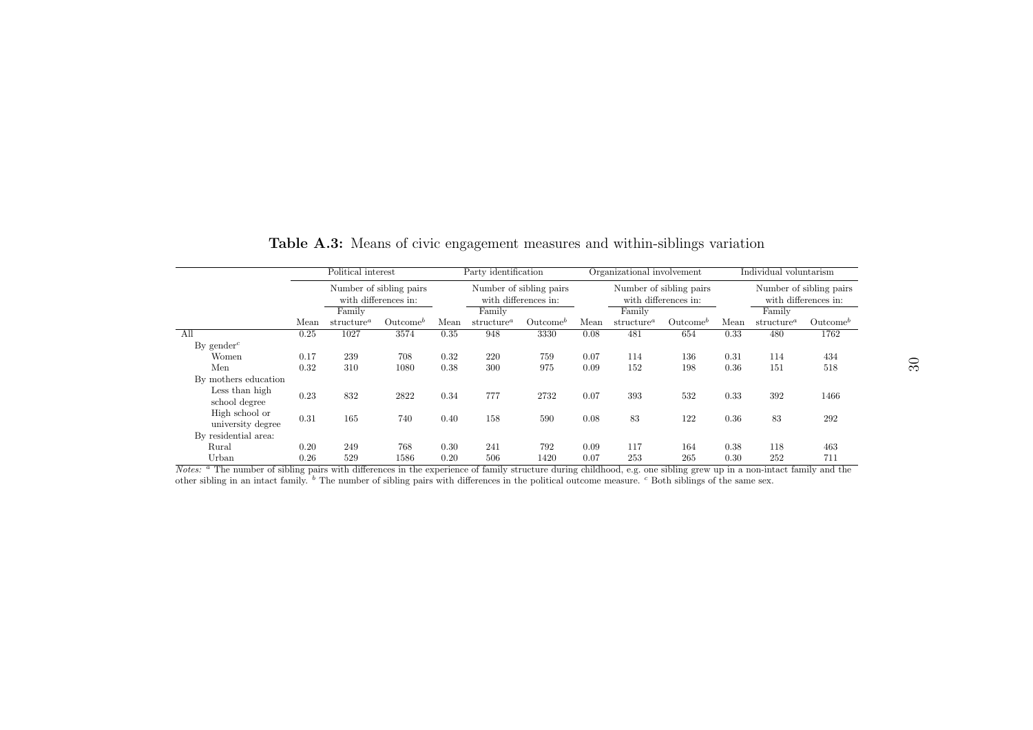**Table A.3:** Means of civic engagement measures and within-siblings variation

| | Political interest | | | Party identification | | | Organizational involvement | | | Individual voluntarism | | |
|---|---|---|---|---|---|---|---|---|---|---|---|---|
| | | Number of sibling pairs with differences in: | | | Number of sibling pairs with differences in: | | | Number of sibling pairs with differences in: | | | Number of sibling pairs with differences in: | |
| | Mean | Family structure[a] | Outcome[b] | Mean | Family structure[a] | Outcome[b] | Mean | Family structure[a] | Outcome[b] | Mean | Family structure[a] | Outcome[b] |
| All | 0.25 | 1027 | 3574 | 0.35 | 948 | 3330 | 0.08 | 481 | 654 | 0.33 | 480 | 1762 |
| By gender[c] | | | | | | | | | | | | |
| Women | 0.17 | 239 | 708 | 0.32 | 220 | 759 | 0.07 | 114 | 136 | 0.31 | 114 | 434 |
| Men | 0.32 | 310 | 1080 | 0.38 | 300 | 975 | 0.09 | 152 | 198 | 0.36 | 151 | 518 |
| By mothers education | | | | | | | | | | | | |
| Less than high school degree | 0.23 | 832 | 2822 | 0.34 | 777 | 2732 | 0.07 | 393 | 532 | 0.33 | 392 | 1466 |
| High school or university degree | 0.31 | 165 | 740 | 0.40 | 158 | 590 | 0.08 | 83 | 122 | 0.36 | 83 | 292 |
| By residential area: | | | | | | | | | | | | |
| Rural | 0.20 | 249 | 768 | 0.30 | 241 | 792 | 0.09 | 117 | 164 | 0.38 | 118 | 463 |
| Urban | 0.26 | 529 | 1586 | 0.20 | 506 | 1420 | 0.07 | 253 | 265 | 0.30 | 252 | 711 |

*Notes:* [a] The number of sibling pairs with differences in the experience of family structure during childhood, e.g. one sibling grew up in a non-intact family and the other sibling in an intact family. [b] The number of sibling pairs with differences in the political outcome measure. [c] Both siblings of the same sex.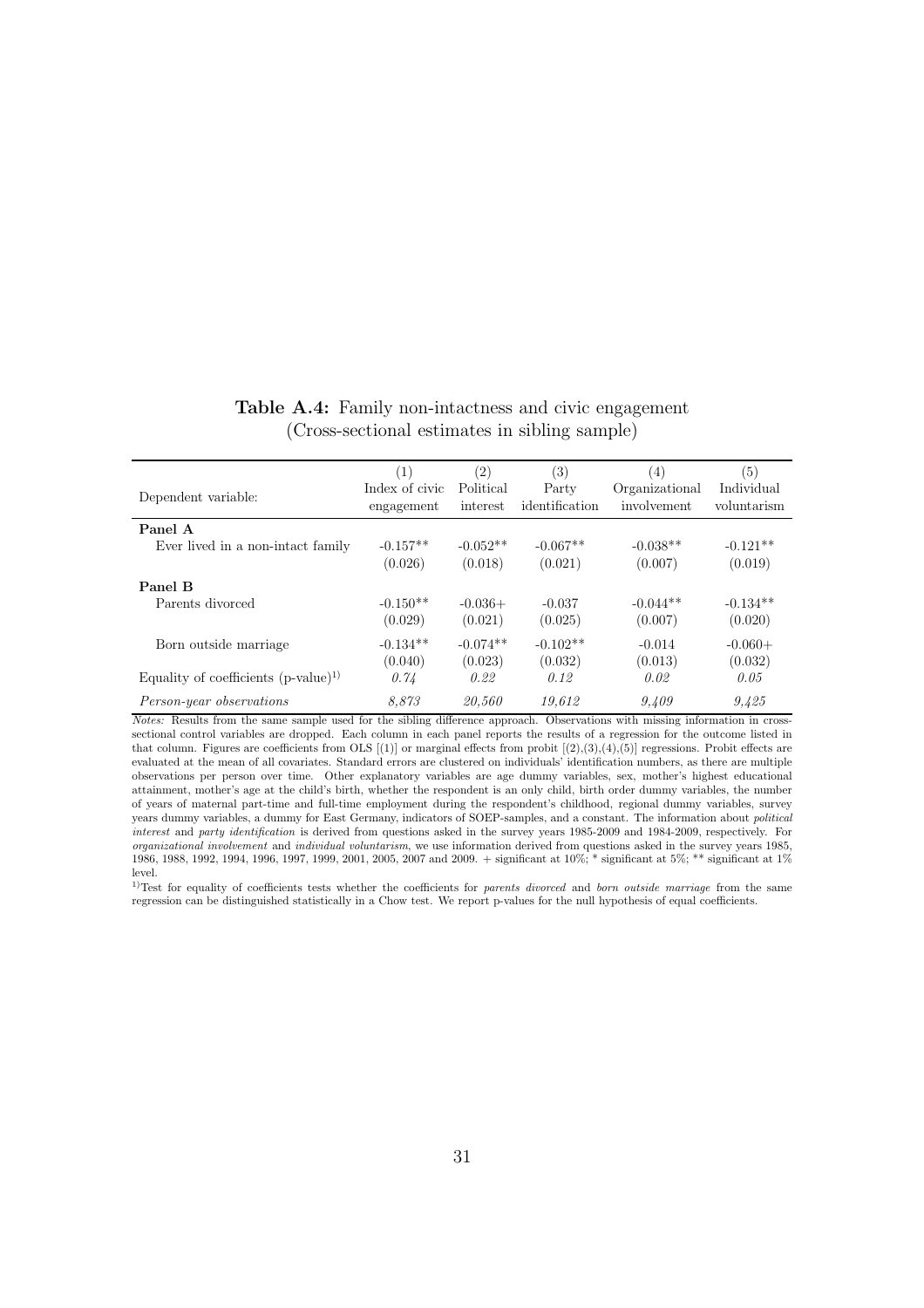**Table A.4:** Family non-intactness and civic engagement
(Cross-sectional estimates in sibling sample)

| Dependent variable: | (1)<br>Index of civic engagement | (2)<br>Political interest | (3)<br>Party identification | (4)<br>Organizational involvement | (5)<br>Individual voluntarism |
|---|---|---|---|---|---|
| **Panel A** | | | | | |
| Ever lived in a non-intact family | -0.157** | -0.052** | -0.067** | -0.038** | -0.121** |
| | (0.026) | (0.018) | (0.021) | (0.007) | (0.019) |
| **Panel B** | | | | | |
| Parents divorced | -0.150** | -0.036+ | -0.037 | -0.044** | -0.134** |
| | (0.029) | (0.021) | (0.025) | (0.007) | (0.020) |
| Born outside marriage | -0.134** | -0.074** | -0.102** | -0.014 | -0.060+ |
| | (0.040) | (0.023) | (0.032) | (0.013) | (0.032) |
| Equality of coefficients (p-value)[1)] | *0.74* | *0.22* | *0.12* | *0.02* | *0.05* |
| *Person-year observations* | *8,873* | *20,560* | *19,612* | *9,409* | *9,425* |

*Notes:* Results from the same sample used for the sibling difference approach. Observations with missing information in cross-sectional control variables are dropped. Each column in each panel reports the results of a regression for the outcome listed in that column. Figures are coefficients from OLS [(1)] or marginal effects from probit [(2),(3),(4),(5)] regressions. Probit effects are evaluated at the mean of all covariates. Standard errors are clustered on individuals' identification numbers, as there are multiple observations per person over time. Other explanatory variables are age dummy variables, sex, mother's highest educational attainment, mother's age at the child's birth, whether the respondent is an only child, birth order dummy variables, the number of years of maternal part-time and full-time employment during the respondent's childhood, regional dummy variables, survey years dummy variables, a dummy for East Germany, indicators of SOEP-samples, and a constant. The information about *political interest* and *party identification* is derived from questions asked in the survey years 1985-2009 and 1984-2009, respectively. For *organizational involvement* and *individual voluntarism*, we use information derived from questions asked in the survey years 1985, 1986, 1988, 1992, 1994, 1996, 1997, 1999, 2001, 2005, 2007 and 2009. + significant at 10%; * significant at 5%; ** significant at 1% level.

[1)] Test for equality of coefficients tests whether the coefficients for *parents divorced* and *born outside marriage* from the same regression can be distinguished statistically in a Chow test. We report p-values for the null hypothesis of equal coefficients.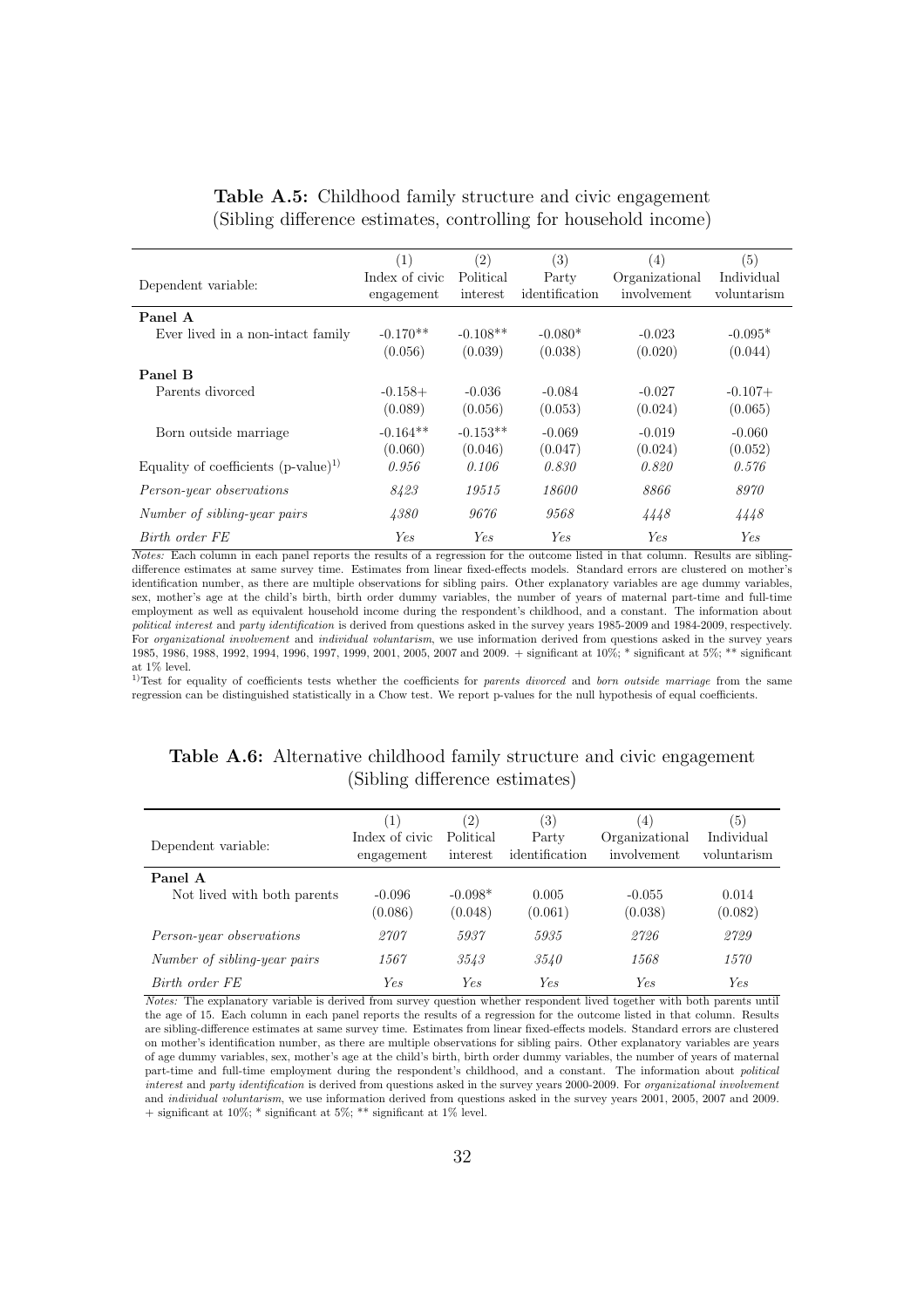**Table A.5:** Childhood family structure and civic engagement (Sibling difference estimates, controlling for household income)

| Dependent variable: | (1) Index of civic engagement | (2) Political interest | (3) Party identification | (4) Organizational involvement | (5) Individual voluntarism |
|---|---|---|---|---|---|
| **Panel A** | | | | | |
| Ever lived in a non-intact family | -0.170** | -0.108** | -0.080* | -0.023 | -0.095* |
| | (0.056) | (0.039) | (0.038) | (0.020) | (0.044) |
| **Panel B** | | | | | |
| Parents divorced | -0.158+ | -0.036 | -0.084 | -0.027 | -0.107+ |
| | (0.089) | (0.056) | (0.053) | (0.024) | (0.065) |
| Born outside marriage | -0.164** | -0.153** | -0.069 | -0.019 | -0.060 |
| | (0.060) | (0.046) | (0.047) | (0.024) | (0.052) |
| Equality of coefficients (p-value)[1] | *0.956* | *0.106* | *0.830* | *0.820* | *0.576* |
| *Person-year observations* | *8423* | *19515* | *18600* | *8866* | *8970* |
| *Number of sibling-year pairs* | *4380* | *9676* | *9568* | *4448* | *4448* |
| *Birth order FE* | *Yes* | *Yes* | *Yes* | *Yes* | *Yes* |

*Notes:* Each column in each panel reports the results of a regression for the outcome listed in that column. Results are sibling-difference estimates at same survey time. Estimates from linear fixed-effects models. Standard errors are clustered on mother's identification number, as there are multiple observations for sibling pairs. Other explanatory variables are age dummy variables, sex, mother's age at the child's birth, birth order dummy variables, the number of years of maternal part-time and full-time employment as well as equivalent household income during the respondent's childhood, and a constant. The information about *political interest* and *party identification* is derived from questions asked in the survey years 1985-2009 and 1984-2009, respectively. For *organizational involvement* and *individual voluntarism*, we use information derived from questions asked in the survey years 1985, 1986, 1988, 1992, 1994, 1996, 1997, 1999, 2001, 2005, 2007 and 2009. + significant at 10%; * significant at 5%; ** significant at 1% level.

[1]Test for equality of coefficients tests whether the coefficients for *parents divorced* and *born outside marriage* from the same regression can be distinguished statistically in a Chow test. We report p-values for the null hypothesis of equal coefficients.

**Table A.6:** Alternative childhood family structure and civic engagement (Sibling difference estimates)

| Dependent variable: | (1) Index of civic engagement | (2) Political interest | (3) Party identification | (4) Organizational involvement | (5) Individual voluntarism |
|---|---|---|---|---|---|
| **Panel A** | | | | | |
| Not lived with both parents | -0.096 | -0.098* | 0.005 | -0.055 | 0.014 |
| | (0.086) | (0.048) | (0.061) | (0.038) | (0.082) |
| *Person-year observations* | *2707* | *5937* | *5935* | *2726* | *2729* |
| *Number of sibling-year pairs* | *1567* | *3543* | *3540* | *1568* | *1570* |
| *Birth order FE* | *Yes* | *Yes* | *Yes* | *Yes* | *Yes* |

*Notes:* The explanatory variable is derived from survey question whether respondent lived together with both parents until the age of 15. Each column in each panel reports the results of a regression for the outcome listed in that column. Results are sibling-difference estimates at same survey time. Estimates from linear fixed-effects models. Standard errors are clustered on mother's identification number, as there are multiple observations for sibling pairs. Other explanatory variables are years of age dummy variables, sex, mother's age at the child's birth, birth order dummy variables, the number of years of maternal part-time and full-time employment during the respondent's childhood, and a constant. The information about *political interest* and *party identification* is derived from questions asked in the survey years 2000-2009. For *organizational involvement* and *individual voluntarism*, we use information derived from questions asked in the survey years 2001, 2005, 2007 and 2009. + significant at 10%; * significant at 5%; ** significant at 1% level.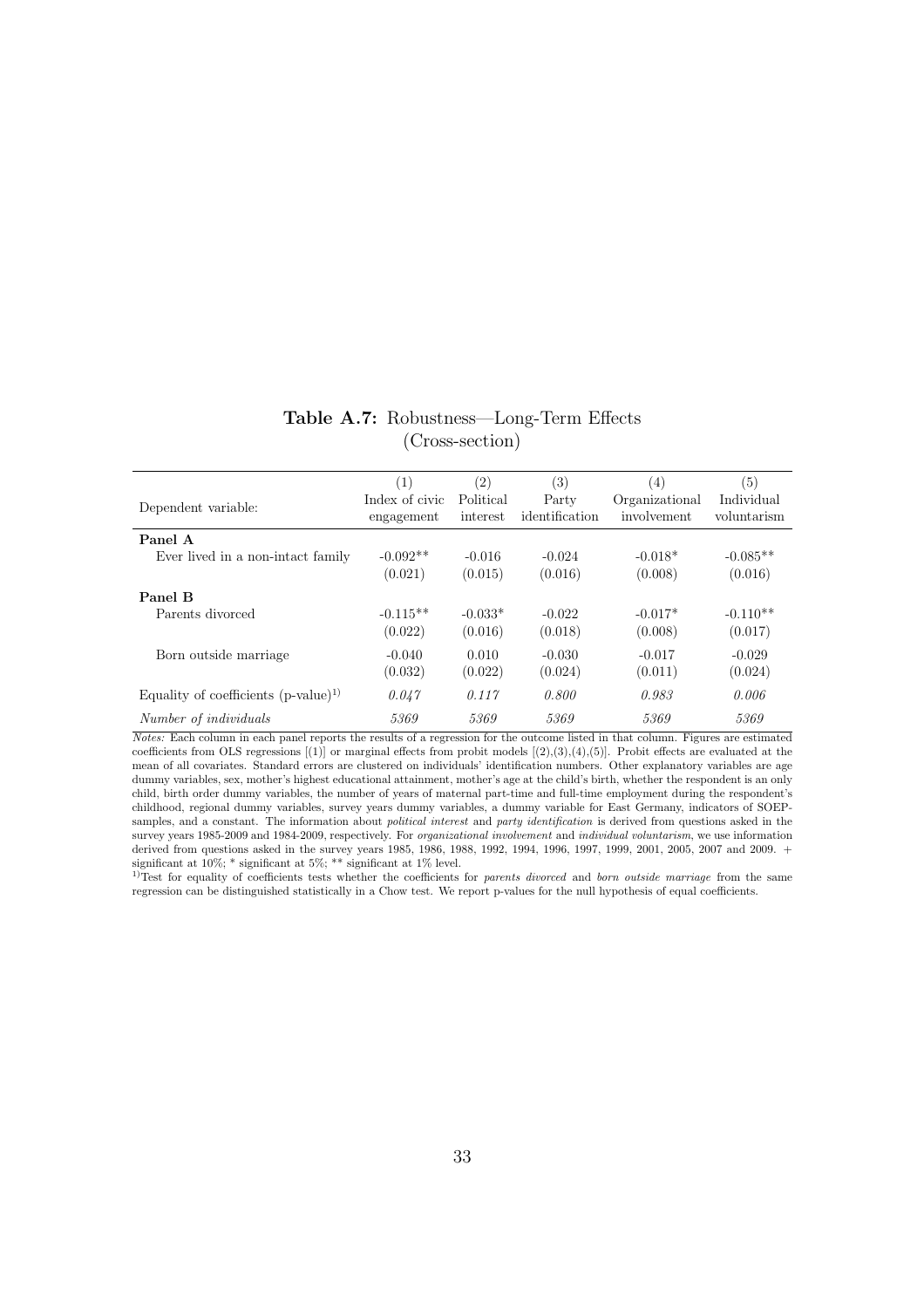**Table A.7:** Robustness—Long-Term Effects (Cross-section)

| Dependent variable: | (1) Index of civic engagement | (2) Political interest | (3) Party identification | (4) Organizational involvement | (5) Individual voluntarism |
|---|---|---|---|---|---|
| **Panel A** | | | | | |
| Ever lived in a non-intact family | -0.092** | -0.016 | -0.024 | -0.018* | -0.085** |
| | (0.021) | (0.015) | (0.016) | (0.008) | (0.016) |
| **Panel B** | | | | | |
| Parents divorced | -0.115** | -0.033* | -0.022 | -0.017* | -0.110** |
| | (0.022) | (0.016) | (0.018) | (0.008) | (0.017) |
| Born outside marriage | -0.040 | 0.010 | -0.030 | -0.017 | -0.029 |
| | (0.032) | (0.022) | (0.024) | (0.011) | (0.024) |
| Equality of coefficients (p-value)[1)] | *0.047* | *0.117* | *0.800* | *0.983* | *0.006* |
| *Number of individuals* | *5369* | *5369* | *5369* | *5369* | *5369* |

*Notes:* Each column in each panel reports the results of a regression for the outcome listed in that column. Figures are estimated coefficients from OLS regressions [(1)] or marginal effects from probit models [(2),(3),(4),(5)]. Probit effects are evaluated at the mean of all covariates. Standard errors are clustered on individuals' identification numbers. Other explanatory variables are age dummy variables, sex, mother's highest educational attainment, mother's age at the child's birth, whether the respondent is an only child, birth order dummy variables, the number of years of maternal part-time and full-time employment during the respondent's childhood, regional dummy variables, survey years dummy variables, a dummy variable for East Germany, indicators of SOEP-samples, and a constant. The information about *political interest* and *party identification* is derived from questions asked in the survey years 1985-2009 and 1984-2009, respectively. For *organizational involvement* and *individual voluntarism*, we use information derived from questions asked in the survey years 1985, 1986, 1988, 1992, 1994, 1996, 1997, 1999, 2001, 2005, 2007 and 2009. + significant at 10%; * significant at 5%; ** significant at 1% level.

[1)] Test for equality of coefficients tests whether the coefficients for *parents divorced* and *born outside marriage* from the same regression can be distinguished statistically in a Chow test. We report p-values for the null hypothesis of equal coefficients.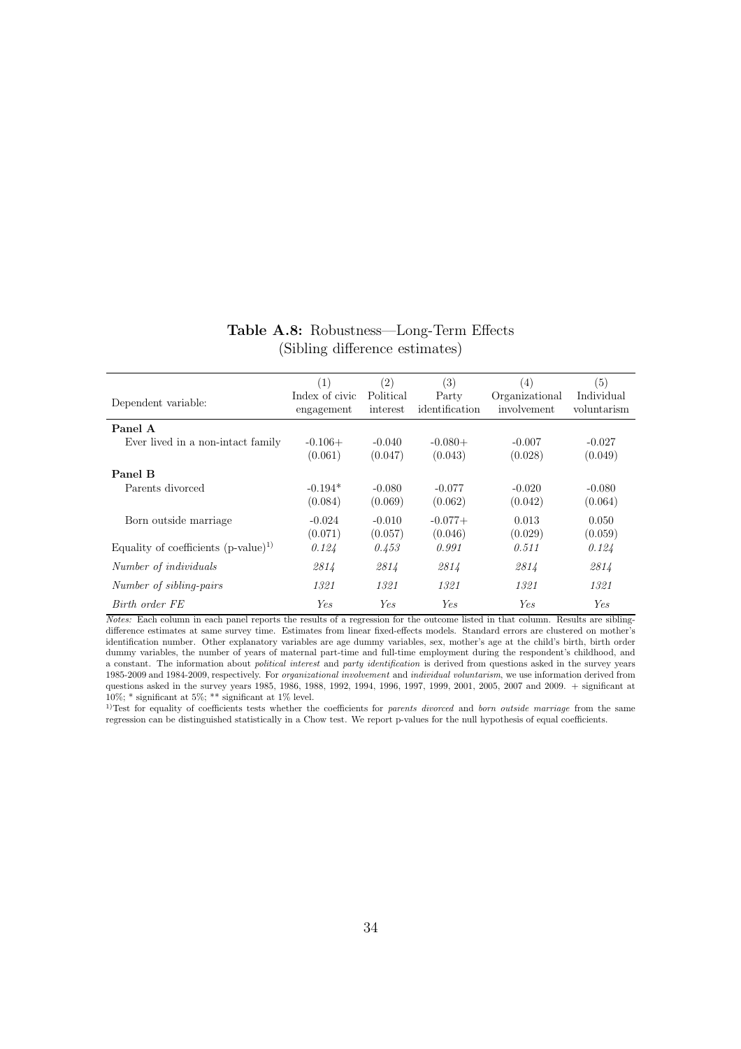**Table A.8:** Robustness—Long-Term Effects (Sibling difference estimates)

| Dependent variable: | (1) Index of civic engagement | (2) Political interest | (3) Party identification | (4) Organizational involvement | (5) Individual voluntarism |
|---|---|---|---|---|---|
| **Panel A** | | | | | |
| Ever lived in a non-intact family | -0.106+ | -0.040 | -0.080+ | -0.007 | -0.027 |
| | (0.061) | (0.047) | (0.043) | (0.028) | (0.049) |
| **Panel B** | | | | | |
| Parents divorced | -0.194* | -0.080 | -0.077 | -0.020 | -0.080 |
| | (0.084) | (0.069) | (0.062) | (0.042) | (0.064) |
| Born outside marriage | -0.024 | -0.010 | -0.077+ | 0.013 | 0.050 |
| | (0.071) | (0.057) | (0.046) | (0.029) | (0.059) |
| Equality of coefficients (p-value)[1)] | *0.124* | *0.453* | *0.991* | *0.511* | *0.124* |
| *Number of individuals* | *2814* | *2814* | *2814* | *2814* | *2814* |
| *Number of sibling-pairs* | *1321* | *1321* | *1321* | *1321* | *1321* |
| *Birth order FE* | *Yes* | *Yes* | *Yes* | *Yes* | *Yes* |

*Notes:* Each column in each panel reports the results of a regression for the outcome listed in that column. Results are sibling-difference estimates at same survey time. Estimates from linear fixed-effects models. Standard errors are clustered on mother's identification number. Other explanatory variables are age dummy variables, sex, mother's age at the child's birth, birth order dummy variables, the number of years of maternal part-time and full-time employment during the respondent's childhood, and a constant. The information about *political interest* and *party identification* is derived from questions asked in the survey years 1985-2009 and 1984-2009, respectively. For *organizational involvement* and *individual voluntarism*, we use information derived from questions asked in the survey years 1985, 1986, 1988, 1992, 1994, 1996, 1997, 1999, 2001, 2005, 2007 and 2009. + significant at 10%; * significant at 5%; ** significant at 1% level.

[1)] Test for equality of coefficients tests whether the coefficients for *parents divorced* and *born outside marriage* from the same regression can be distinguished statistically in a Chow test. We report p-values for the null hypothesis of equal coefficients.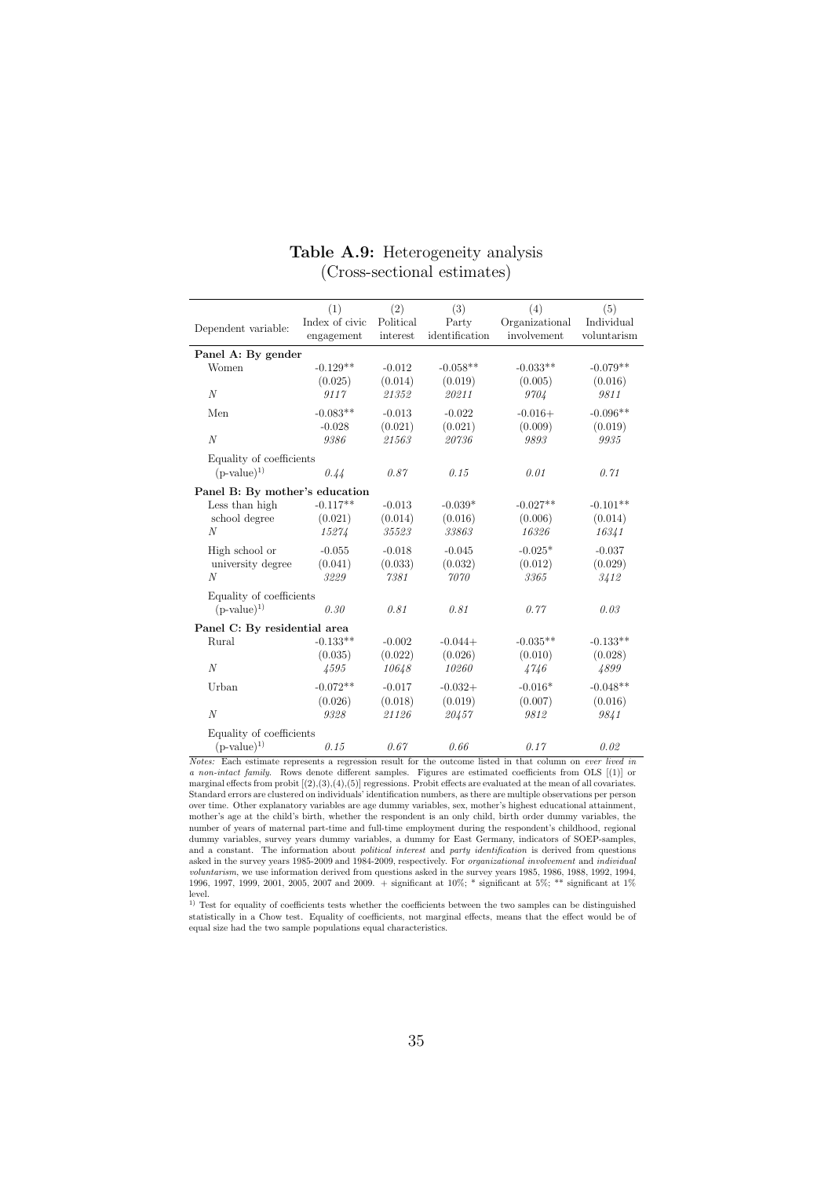**Table A.9:** Heterogeneity analysis
(Cross-sectional estimates)

| Dependent variable: | (1) Index of civic engagement | (2) Political interest | (3) Party identification | (4) Organizational involvement | (5) Individual voluntarism |
|---|---|---|---|---|---|
| **Panel A: By gender** | | | | | |
| Women | -0.129** | -0.012 | -0.058** | -0.033** | -0.079** |
| | (0.025) | (0.014) | (0.019) | (0.005) | (0.016) |
| *N* | *9117* | *21352* | *20211* | *9704* | *9811* |
| Men | -0.083** | -0.013 | -0.022 | -0.016+ | -0.096** |
| | -0.028 | (0.021) | (0.021) | (0.009) | (0.019) |
| *N* | *9386* | *21563* | *20736* | *9893* | *9935* |
| Equality of coefficients | | | | | |
| (p-value)[1] | *0.44* | *0.87* | *0.15* | *0.01* | *0.71* |
| **Panel B: By mother's education** | | | | | |
| Less than high school degree | -0.117** | -0.013 | -0.039* | -0.027** | -0.101** |
| | (0.021) | (0.014) | (0.016) | (0.006) | (0.014) |
| *N* | *15274* | *35523* | *33863* | *16326* | *16341* |
| High school or university degree | -0.055 | -0.018 | -0.045 | -0.025* | -0.037 |
| | (0.041) | (0.033) | (0.032) | (0.012) | (0.029) |
| *N* | *3229* | *7381* | *7070* | *3365* | *3412* |
| Equality of coefficients | | | | | |
| (p-value)[1] | *0.30* | *0.81* | *0.81* | *0.77* | *0.03* |
| **Panel C: By residential area** | | | | | |
| Rural | -0.133** | -0.002 | -0.044+ | -0.035** | -0.133** |
| | (0.035) | (0.022) | (0.026) | (0.010) | (0.028) |
| *N* | *4595* | *10648* | *10260* | *4746* | *4899* |
| Urban | -0.072** | -0.017 | -0.032+ | -0.016* | -0.048** |
| | (0.026) | (0.018) | (0.019) | (0.007) | (0.016) |
| *N* | *9328* | *21126* | *20457* | *9812* | *9841* |
| Equality of coefficients | | | | | |
| (p-value)[1] | *0.15* | *0.67* | *0.66* | *0.17* | *0.02* |

*Notes:* Each estimate represents a regression result for the outcome listed in that column on *ever lived in a non-intact family*. Rows denote different samples. Figures are estimated coefficients from OLS [(1)] or marginal effects from probit [(2),(3),(4),(5)] regressions. Probit effects are evaluated at the mean of all covariates. Standard errors are clustered on individuals' identification numbers, as there are multiple observations per person over time. Other explanatory variables are age dummy variables, sex, mother's highest educational attainment, mother's age at the child's birth, whether the respondent is an only child, birth order dummy variables, the number of years of maternal part-time and full-time employment during the respondent's childhood, regional dummy variables, survey years dummy variables, a dummy for East Germany, indicators of SOEP-samples, and a constant. The information about *political interest* and *party identification* is derived from questions asked in the survey years 1985-2009 and 1984-2009, respectively. For *organizational involvement* and *individual voluntarism*, we use information derived from questions asked in the survey years 1985, 1986, 1988, 1992, 1994, 1996, 1997, 1999, 2001, 2005, 2007 and 2009. + significant at 10%; * significant at 5%; ** significant at 1% level.

[1] Test for equality of coefficients tests whether the coefficients between the two samples can be distinguished statistically in a Chow test. Equality of coefficients, not marginal effects, means that the effect would be of equal size had the two sample populations equal characteristics.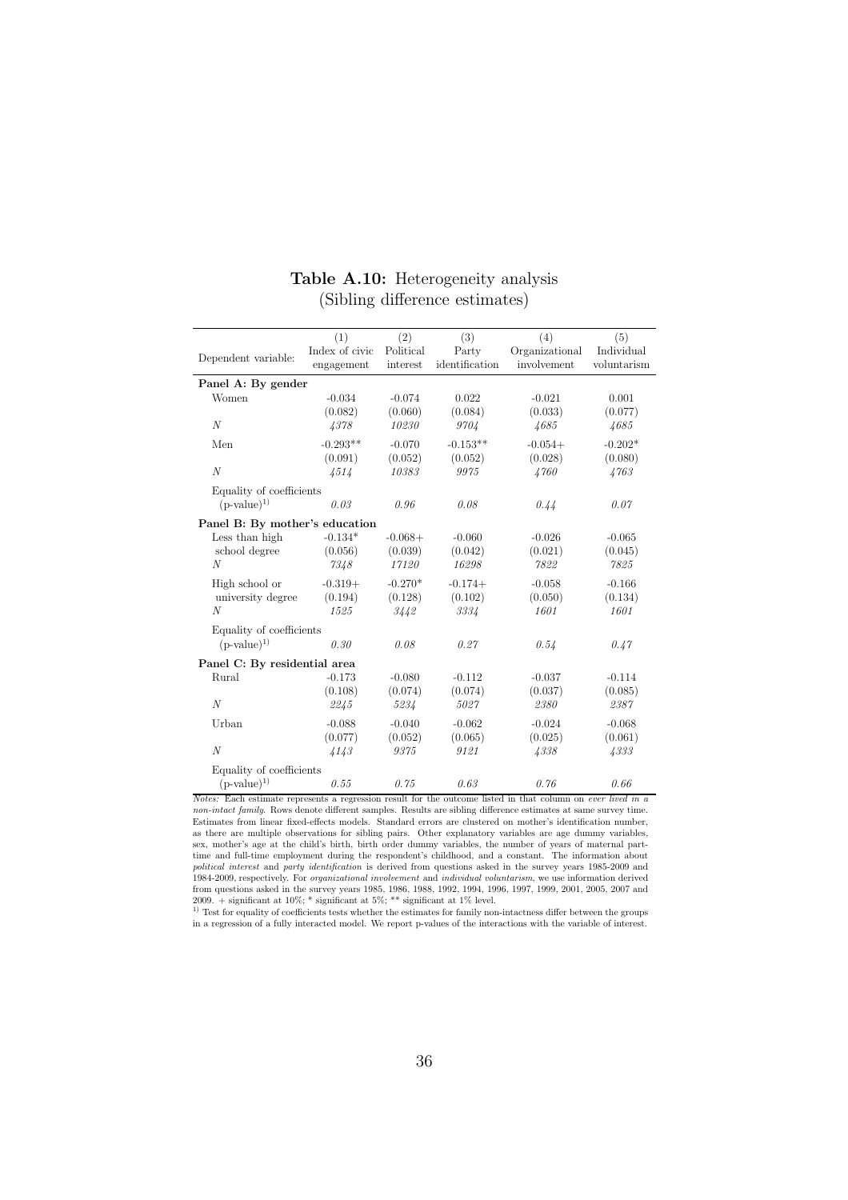**Table A.10:** Heterogeneity analysis
(Sibling difference estimates)

| Dependent variable: | (1) Index of civic engagement | (2) Political interest | (3) Party identification | (4) Organizational involvement | (5) Individual voluntarism |
|---|---|---|---|---|---|
| **Panel A: By gender** | | | | | |
| Women | -0.034 | -0.074 | 0.022 | -0.021 | 0.001 |
| | (0.082) | (0.060) | (0.084) | (0.033) | (0.077) |
| $N$ | *4378* | *10230* | *9704* | *4685* | *4685* |
| Men | -0.293** | -0.070 | -0.153** | -0.054+ | -0.202* |
| | (0.091) | (0.052) | (0.052) | (0.028) | (0.080) |
| $N$ | *4514* | *10383* | *9975* | *4760* | *4763* |
| Equality of coefficients (p-value)[1] | *0.03* | *0.96* | *0.08* | *0.44* | *0.07* |
| **Panel B: By mother's education** | | | | | |
| Less than high school degree | -0.134* | -0.068+ | -0.060 | -0.026 | -0.065 |
| | (0.056) | (0.039) | (0.042) | (0.021) | (0.045) |
| $N$ | *7348* | *17120* | *16298* | *7822* | *7825* |
| High school or university degree | -0.319+ | -0.270* | -0.174+ | -0.058 | -0.166 |
| | (0.194) | (0.128) | (0.102) | (0.050) | (0.134) |
| $N$ | *1525* | *3442* | *3334* | *1601* | *1601* |
| Equality of coefficients (p-value)[1] | *0.30* | *0.08* | *0.27* | *0.54* | *0.47* |
| **Panel C: By residential area** | | | | | |
| Rural | -0.173 | -0.080 | -0.112 | -0.037 | -0.114 |
| | (0.108) | (0.074) | (0.074) | (0.037) | (0.085) |
| $N$ | *2245* | *5234* | *5027* | *2380* | *2387* |
| Urban | -0.088 | -0.040 | -0.062 | -0.024 | -0.068 |
| | (0.077) | (0.052) | (0.065) | (0.025) | (0.061) |
| $N$ | *4143* | *9375* | *9121* | *4338* | *4333* |
| Equality of coefficients (p-value)[1] | *0.55* | *0.75* | *0.63* | *0.76* | *0.66* |

*Notes:* Each estimate represents a regression result for the outcome listed in that column on *ever lived in a non-intact family*. Rows denote different samples. Results are sibling difference estimates at same survey time. Estimates from linear fixed-effects models. Standard errors are clustered on mother's identification number, as there are multiple observations for sibling pairs. Other explanatory variables are age dummy variables, sex, mother's age at the child's birth, birth order dummy variables, the number of years of maternal part-time and full-time employment during the respondent's childhood, and a constant. The information about *political interest* and *party identification* is derived from questions asked in the survey years 1985-2009 and 1984-2009, respectively. For *organizational involvement* and *individual voluntarism*, we use information derived from questions asked in the survey years 1985, 1986, 1988, 1992, 1994, 1996, 1997, 1999, 2001, 2005, 2007 and 2009. + significant at 10%; * significant at 5%; ** significant at 1% level.

[1] Test for equality of coefficients tests whether the estimates for family non-intactness differ between the groups in a regression of a fully interacted model. We report p-values of the interactions with the variable of interest.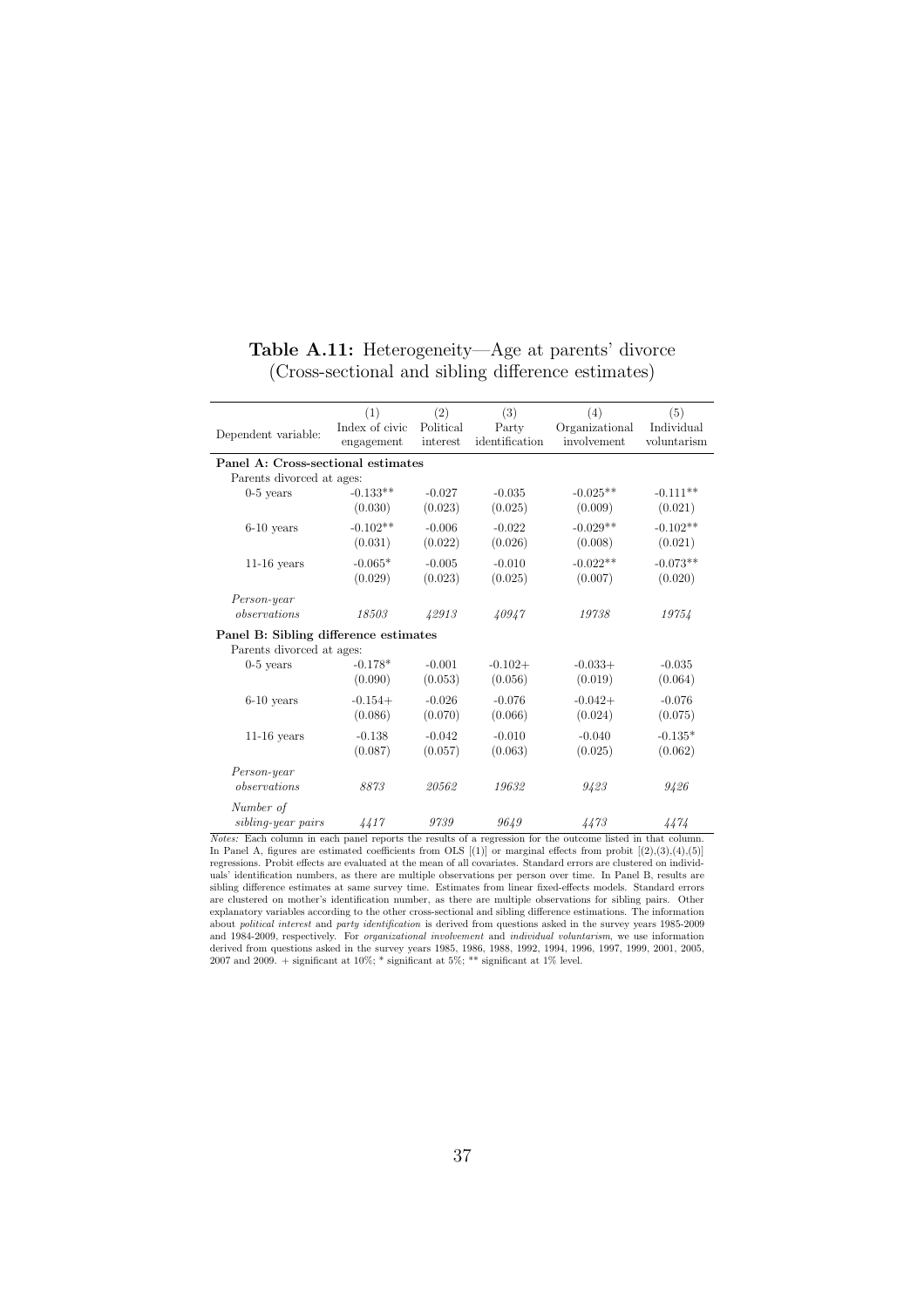**Table A.11:** Heterogeneity—Age at parents' divorce (Cross-sectional and sibling difference estimates)

| Dependent variable: | (1) Index of civic engagement | (2) Political interest | (3) Party identification | (4) Organizational involvement | (5) Individual voluntarism |
|---|---|---|---|---|---|
| **Panel A: Cross-sectional estimates** | | | | | |
| Parents divorced at ages: | | | | | |
| 0-5 years | -0.133** | -0.027 | -0.035 | -0.025** | -0.111** |
| | (0.030) | (0.023) | (0.025) | (0.009) | (0.021) |
| 6-10 years | -0.102** | -0.006 | -0.022 | -0.029** | -0.102** |
| | (0.031) | (0.022) | (0.026) | (0.008) | (0.021) |
| 11-16 years | -0.065* | -0.005 | -0.010 | -0.022** | -0.073** |
| | (0.029) | (0.023) | (0.025) | (0.007) | (0.020) |
| *Person-year observations* | *18503* | *42913* | *40947* | *19738* | *19754* |
| **Panel B: Sibling difference estimates** | | | | | |
| Parents divorced at ages: | | | | | |
| 0-5 years | -0.178* | -0.001 | -0.102+ | -0.033+ | -0.035 |
| | (0.090) | (0.053) | (0.056) | (0.019) | (0.064) |
| 6-10 years | -0.154+ | -0.026 | -0.076 | -0.042+ | -0.076 |
| | (0.086) | (0.070) | (0.066) | (0.024) | (0.075) |
| 11-16 years | -0.138 | -0.042 | -0.010 | -0.040 | -0.135* |
| | (0.087) | (0.057) | (0.063) | (0.025) | (0.062) |
| *Person-year observations* | *8873* | *20562* | *19632* | *9423* | *9426* |
| *Number of sibling-year pairs* | *4417* | *9739* | *9649* | *4473* | *4474* |

*Notes:* Each column in each panel reports the results of a regression for the outcome listed in that column. In Panel A, figures are estimated coefficients from OLS [(1)] or marginal effects from probit [(2),(3),(4),(5)] regressions. Probit effects are evaluated at the mean of all covariates. Standard errors are clustered on individuals' identification numbers, as there are multiple observations per person over time. In Panel B, results are sibling difference estimates at same survey time. Estimates from linear fixed-effects models. Standard errors are clustered on mother's identification number, as there are multiple observations for sibling pairs. Other explanatory variables according to the other cross-sectional and sibling difference estimations. The information about *political interest* and *party identification* is derived from questions asked in the survey years 1985-2009 and 1984-2009, respectively. For *organizational involvement* and *individual voluntarism*, we use information derived from questions asked in the survey years 1985, 1986, 1988, 1992, 1994, 1996, 1997, 1999, 2001, 2005, 2007 and 2009. + significant at 10%; * significant at 5%; ** significant at 1% level.